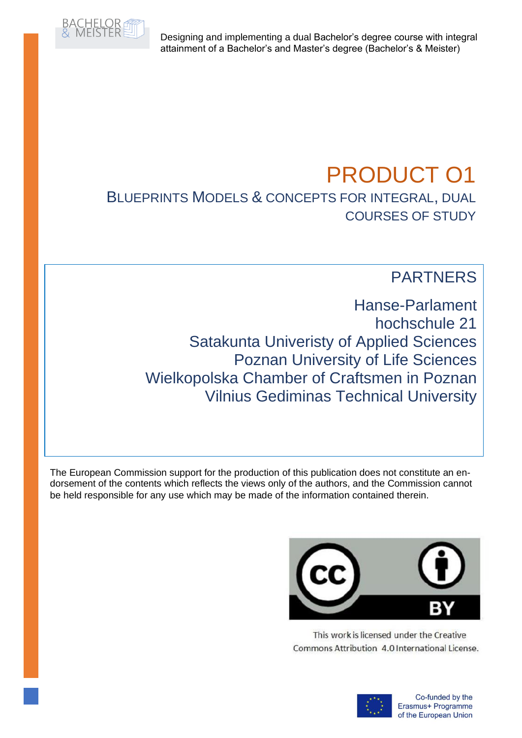Designing and implementing a dual Bachelor's degree course with integral attainment of a Bachelor's and Master's degree (Bachelor's & Meister)

# PRODUCT O1

## BLUEPRINTS MODELS & CONCEPTS FOR INTEGRAL, DUAL COURSES OF STUDY

### PARTNERS

Hanse-Parlament
hochschule 21
Satakunta Univeristy of Applied Sciences
Poznan University of Life Sciences
Wielkopolska Chamber of Craftsmen in Poznan
Vilnius Gediminas Technical University

The European Commission support for the production of this publication does not constitute an endorsement of the contents which reflects the views only of the authors, and the Commission cannot be held responsible for any use which may be made of the information contained therein.

This work is licensed under the Creative Commons Attribution 4.0 International License.

Co-funded by the Erasmus+ Programme of the European Union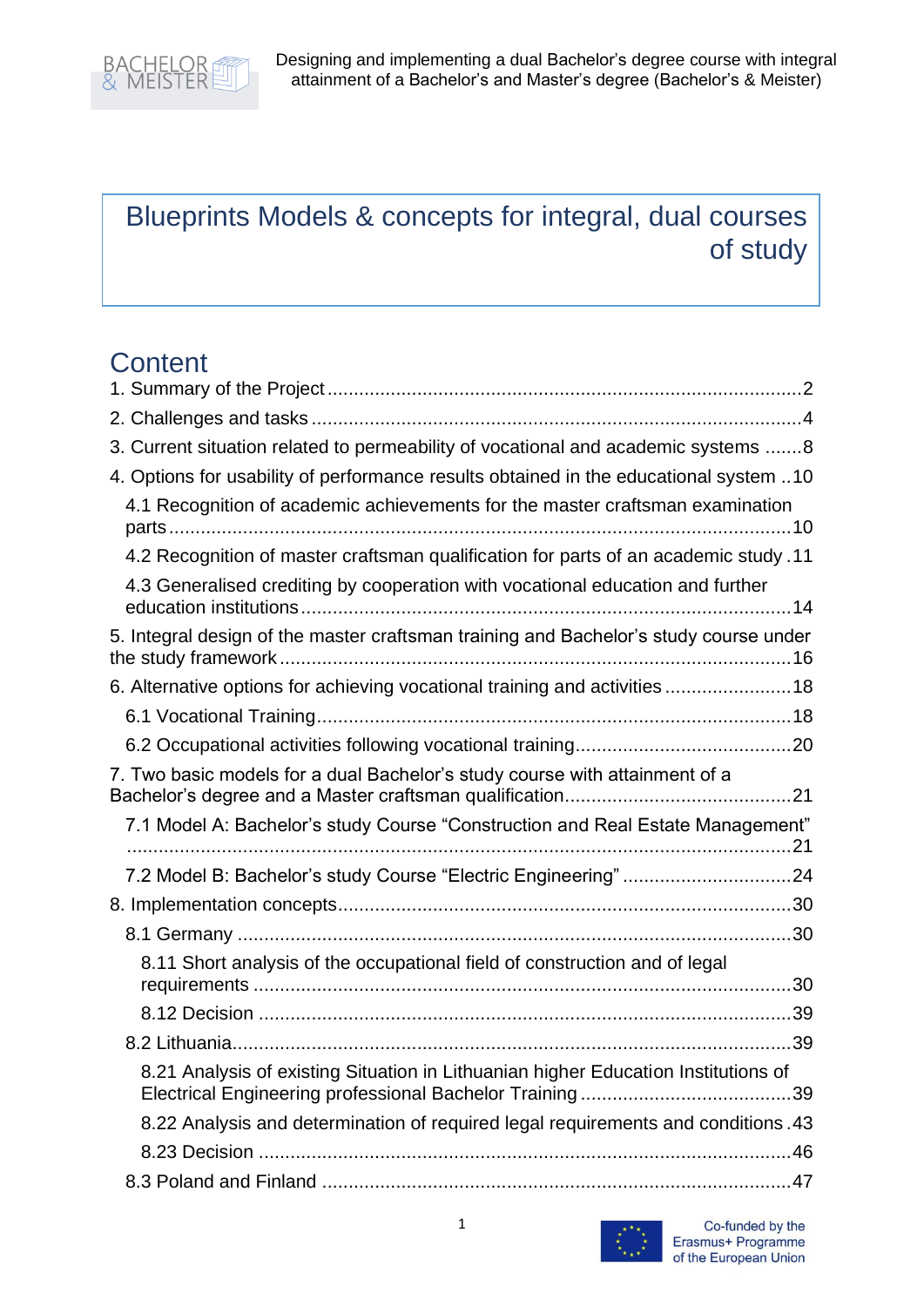# Blueprints Models & concepts for integral, dual courses of study

## Content

1. Summary of the Project ........ 2
2. Challenges and tasks ........ 4
3. Current situation related to permeability of vocational and academic systems ........ 8
4. Options for usability of performance results obtained in the educational system ........ 10
   - 4.1 Recognition of academic achievements for the master craftsman examination parts ........ 10
   - 4.2 Recognition of master craftsman qualification for parts of an academic study ........ 11
   - 4.3 Generalised crediting by cooperation with vocational education and further education institutions ........ 14
5. Integral design of the master craftsman training and Bachelor's study course under the study framework ........ 16
6. Alternative options for achieving vocational training and activities ........ 18
   - 6.1 Vocational Training ........ 18
   - 6.2 Occupational activities following vocational training ........ 20
7. Two basic models for a dual Bachelor's study course with attainment of a Bachelor's degree and a Master craftsman qualification ........ 21
   - 7.1 Model A: Bachelor's study Course "Construction and Real Estate Management" ........ 21
   - 7.2 Model B: Bachelor's study Course "Electric Engineering" ........ 24
8. Implementation concepts ........ 30
   - 8.1 Germany ........ 30
     - 8.11 Short analysis of the occupational field of construction and of legal requirements ........ 30
     - 8.12 Decision ........ 39
   - 8.2 Lithuania ........ 39
     - 8.21 Analysis of existing Situation in Lithuanian higher Education Institutions of Electrical Engineering professional Bachelor Training ........ 39
     - 8.22 Analysis and determination of required legal requirements and conditions ........ 43
     - 8.23 Decision ........ 46
   - 8.3 Poland and Finland ........ 47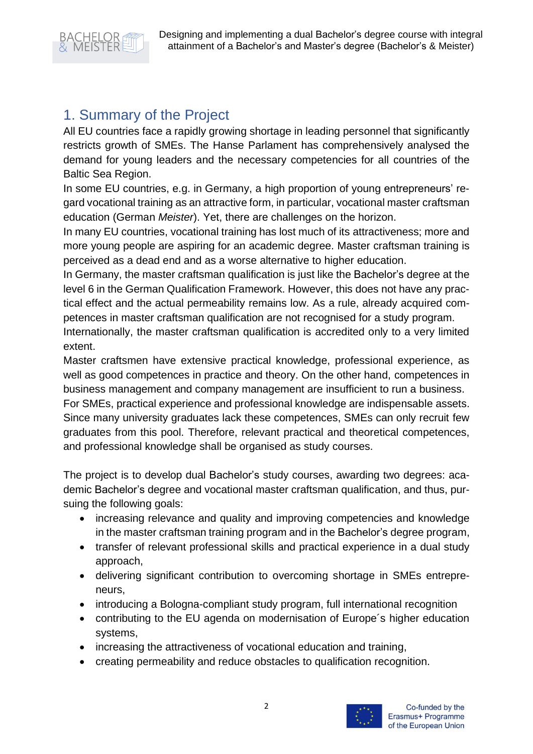## 1. Summary of the Project

All EU countries face a rapidly growing shortage in leading personnel that significantly restricts growth of SMEs. The Hanse Parlament has comprehensively analysed the demand for young leaders and the necessary competencies for all countries of the Baltic Sea Region.

In some EU countries, e.g. in Germany, a high proportion of young entrepreneurs' regard vocational training as an attractive form, in particular, vocational master craftsman education (German *Meister*). Yet, there are challenges on the horizon.

In many EU countries, vocational training has lost much of its attractiveness; more and more young people are aspiring for an academic degree. Master craftsman training is perceived as a dead end and as a worse alternative to higher education.

In Germany, the master craftsman qualification is just like the Bachelor's degree at the level 6 in the German Qualification Framework. However, this does not have any practical effect and the actual permeability remains low. As a rule, already acquired competences in master craftsman qualification are not recognised for a study program.

Internationally, the master craftsman qualification is accredited only to a very limited extent.

Master craftsmen have extensive practical knowledge, professional experience, as well as good competences in practice and theory. On the other hand, competences in business management and company management are insufficient to run a business.

For SMEs, practical experience and professional knowledge are indispensable assets. Since many university graduates lack these competences, SMEs can only recruit few graduates from this pool. Therefore, relevant practical and theoretical competences, and professional knowledge shall be organised as study courses.

The project is to develop dual Bachelor's study courses, awarding two degrees: academic Bachelor's degree and vocational master craftsman qualification, and thus, pursuing the following goals:

- increasing relevance and quality and improving competencies and knowledge in the master craftsman training program and in the Bachelor's degree program,
- transfer of relevant professional skills and practical experience in a dual study approach,
- delivering significant contribution to overcoming shortage in SMEs entrepreneurs,
- introducing a Bologna-compliant study program, full international recognition
- contributing to the EU agenda on modernisation of Europe´s higher education systems,
- increasing the attractiveness of vocational education and training,
- creating permeability and reduce obstacles to qualification recognition.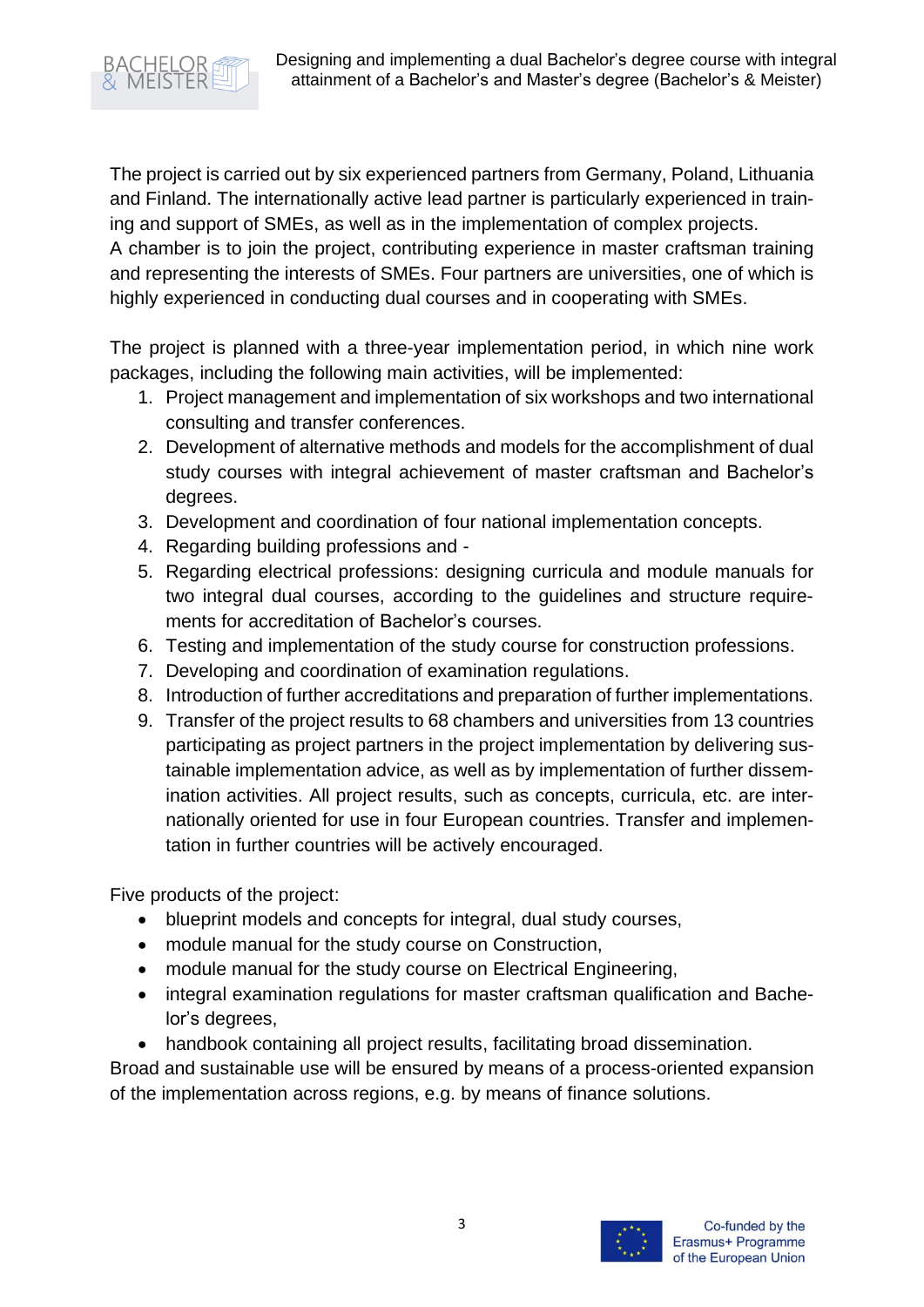The project is carried out by six experienced partners from Germany, Poland, Lithuania and Finland. The internationally active lead partner is particularly experienced in training and support of SMEs, as well as in the implementation of complex projects.
A chamber is to join the project, contributing experience in master craftsman training and representing the interests of SMEs. Four partners are universities, one of which is highly experienced in conducting dual courses and in cooperating with SMEs.

The project is planned with a three-year implementation period, in which nine work packages, including the following main activities, will be implemented:

1. Project management and implementation of six workshops and two international consulting and transfer conferences.
2. Development of alternative methods and models for the accomplishment of dual study courses with integral achievement of master craftsman and Bachelor's degrees.
3. Development and coordination of four national implementation concepts.
4. Regarding building professions and -
5. Regarding electrical professions: designing curricula and module manuals for two integral dual courses, according to the guidelines and structure requirements for accreditation of Bachelor's courses.
6. Testing and implementation of the study course for construction professions.
7. Developing and coordination of examination regulations.
8. Introduction of further accreditations and preparation of further implementations.
9. Transfer of the project results to 68 chambers and universities from 13 countries participating as project partners in the project implementation by delivering sustainable implementation advice, as well as by implementation of further dissemination activities. All project results, such as concepts, curricula, etc. are internationally oriented for use in four European countries. Transfer and implementation in further countries will be actively encouraged.

Five products of the project:

- blueprint models and concepts for integral, dual study courses,
- module manual for the study course on Construction,
- module manual for the study course on Electrical Engineering,
- integral examination regulations for master craftsman qualification and Bachelor's degrees,
- handbook containing all project results, facilitating broad dissemination.

Broad and sustainable use will be ensured by means of a process-oriented expansion of the implementation across regions, e.g. by means of finance solutions.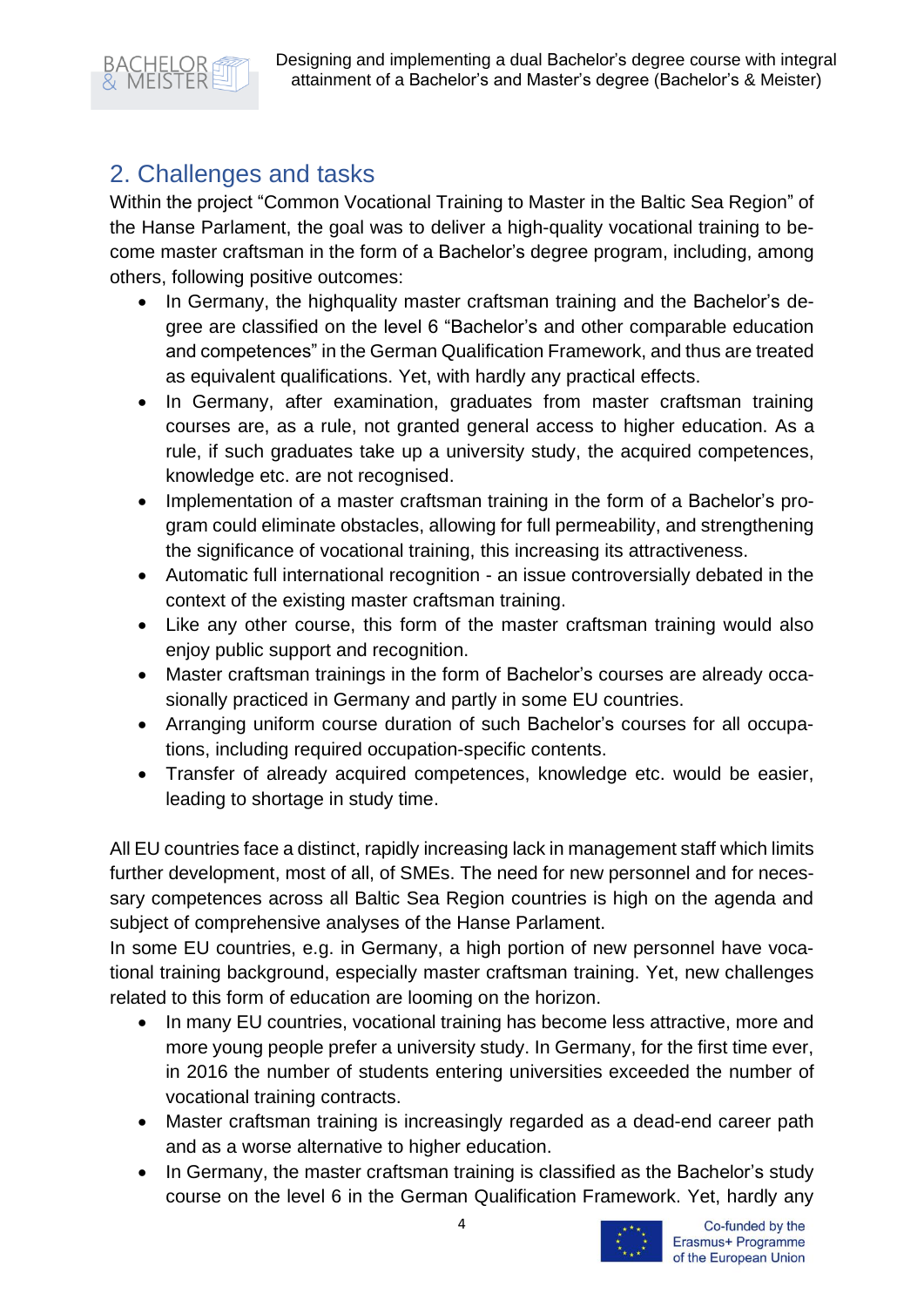## 2. Challenges and tasks

Within the project "Common Vocational Training to Master in the Baltic Sea Region" of the Hanse Parlament, the goal was to deliver a high-quality vocational training to become master craftsman in the form of a Bachelor's degree program, including, among others, following positive outcomes:

- In Germany, the highquality master craftsman training and the Bachelor's degree are classified on the level 6 "Bachelor's and other comparable education and competences" in the German Qualification Framework, and thus are treated as equivalent qualifications. Yet, with hardly any practical effects.
- In Germany, after examination, graduates from master craftsman training courses are, as a rule, not granted general access to higher education. As a rule, if such graduates take up a university study, the acquired competences, knowledge etc. are not recognised.
- Implementation of a master craftsman training in the form of a Bachelor's program could eliminate obstacles, allowing for full permeability, and strengthening the significance of vocational training, this increasing its attractiveness.
- Automatic full international recognition - an issue controversially debated in the context of the existing master craftsman training.
- Like any other course, this form of the master craftsman training would also enjoy public support and recognition.
- Master craftsman trainings in the form of Bachelor's courses are already occasionally practiced in Germany and partly in some EU countries.
- Arranging uniform course duration of such Bachelor's courses for all occupations, including required occupation-specific contents.
- Transfer of already acquired competences, knowledge etc. would be easier, leading to shortage in study time.

All EU countries face a distinct, rapidly increasing lack in management staff which limits further development, most of all, of SMEs. The need for new personnel and for necessary competences across all Baltic Sea Region countries is high on the agenda and subject of comprehensive analyses of the Hanse Parlament.

In some EU countries, e.g. in Germany, a high portion of new personnel have vocational training background, especially master craftsman training. Yet, new challenges related to this form of education are looming on the horizon.

- In many EU countries, vocational training has become less attractive, more and more young people prefer a university study. In Germany, for the first time ever, in 2016 the number of students entering universities exceeded the number of vocational training contracts.
- Master craftsman training is increasingly regarded as a dead-end career path and as a worse alternative to higher education.
- In Germany, the master craftsman training is classified as the Bachelor's study course on the level 6 in the German Qualification Framework. Yet, hardly any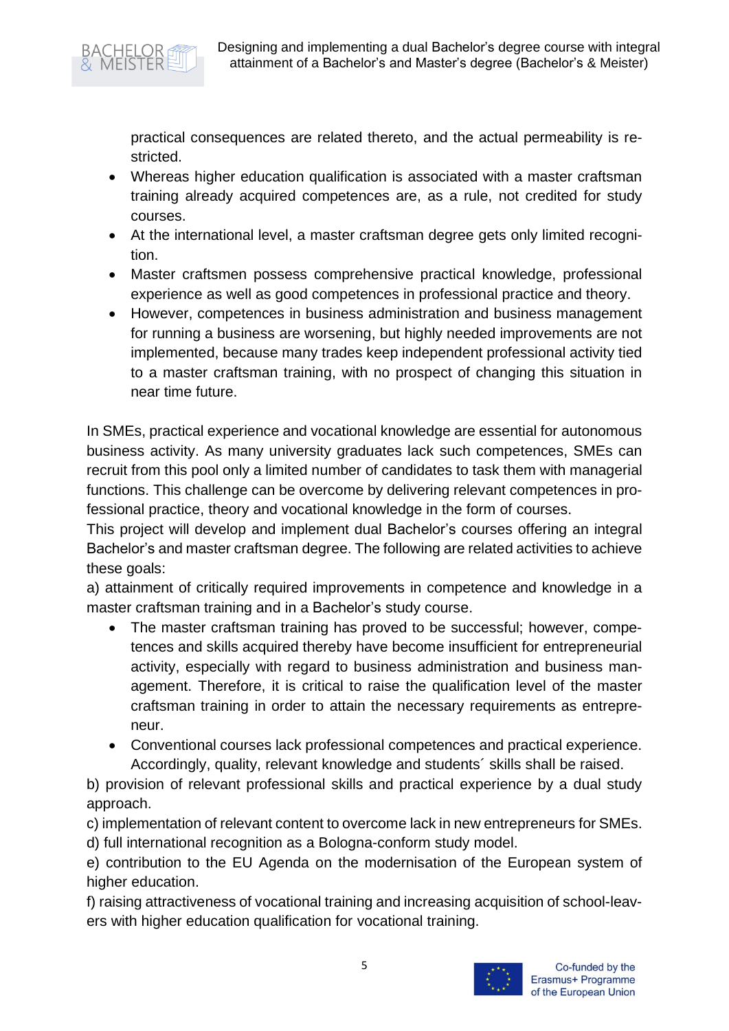practical consequences are related thereto, and the actual permeability is restricted.

- Whereas higher education qualification is associated with a master craftsman training already acquired competences are, as a rule, not credited for study courses.
- At the international level, a master craftsman degree gets only limited recognition.
- Master craftsmen possess comprehensive practical knowledge, professional experience as well as good competences in professional practice and theory.
- However, competences in business administration and business management for running a business are worsening, but highly needed improvements are not implemented, because many trades keep independent professional activity tied to a master craftsman training, with no prospect of changing this situation in near time future.

In SMEs, practical experience and vocational knowledge are essential for autonomous business activity. As many university graduates lack such competences, SMEs can recruit from this pool only a limited number of candidates to task them with managerial functions. This challenge can be overcome by delivering relevant competences in professional practice, theory and vocational knowledge in the form of courses.

This project will develop and implement dual Bachelor's courses offering an integral Bachelor's and master craftsman degree. The following are related activities to achieve these goals:

a) attainment of critically required improvements in competence and knowledge in a master craftsman training and in a Bachelor's study course.

- The master craftsman training has proved to be successful; however, competences and skills acquired thereby have become insufficient for entrepreneurial activity, especially with regard to business administration and business management. Therefore, it is critical to raise the qualification level of the master craftsman training in order to attain the necessary requirements as entrepreneur.
- Conventional courses lack professional competences and practical experience. Accordingly, quality, relevant knowledge and students´ skills shall be raised.

b) provision of relevant professional skills and practical experience by a dual study approach.

c) implementation of relevant content to overcome lack in new entrepreneurs for SMEs.

d) full international recognition as a Bologna-conform study model.

e) contribution to the EU Agenda on the modernisation of the European system of higher education.

f) raising attractiveness of vocational training and increasing acquisition of school-leavers with higher education qualification for vocational training.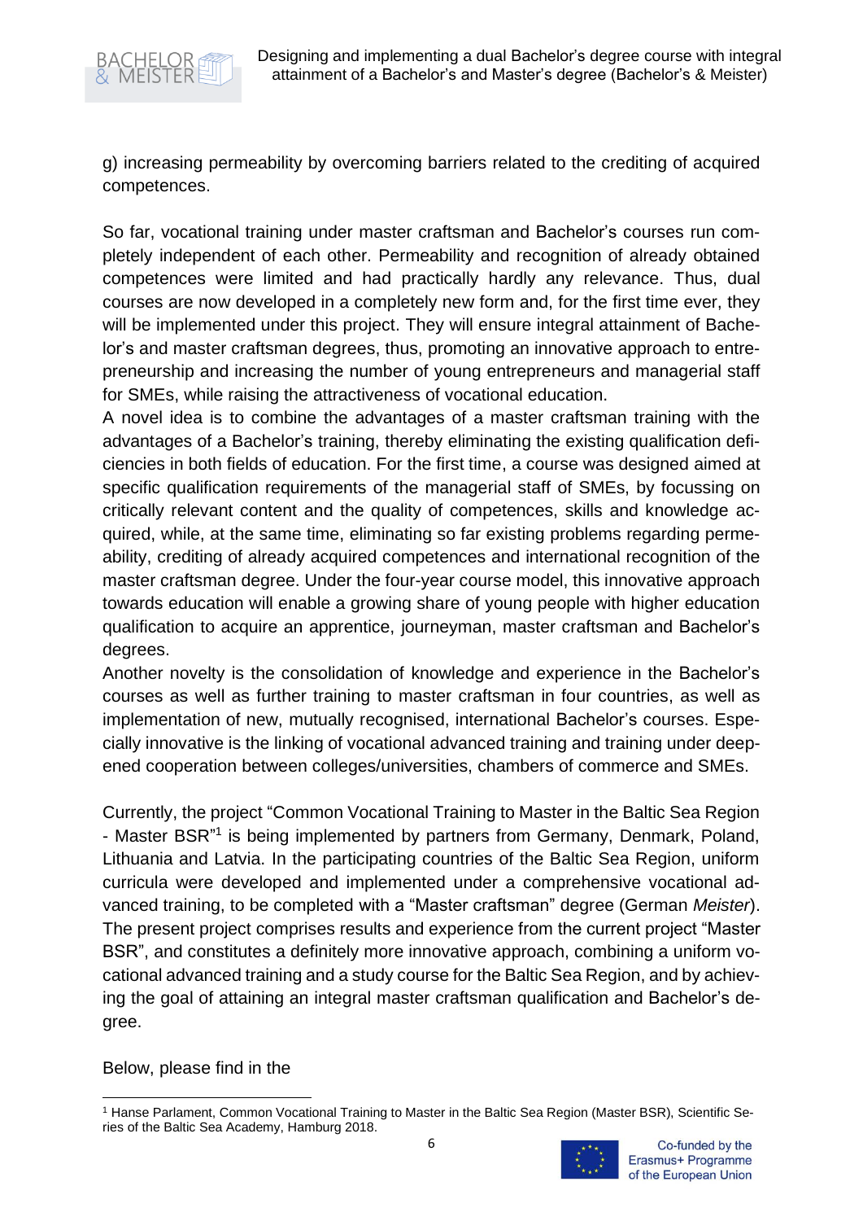g) increasing permeability by overcoming barriers related to the crediting of acquired competences.

So far, vocational training under master craftsman and Bachelor's courses run completely independent of each other. Permeability and recognition of already obtained competences were limited and had practically hardly any relevance. Thus, dual courses are now developed in a completely new form and, for the first time ever, they will be implemented under this project. They will ensure integral attainment of Bachelor's and master craftsman degrees, thus, promoting an innovative approach to entrepreneurship and increasing the number of young entrepreneurs and managerial staff for SMEs, while raising the attractiveness of vocational education.

A novel idea is to combine the advantages of a master craftsman training with the advantages of a Bachelor's training, thereby eliminating the existing qualification deficiencies in both fields of education. For the first time, a course was designed aimed at specific qualification requirements of the managerial staff of SMEs, by focussing on critically relevant content and the quality of competences, skills and knowledge acquired, while, at the same time, eliminating so far existing problems regarding permeability, crediting of already acquired competences and international recognition of the master craftsman degree. Under the four-year course model, this innovative approach towards education will enable a growing share of young people with higher education qualification to acquire an apprentice, journeyman, master craftsman and Bachelor's degrees.

Another novelty is the consolidation of knowledge and experience in the Bachelor's courses as well as further training to master craftsman in four countries, as well as implementation of new, mutually recognised, international Bachelor's courses. Especially innovative is the linking of vocational advanced training and training under deepened cooperation between colleges/universities, chambers of commerce and SMEs.

Currently, the project "Common Vocational Training to Master in the Baltic Sea Region - Master BSR"[1] is being implemented by partners from Germany, Denmark, Poland, Lithuania and Latvia. In the participating countries of the Baltic Sea Region, uniform curricula were developed and implemented under a comprehensive vocational advanced training, to be completed with a "Master craftsman" degree (German *Meister*). The present project comprises results and experience from the current project "Master BSR", and constitutes a definitely more innovative approach, combining a uniform vocational advanced training and a study course for the Baltic Sea Region, and by achieving the goal of attaining an integral master craftsman qualification and Bachelor's degree.

Below, please find in the

---

[1] Hanse Parlament, Common Vocational Training to Master in the Baltic Sea Region (Master BSR), Scientific Series of the Baltic Sea Academy, Hamburg 2018.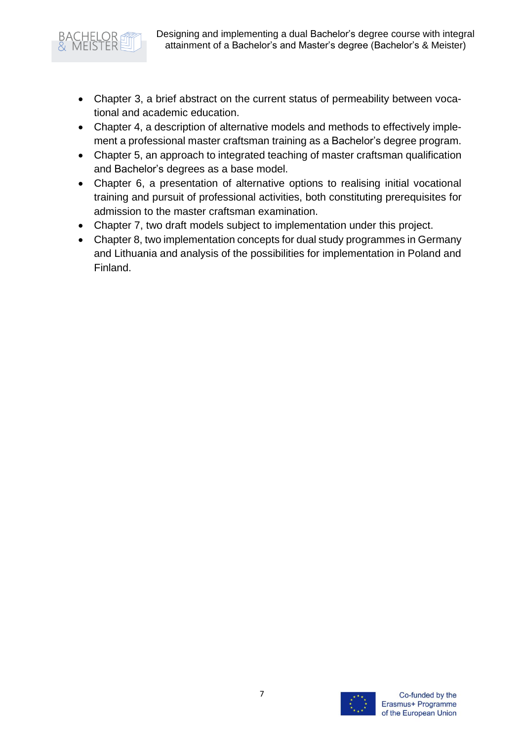- Chapter 3, a brief abstract on the current status of permeability between vocational and academic education.
- Chapter 4, a description of alternative models and methods to effectively implement a professional master craftsman training as a Bachelor's degree program.
- Chapter 5, an approach to integrated teaching of master craftsman qualification and Bachelor's degrees as a base model.
- Chapter 6, a presentation of alternative options to realising initial vocational training and pursuit of professional activities, both constituting prerequisites for admission to the master craftsman examination.
- Chapter 7, two draft models subject to implementation under this project.
- Chapter 8, two implementation concepts for dual study programmes in Germany and Lithuania and analysis of the possibilities for implementation in Poland and Finland.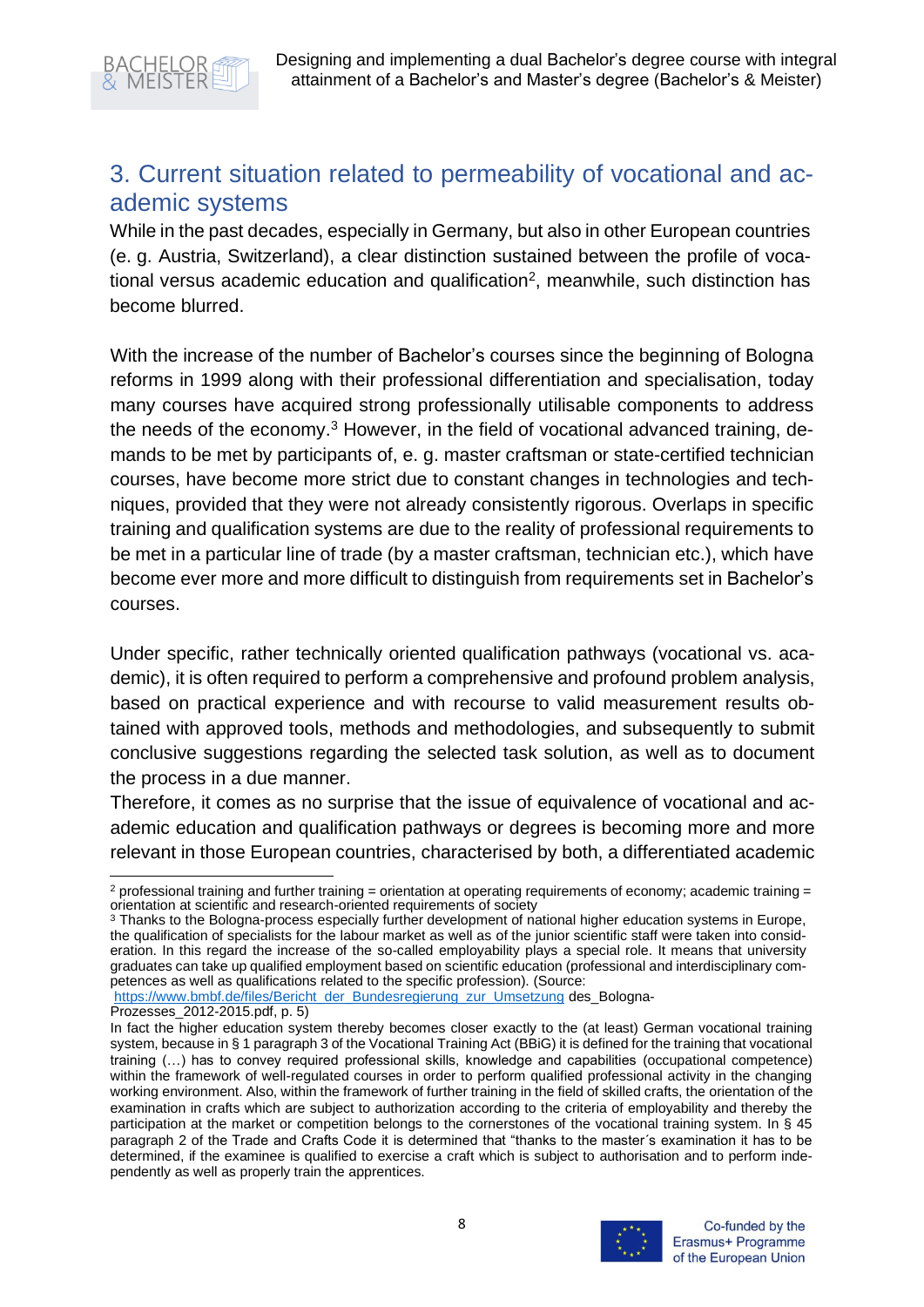## 3. Current situation related to permeability of vocational and academic systems

While in the past decades, especially in Germany, but also in other European countries (e. g. Austria, Switzerland), a clear distinction sustained between the profile of vocational versus academic education and qualification[2], meanwhile, such distinction has become blurred.

With the increase of the number of Bachelor's courses since the beginning of Bologna reforms in 1999 along with their professional differentiation and specialisation, today many courses have acquired strong professionally utilisable components to address the needs of the economy.[3] However, in the field of vocational advanced training, demands to be met by participants of, e. g. master craftsman or state-certified technician courses, have become more strict due to constant changes in technologies and techniques, provided that they were not already consistently rigorous. Overlaps in specific training and qualification systems are due to the reality of professional requirements to be met in a particular line of trade (by a master craftsman, technician etc.), which have become ever more and more difficult to distinguish from requirements set in Bachelor's courses.

Under specific, rather technically oriented qualification pathways (vocational vs. academic), it is often required to perform a comprehensive and profound problem analysis, based on practical experience and with recourse to valid measurement results obtained with approved tools, methods and methodologies, and subsequently to submit conclusive suggestions regarding the selected task solution, as well as to document the process in a due manner.

Therefore, it comes as no surprise that the issue of equivalence of vocational and academic education and qualification pathways or degrees is becoming more and more relevant in those European countries, characterised by both, a differentiated academic

---

[2] professional training and further training = orientation at operating requirements of economy; academic training = orientation at scientific and research-oriented requirements of society

[3] Thanks to the Bologna-process especially further development of national higher education systems in Europe, the qualification of specialists for the labour market as well as of the junior scientific staff were taken into consideration. In this regard the increase of the so-called employability plays a special role. It means that university graduates can take up qualified employment based on scientific education (professional and interdisciplinary competences as well as qualifications related to the specific profession). (Source: https://www.bmbf.de/files/Bericht_der_Bundesregierung_zur_Umsetzung des_Bologna-Prozesses_2012-2015.pdf, p. 5)

In fact the higher education system thereby becomes closer exactly to the (at least) German vocational training system, because in § 1 paragraph 3 of the Vocational Training Act (BBiG) it is defined for the training that vocational training (…) has to convey required professional skills, knowledge and capabilities (occupational competence) within the framework of well-regulated courses in order to perform qualified professional activity in the changing working environment. Also, within the framework of further training in the field of skilled crafts, the orientation of the examination in crafts which are subject to authorization according to the criteria of employability and thereby the participation at the market or competition belongs to the cornerstones of the vocational training system. In § 45 paragraph 2 of the Trade and Crafts Code it is determined that "thanks to the master´s examination it has to be determined, if the examinee is qualified to exercise a craft which is subject to authorisation and to perform independently as well as properly train the apprentices.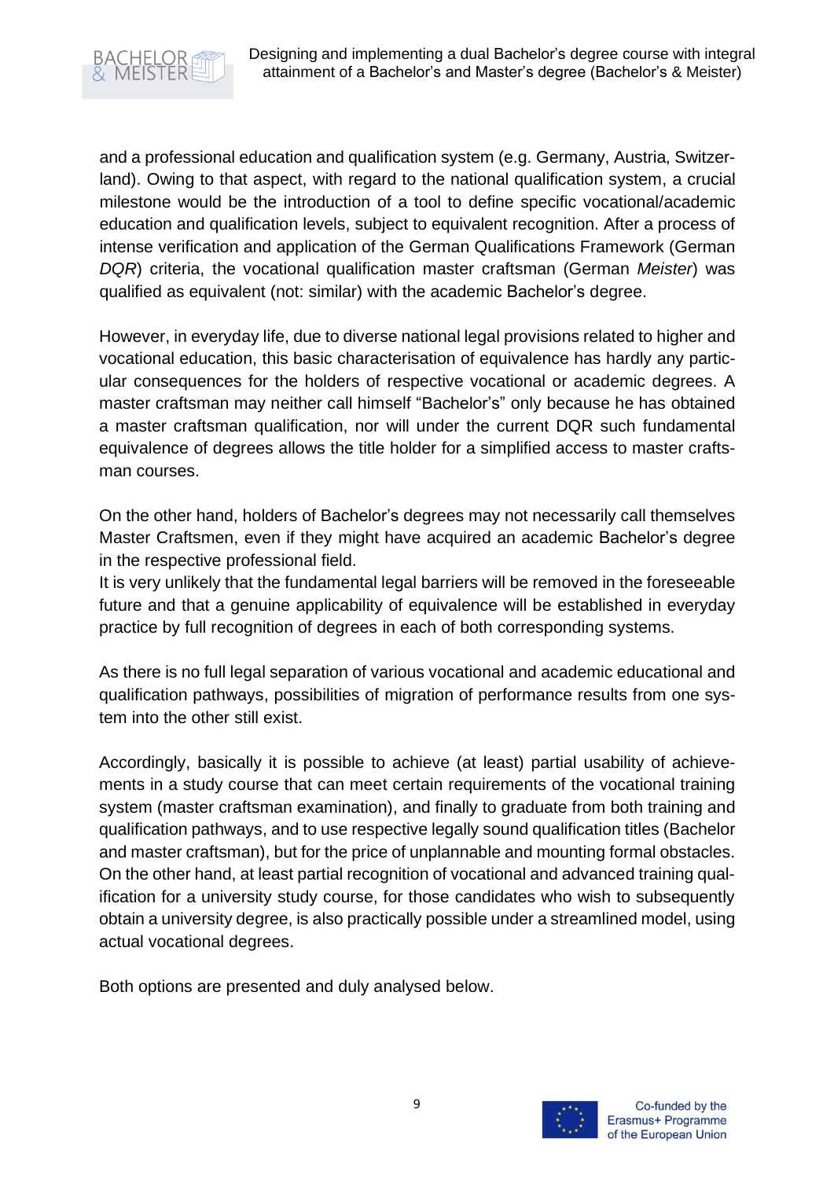and a professional education and qualification system (e.g. Germany, Austria, Switzerland). Owing to that aspect, with regard to the national qualification system, a crucial milestone would be the introduction of a tool to define specific vocational/academic education and qualification levels, subject to equivalent recognition. After a process of intense verification and application of the German Qualifications Framework (German *DQR*) criteria, the vocational qualification master craftsman (German *Meister*) was qualified as equivalent (not: similar) with the academic Bachelor's degree.

However, in everyday life, due to diverse national legal provisions related to higher and vocational education, this basic characterisation of equivalence has hardly any particular consequences for the holders of respective vocational or academic degrees. A master craftsman may neither call himself "Bachelor's" only because he has obtained a master craftsman qualification, nor will under the current DQR such fundamental equivalence of degrees allows the title holder for a simplified access to master craftsman courses.

On the other hand, holders of Bachelor's degrees may not necessarily call themselves Master Craftsmen, even if they might have acquired an academic Bachelor's degree in the respective professional field.
It is very unlikely that the fundamental legal barriers will be removed in the foreseeable future and that a genuine applicability of equivalence will be established in everyday practice by full recognition of degrees in each of both corresponding systems.

As there is no full legal separation of various vocational and academic educational and qualification pathways, possibilities of migration of performance results from one system into the other still exist.

Accordingly, basically it is possible to achieve (at least) partial usability of achievements in a study course that can meet certain requirements of the vocational training system (master craftsman examination), and finally to graduate from both training and qualification pathways, and to use respective legally sound qualification titles (Bachelor and master craftsman), but for the price of unplannable and mounting formal obstacles. On the other hand, at least partial recognition of vocational and advanced training qualification for a university study course, for those candidates who wish to subsequently obtain a university degree, is also practically possible under a streamlined model, using actual vocational degrees.

Both options are presented and duly analysed below.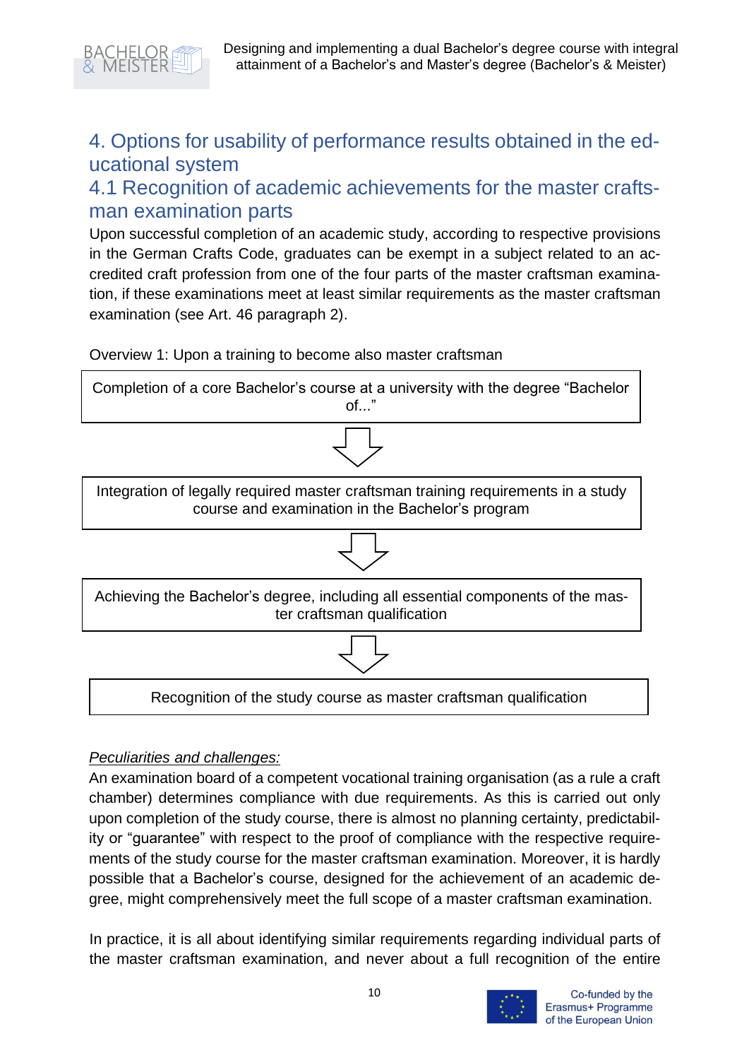# 4. Options for usability of performance results obtained in the educational system

## 4.1 Recognition of academic achievements for the master craftsman examination parts

Upon successful completion of an academic study, according to respective provisions in the German Crafts Code, graduates can be exempt in a subject related to an accredited craft profession from one of the four parts of the master craftsman examination, if these examinations meet at least similar requirements as the master craftsman examination (see Art. 46 paragraph 2).

Overview 1: Upon a training to become also master craftsman

| Completion of a core Bachelor's course at a university with the degree "Bachelor of..." |
|---|
| ⇩ |
| Integration of legally required master craftsman training requirements in a study course and examination in the Bachelor's program |
| ⇩ |
| Achieving the Bachelor's degree, including all essential components of the master craftsman qualification |
| ⇩ |
| Recognition of the study course as master craftsman qualification |

*Peculiarities and challenges:*

An examination board of a competent vocational training organisation (as a rule a craft chamber) determines compliance with due requirements. As this is carried out only upon completion of the study course, there is almost no planning certainty, predictability or "guarantee" with respect to the proof of compliance with the respective requirements of the study course for the master craftsman examination. Moreover, it is hardly possible that a Bachelor's course, designed for the achievement of an academic degree, might comprehensively meet the full scope of a master craftsman examination.

In practice, it is all about identifying similar requirements regarding individual parts of the master craftsman examination, and never about a full recognition of the entire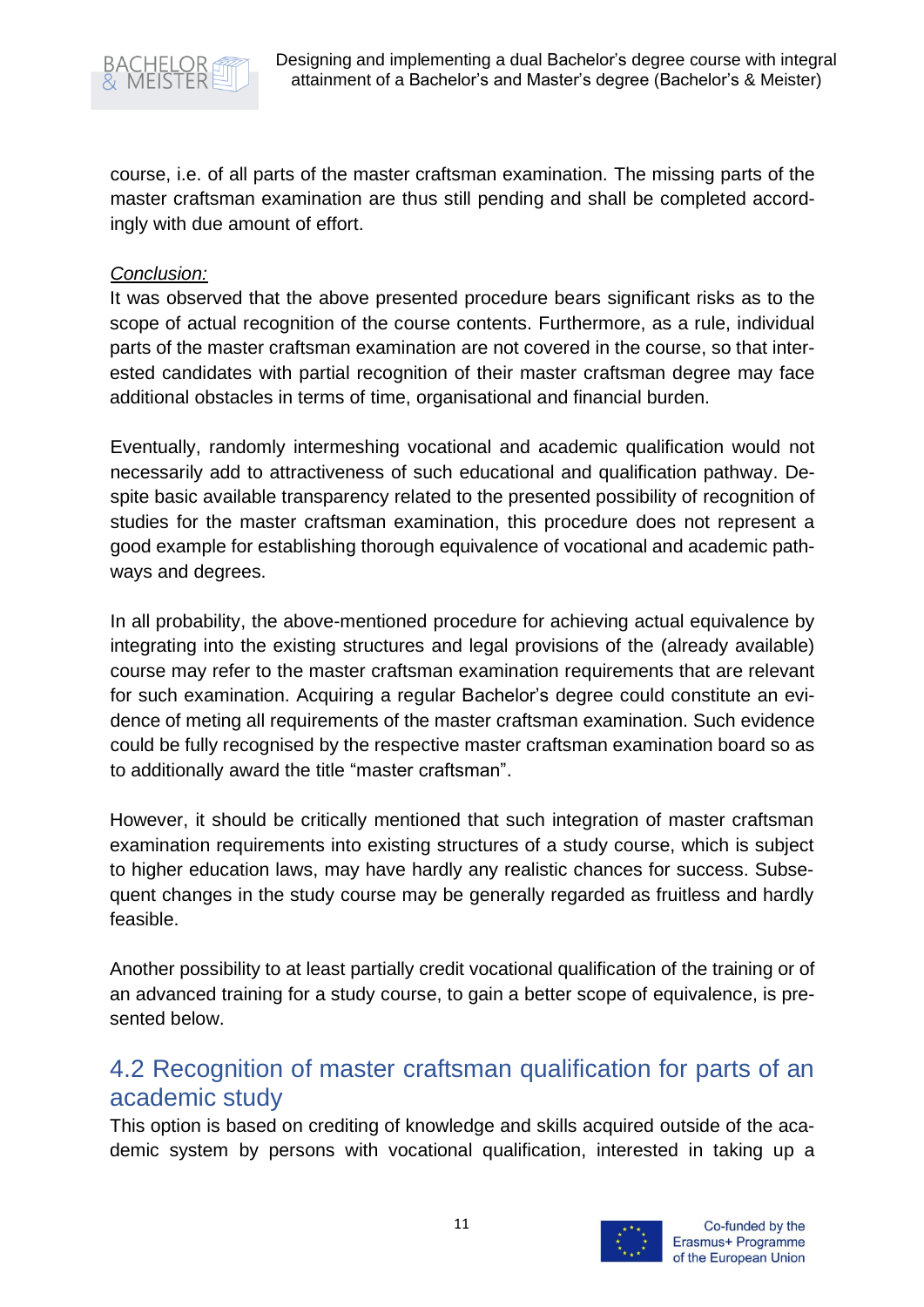course, i.e. of all parts of the master craftsman examination. The missing parts of the master craftsman examination are thus still pending and shall be completed accordingly with due amount of effort.

*Conclusion:*

It was observed that the above presented procedure bears significant risks as to the scope of actual recognition of the course contents. Furthermore, as a rule, individual parts of the master craftsman examination are not covered in the course, so that interested candidates with partial recognition of their master craftsman degree may face additional obstacles in terms of time, organisational and financial burden.

Eventually, randomly intermeshing vocational and academic qualification would not necessarily add to attractiveness of such educational and qualification pathway. Despite basic available transparency related to the presented possibility of recognition of studies for the master craftsman examination, this procedure does not represent a good example for establishing thorough equivalence of vocational and academic pathways and degrees.

In all probability, the above-mentioned procedure for achieving actual equivalence by integrating into the existing structures and legal provisions of the (already available) course may refer to the master craftsman examination requirements that are relevant for such examination. Acquiring a regular Bachelor's degree could constitute an evidence of meting all requirements of the master craftsman examination. Such evidence could be fully recognised by the respective master craftsman examination board so as to additionally award the title "master craftsman".

However, it should be critically mentioned that such integration of master craftsman examination requirements into existing structures of a study course, which is subject to higher education laws, may have hardly any realistic chances for success. Subsequent changes in the study course may be generally regarded as fruitless and hardly feasible.

Another possibility to at least partially credit vocational qualification of the training or of an advanced training for a study course, to gain a better scope of equivalence, is presented below.

## 4.2 Recognition of master craftsman qualification for parts of an academic study

This option is based on crediting of knowledge and skills acquired outside of the academic system by persons with vocational qualification, interested in taking up a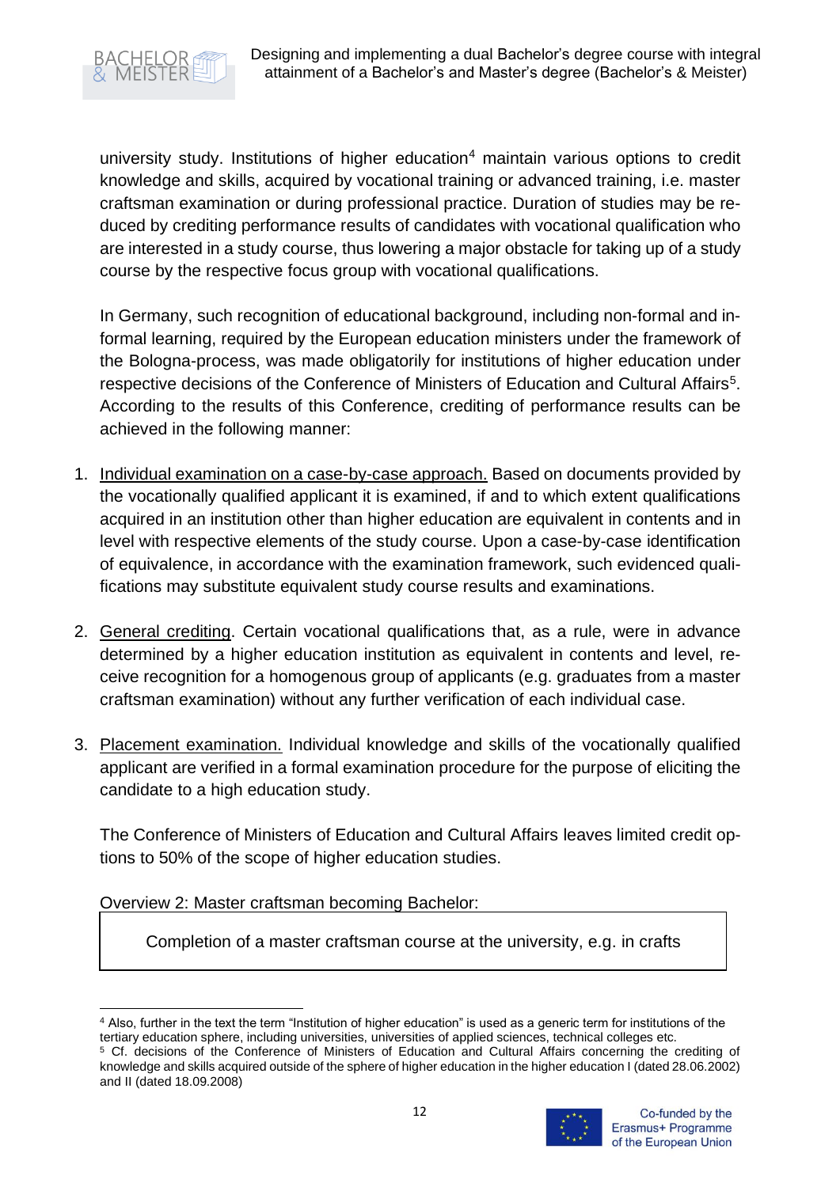university study. Institutions of higher education[4] maintain various options to credit knowledge and skills, acquired by vocational training or advanced training, i.e. master craftsman examination or during professional practice. Duration of studies may be reduced by crediting performance results of candidates with vocational qualification who are interested in a study course, thus lowering a major obstacle for taking up of a study course by the respective focus group with vocational qualifications.

In Germany, such recognition of educational background, including non-formal and informal learning, required by the European education ministers under the framework of the Bologna-process, was made obligatorily for institutions of higher education under respective decisions of the Conference of Ministers of Education and Cultural Affairs[5]. According to the results of this Conference, crediting of performance results can be achieved in the following manner:

1. <u>Individual examination on a case-by-case approach.</u> Based on documents provided by the vocationally qualified applicant it is examined, if and to which extent qualifications acquired in an institution other than higher education are equivalent in contents and in level with respective elements of the study course. Upon a case-by-case identification of equivalence, in accordance with the examination framework, such evidenced qualifications may substitute equivalent study course results and examinations.

2. <u>General crediting</u>. Certain vocational qualifications that, as a rule, were in advance determined by a higher education institution as equivalent in contents and level, receive recognition for a homogenous group of applicants (e.g. graduates from a master craftsman examination) without any further verification of each individual case.

3. <u>Placement examination.</u> Individual knowledge and skills of the vocationally qualified applicant are verified in a formal examination procedure for the purpose of eliciting the candidate to a high education study.

The Conference of Ministers of Education and Cultural Affairs leaves limited credit options to 50% of the scope of higher education studies.

<u>Overview 2: Master craftsman becoming Bachelor:</u>

| Completion of a master craftsman course at the university, e.g. in crafts |
|---|

[4] Also, further in the text the term "Institution of higher education" is used as a generic term for institutions of the tertiary education sphere, including universities, universities of applied sciences, technical colleges etc.

[5] Cf. decisions of the Conference of Ministers of Education and Cultural Affairs concerning the crediting of knowledge and skills acquired outside of the sphere of higher education in the higher education I (dated 28.06.2002) and II (dated 18.09.2008)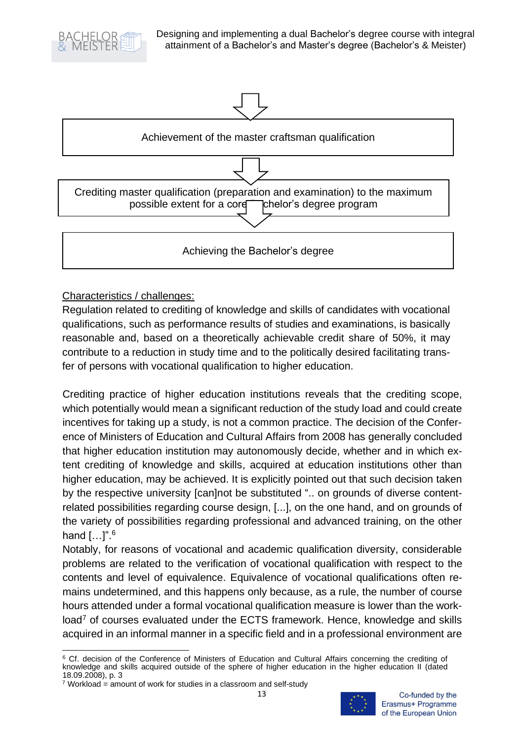Achievement of the master craftsman qualification

Crediting master qualification (preparation and examination) to the maximum possible extent for a core bachelor's degree program

Achieving the Bachelor's degree

Characteristics / challenges:

Regulation related to crediting of knowledge and skills of candidates with vocational qualifications, such as performance results of studies and examinations, is basically reasonable and, based on a theoretically achievable credit share of 50%, it may contribute to a reduction in study time and to the politically desired facilitating transfer of persons with vocational qualification to higher education.

Crediting practice of higher education institutions reveals that the crediting scope, which potentially would mean a significant reduction of the study load and could create incentives for taking up a study, is not a common practice. The decision of the Conference of Ministers of Education and Cultural Affairs from 2008 has generally concluded that higher education institution may autonomously decide, whether and in which extent crediting of knowledge and skills, acquired at education institutions other than higher education, may be achieved. It is explicitly pointed out that such decision taken by the respective university [can]not be substituted ".. on grounds of diverse content-related possibilities regarding course design, [...], on the one hand, and on grounds of the variety of possibilities regarding professional and advanced training, on the other hand […]".[6]

Notably, for reasons of vocational and academic qualification diversity, considerable problems are related to the verification of vocational qualification with respect to the contents and level of equivalence. Equivalence of vocational qualifications often remains undetermined, and this happens only because, as a rule, the number of course hours attended under a formal vocational qualification measure is lower than the workload[7] of courses evaluated under the ECTS framework. Hence, knowledge and skills acquired in an informal manner in a specific field and in a professional environment are

---

[6] Cf. decision of the Conference of Ministers of Education and Cultural Affairs concerning the crediting of knowledge and skills acquired outside of the sphere of higher education in the higher education II (dated 18.09.2008), p. 3

[7] Workload = amount of work for studies in a classroom and self-study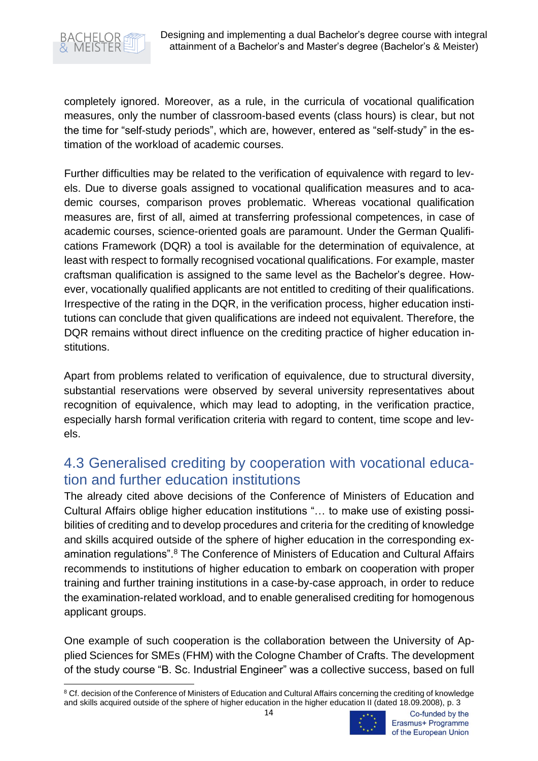completely ignored. Moreover, as a rule, in the curricula of vocational qualification measures, only the number of classroom-based events (class hours) is clear, but not the time for "self-study periods", which are, however, entered as "self-study" in the estimation of the workload of academic courses.

Further difficulties may be related to the verification of equivalence with regard to levels. Due to diverse goals assigned to vocational qualification measures and to academic courses, comparison proves problematic. Whereas vocational qualification measures are, first of all, aimed at transferring professional competences, in case of academic courses, science-oriented goals are paramount. Under the German Qualifications Framework (DQR) a tool is available for the determination of equivalence, at least with respect to formally recognised vocational qualifications. For example, master craftsman qualification is assigned to the same level as the Bachelor's degree. However, vocationally qualified applicants are not entitled to crediting of their qualifications. Irrespective of the rating in the DQR, in the verification process, higher education institutions can conclude that given qualifications are indeed not equivalent. Therefore, the DQR remains without direct influence on the crediting practice of higher education institutions.

Apart from problems related to verification of equivalence, due to structural diversity, substantial reservations were observed by several university representatives about recognition of equivalence, which may lead to adopting, in the verification practice, especially harsh formal verification criteria with regard to content, time scope and levels.

## 4.3 Generalised crediting by cooperation with vocational education and further education institutions

The already cited above decisions of the Conference of Ministers of Education and Cultural Affairs oblige higher education institutions "… to make use of existing possibilities of crediting and to develop procedures and criteria for the crediting of knowledge and skills acquired outside of the sphere of higher education in the corresponding examination regulations".[8] The Conference of Ministers of Education and Cultural Affairs recommends to institutions of higher education to embark on cooperation with proper training and further training institutions in a case-by-case approach, in order to reduce the examination-related workload, and to enable generalised crediting for homogenous applicant groups.

One example of such cooperation is the collaboration between the University of Applied Sciences for SMEs (FHM) with the Cologne Chamber of Crafts. The development of the study course "B. Sc. Industrial Engineer" was a collective success, based on full

[8] Cf. decision of the Conference of Ministers of Education and Cultural Affairs concerning the crediting of knowledge and skills acquired outside of the sphere of higher education in the higher education II (dated 18.09.2008), p. 3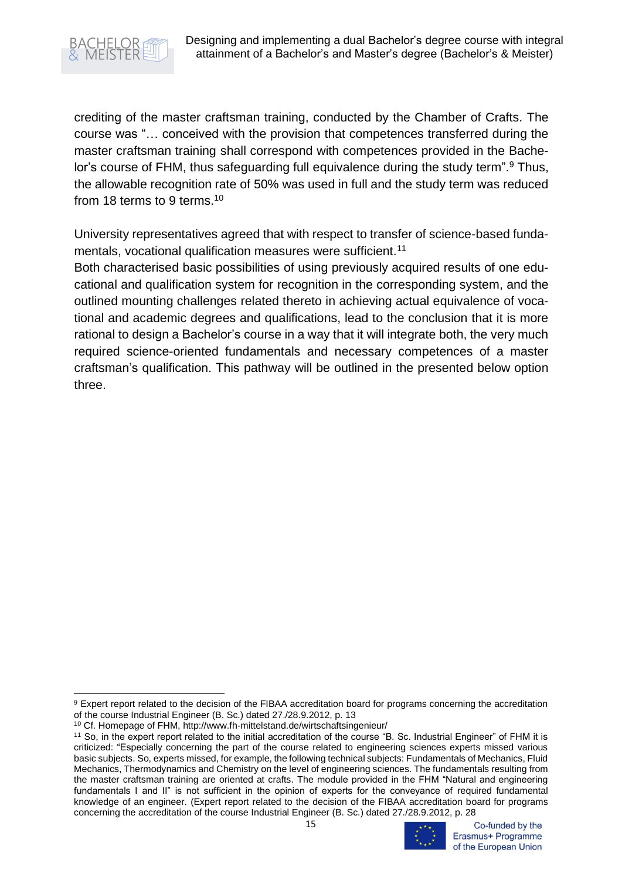crediting of the master craftsman training, conducted by the Chamber of Crafts. The course was "… conceived with the provision that competences transferred during the master craftsman training shall correspond with competences provided in the Bachelor's course of FHM, thus safeguarding full equivalence during the study term".[9] Thus, the allowable recognition rate of 50% was used in full and the study term was reduced from 18 terms to 9 terms.[10]

University representatives agreed that with respect to transfer of science-based fundamentals, vocational qualification measures were sufficient.[11]

Both characterised basic possibilities of using previously acquired results of one educational and qualification system for recognition in the corresponding system, and the outlined mounting challenges related thereto in achieving actual equivalence of vocational and academic degrees and qualifications, lead to the conclusion that it is more rational to design a Bachelor's course in a way that it will integrate both, the very much required science-oriented fundamentals and necessary competences of a master craftsman's qualification. This pathway will be outlined in the presented below option three.

---

[9] Expert report related to the decision of the FIBAA accreditation board for programs concerning the accreditation of the course Industrial Engineer (B. Sc.) dated 27./28.9.2012, p. 13

[10] Cf. Homepage of FHM, http://www.fh-mittelstand.de/wirtschaftsingenieur/

[11] So, in the expert report related to the initial accreditation of the course "B. Sc. Industrial Engineer" of FHM it is criticized: "Especially concerning the part of the course related to engineering sciences experts missed various basic subjects. So, experts missed, for example, the following technical subjects: Fundamentals of Mechanics, Fluid Mechanics, Thermodynamics and Chemistry on the level of engineering sciences. The fundamentals resulting from the master craftsman training are oriented at crafts. The module provided in the FHM "Natural and engineering fundamentals I and II" is not sufficient in the opinion of experts for the conveyance of required fundamental knowledge of an engineer. (Expert report related to the decision of the FIBAA accreditation board for programs concerning the accreditation of the course Industrial Engineer (B. Sc.) dated 27./28.9.2012, p. 28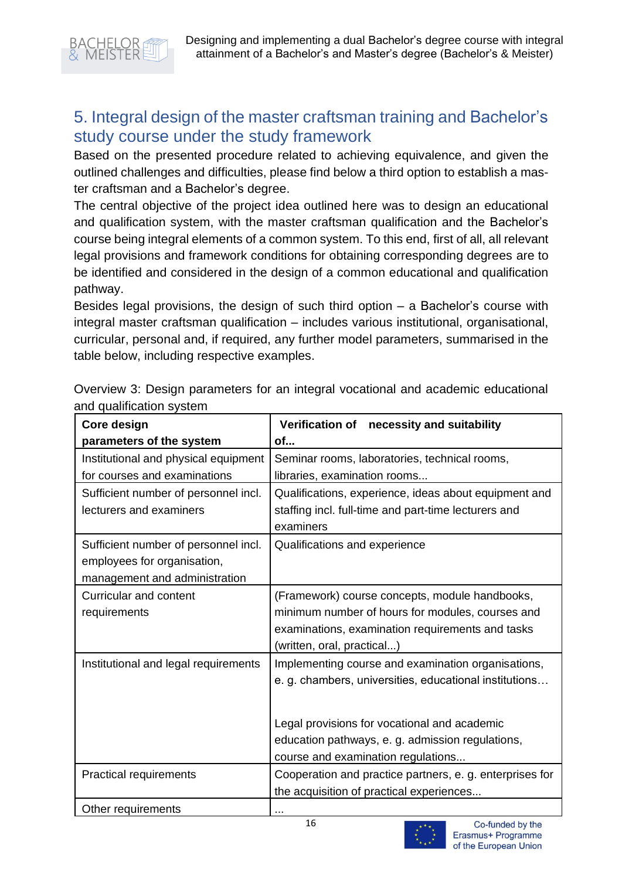## 5. Integral design of the master craftsman training and Bachelor's study course under the study framework

Based on the presented procedure related to achieving equivalence, and given the outlined challenges and difficulties, please find below a third option to establish a master craftsman and a Bachelor's degree.

The central objective of the project idea outlined here was to design an educational and qualification system, with the master craftsman qualification and the Bachelor's course being integral elements of a common system. To this end, first of all, all relevant legal provisions and framework conditions for obtaining corresponding degrees are to be identified and considered in the design of a common educational and qualification pathway.

Besides legal provisions, the design of such third option – a Bachelor's course with integral master craftsman qualification – includes various institutional, organisational, curricular, personal and, if required, any further model parameters, summarised in the table below, including respective examples.

Overview 3: Design parameters for an integral vocational and academic educational and qualification system

| **Core design parameters of the system** | **Verification of necessity and suitability of...** |
|---|---|
| Institutional and physical equipment for courses and examinations | Seminar rooms, laboratories, technical rooms, libraries, examination rooms... |
| Sufficient number of personnel incl. lecturers and examiners | Qualifications, experience, ideas about equipment and staffing incl. full-time and part-time lecturers and examiners |
| Sufficient number of personnel incl. employees for organisation, management and administration | Qualifications and experience |
| Curricular and content requirements | (Framework) course concepts, module handbooks, minimum number of hours for modules, courses and examinations, examination requirements and tasks (written, oral, practical...) |
| Institutional and legal requirements | Implementing course and examination organisations, e. g. chambers, universities, educational institutions… <br><br> Legal provisions for vocational and academic education pathways, e. g. admission regulations, course and examination regulations... |
| Practical requirements | Cooperation and practice partners, e. g. enterprises for the acquisition of practical experiences... |
| Other requirements | ... |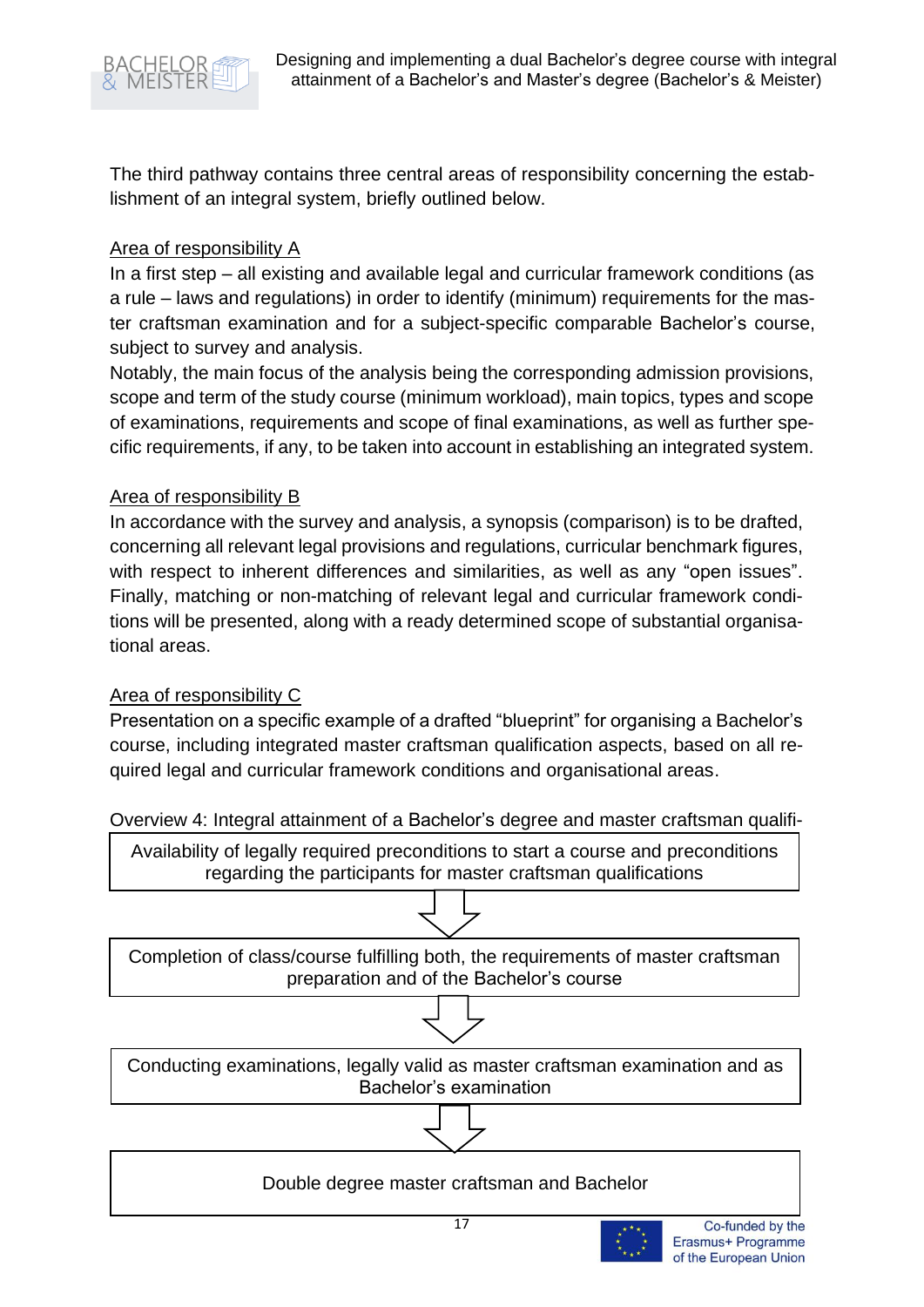The third pathway contains three central areas of responsibility concerning the establishment of an integral system, briefly outlined below.

Area of responsibility A

In a first step – all existing and available legal and curricular framework conditions (as a rule – laws and regulations) in order to identify (minimum) requirements for the master craftsman examination and for a subject-specific comparable Bachelor's course, subject to survey and analysis.

Notably, the main focus of the analysis being the corresponding admission provisions, scope and term of the study course (minimum workload), main topics, types and scope of examinations, requirements and scope of final examinations, as well as further specific requirements, if any, to be taken into account in establishing an integrated system.

Area of responsibility B

In accordance with the survey and analysis, a synopsis (comparison) is to be drafted, concerning all relevant legal provisions and regulations, curricular benchmark figures, with respect to inherent differences and similarities, as well as any "open issues". Finally, matching or non-matching of relevant legal and curricular framework conditions will be presented, along with a ready determined scope of substantial organisational areas.

Area of responsibility C

Presentation on a specific example of a drafted "blueprint" for organising a Bachelor's course, including integrated master craftsman qualification aspects, based on all required legal and curricular framework conditions and organisational areas.

Overview 4: Integral attainment of a Bachelor's degree and master craftsman qualifi-

Availability of legally required preconditions to start a course and preconditions regarding the participants for master craftsman qualifications

↓

Completion of class/course fulfilling both, the requirements of master craftsman preparation and of the Bachelor's course

↓

Conducting examinations, legally valid as master craftsman examination and as Bachelor's examination

↓

Double degree master craftsman and Bachelor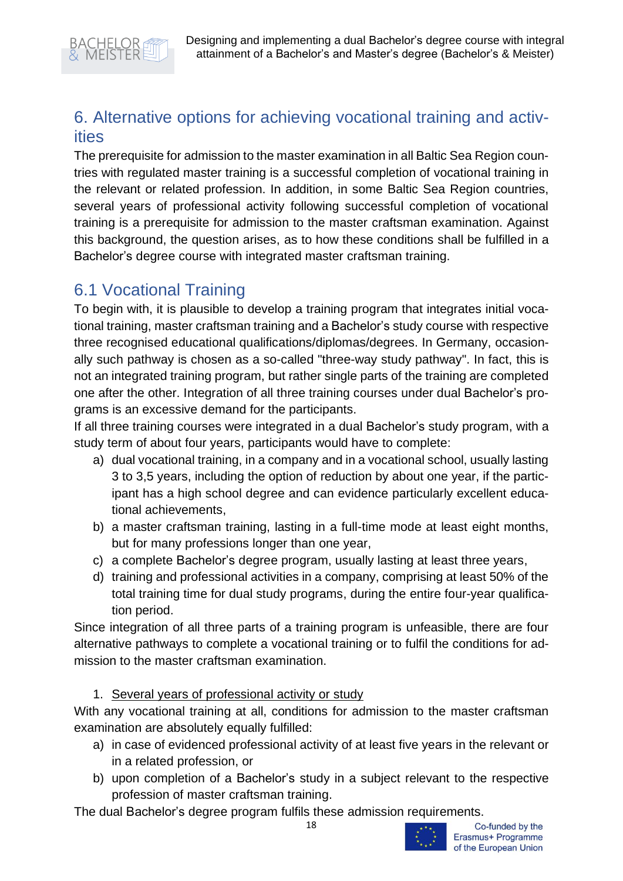# 6. Alternative options for achieving vocational training and activities

The prerequisite for admission to the master examination in all Baltic Sea Region countries with regulated master training is a successful completion of vocational training in the relevant or related profession. In addition, in some Baltic Sea Region countries, several years of professional activity following successful completion of vocational training is a prerequisite for admission to the master craftsman examination. Against this background, the question arises, as to how these conditions shall be fulfilled in a Bachelor's degree course with integrated master craftsman training.

## 6.1 Vocational Training

To begin with, it is plausible to develop a training program that integrates initial vocational training, master craftsman training and a Bachelor's study course with respective three recognised educational qualifications/diplomas/degrees. In Germany, occasionally such pathway is chosen as a so-called "three-way study pathway". In fact, this is not an integrated training program, but rather single parts of the training are completed one after the other. Integration of all three training courses under dual Bachelor's programs is an excessive demand for the participants.

If all three training courses were integrated in a dual Bachelor's study program, with a study term of about four years, participants would have to complete:

a) dual vocational training, in a company and in a vocational school, usually lasting 3 to 3,5 years, including the option of reduction by about one year, if the participant has a high school degree and can evidence particularly excellent educational achievements,
b) a master craftsman training, lasting in a full-time mode at least eight months, but for many professions longer than one year,
c) a complete Bachelor's degree program, usually lasting at least three years,
d) training and professional activities in a company, comprising at least 50% of the total training time for dual study programs, during the entire four-year qualification period.

Since integration of all three parts of a training program is unfeasible, there are four alternative pathways to complete a vocational training or to fulfil the conditions for admission to the master craftsman examination.

1. <u>Several years of professional activity or study</u>

With any vocational training at all, conditions for admission to the master craftsman examination are absolutely equally fulfilled:

a) in case of evidenced professional activity of at least five years in the relevant or in a related profession, or
b) upon completion of a Bachelor's study in a subject relevant to the respective profession of master craftsman training.

The dual Bachelor's degree program fulfils these admission requirements.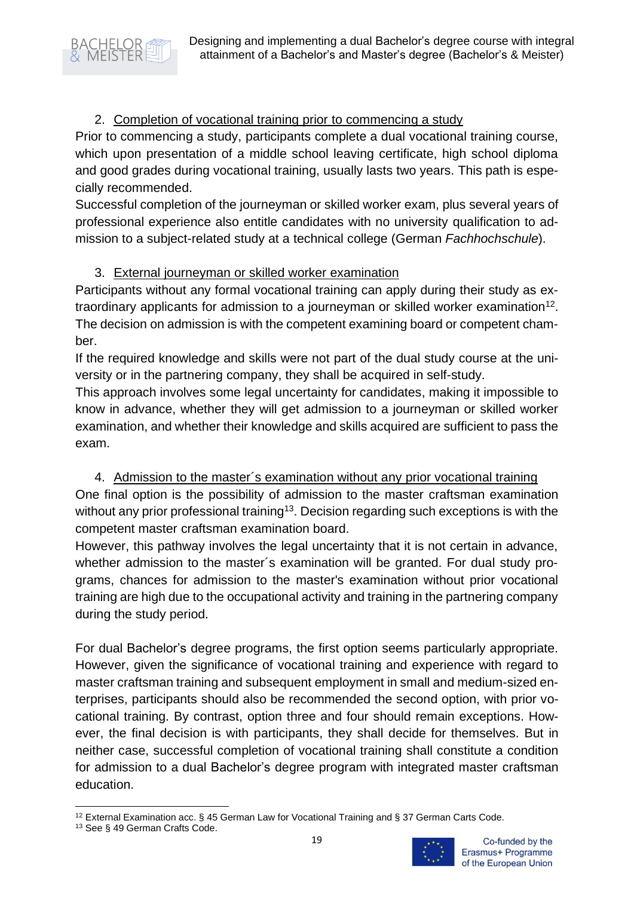2. Completion of vocational training prior to commencing a study

Prior to commencing a study, participants complete a dual vocational training course, which upon presentation of a middle school leaving certificate, high school diploma and good grades during vocational training, usually lasts two years. This path is especially recommended.

Successful completion of the journeyman or skilled worker exam, plus several years of professional experience also entitle candidates with no university qualification to admission to a subject-related study at a technical college (German *Fachhochschule*).

3. External journeyman or skilled worker examination

Participants without any formal vocational training can apply during their study as extraordinary applicants for admission to a journeyman or skilled worker examination[12]. The decision on admission is with the competent examining board or competent chamber.

If the required knowledge and skills were not part of the dual study course at the university or in the partnering company, they shall be acquired in self-study.

This approach involves some legal uncertainty for candidates, making it impossible to know in advance, whether they will get admission to a journeyman or skilled worker examination, and whether their knowledge and skills acquired are sufficient to pass the exam.

4. Admission to the master´s examination without any prior vocational training

One final option is the possibility of admission to the master craftsman examination without any prior professional training[13]. Decision regarding such exceptions is with the competent master craftsman examination board.

However, this pathway involves the legal uncertainty that it is not certain in advance, whether admission to the master´s examination will be granted. For dual study programs, chances for admission to the master's examination without prior vocational training are high due to the occupational activity and training in the partnering company during the study period.

For dual Bachelor's degree programs, the first option seems particularly appropriate. However, given the significance of vocational training and experience with regard to master craftsman training and subsequent employment in small and medium-sized enterprises, participants should also be recommended the second option, with prior vocational training. By contrast, option three and four should remain exceptions. However, the final decision is with participants, they shall decide for themselves. But in neither case, successful completion of vocational training shall constitute a condition for admission to a dual Bachelor's degree program with integrated master craftsman education.

---

[12] External Examination acc. § 45 German Law for Vocational Training and § 37 German Carts Code.

[13] See § 49 German Crafts Code.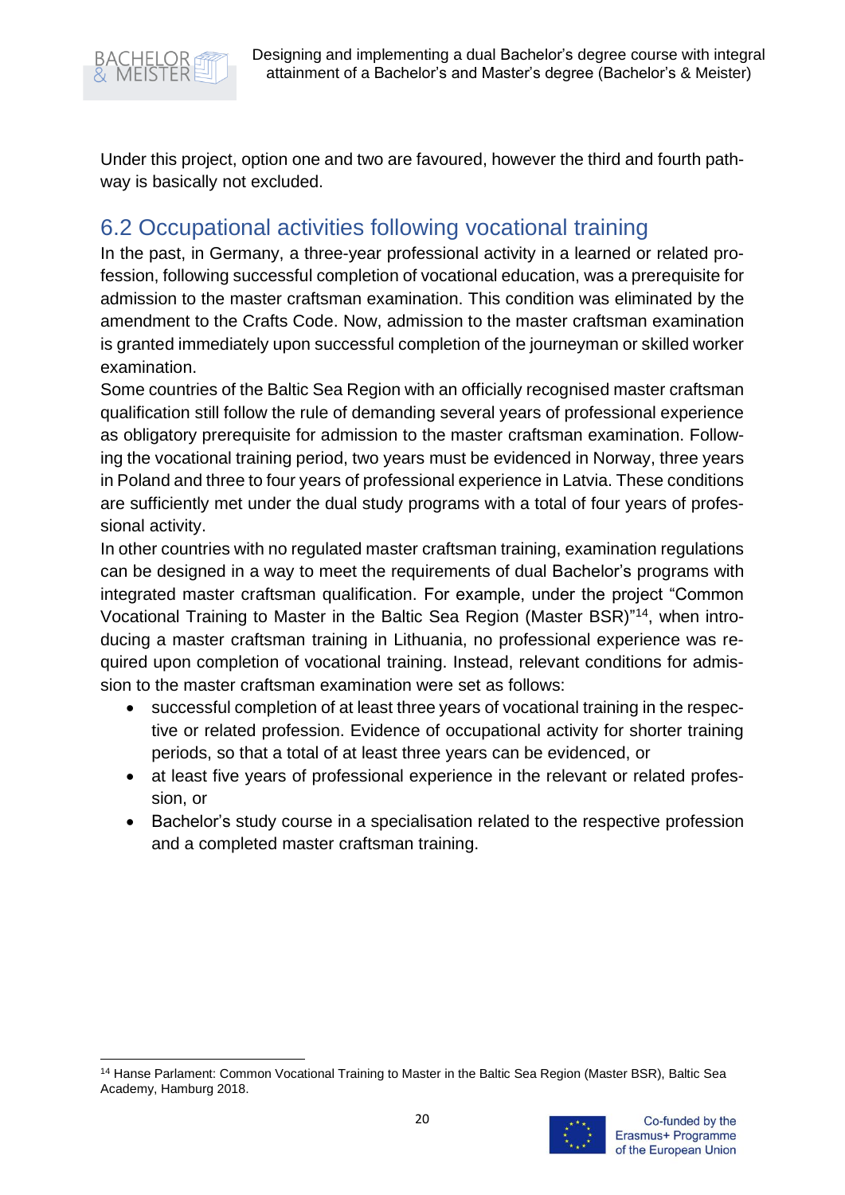Under this project, option one and two are favoured, however the third and fourth pathway is basically not excluded.

## 6.2 Occupational activities following vocational training

In the past, in Germany, a three-year professional activity in a learned or related profession, following successful completion of vocational education, was a prerequisite for admission to the master craftsman examination. This condition was eliminated by the amendment to the Crafts Code. Now, admission to the master craftsman examination is granted immediately upon successful completion of the journeyman or skilled worker examination.

Some countries of the Baltic Sea Region with an officially recognised master craftsman qualification still follow the rule of demanding several years of professional experience as obligatory prerequisite for admission to the master craftsman examination. Following the vocational training period, two years must be evidenced in Norway, three years in Poland and three to four years of professional experience in Latvia. These conditions are sufficiently met under the dual study programs with a total of four years of professional activity.

In other countries with no regulated master craftsman training, examination regulations can be designed in a way to meet the requirements of dual Bachelor's programs with integrated master craftsman qualification. For example, under the project "Common Vocational Training to Master in the Baltic Sea Region (Master BSR)"[14], when introducing a master craftsman training in Lithuania, no professional experience was required upon completion of vocational training. Instead, relevant conditions for admission to the master craftsman examination were set as follows:

- successful completion of at least three years of vocational training in the respective or related profession. Evidence of occupational activity for shorter training periods, so that a total of at least three years can be evidenced, or
- at least five years of professional experience in the relevant or related profession, or
- Bachelor's study course in a specialisation related to the respective profession and a completed master craftsman training.

[14] Hanse Parlament: Common Vocational Training to Master in the Baltic Sea Region (Master BSR), Baltic Sea Academy, Hamburg 2018.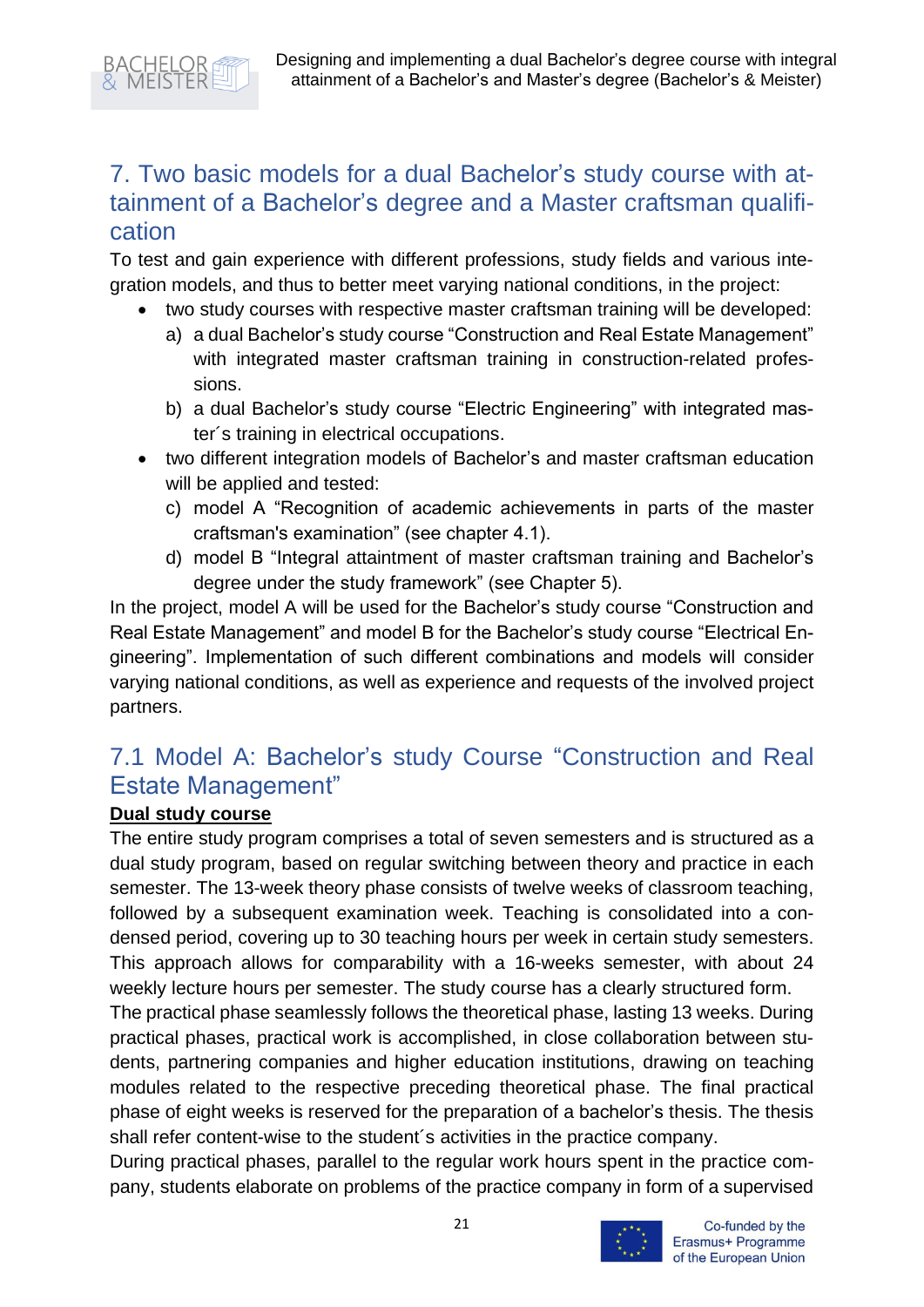## 7. Two basic models for a dual Bachelor's study course with attainment of a Bachelor's degree and a Master craftsman qualification

To test and gain experience with different professions, study fields and various integration models, and thus to better meet varying national conditions, in the project:

- two study courses with respective master craftsman training will be developed:
  a) a dual Bachelor's study course "Construction and Real Estate Management" with integrated master craftsman training in construction-related professions.
  b) a dual Bachelor's study course "Electric Engineering" with integrated master´s training in electrical occupations.
- two different integration models of Bachelor's and master craftsman education will be applied and tested:
  c) model A "Recognition of academic achievements in parts of the master craftsman's examination" (see chapter 4.1).
  d) model B "Integral attaintment of master craftsman training and Bachelor's degree under the study framework" (see Chapter 5).

In the project, model A will be used for the Bachelor's study course "Construction and Real Estate Management" and model B for the Bachelor's study course "Electrical Engineering". Implementation of such different combinations and models will consider varying national conditions, as well as experience and requests of the involved project partners.

### 7.1 Model A: Bachelor's study Course "Construction and Real Estate Management"

**Dual study course**

The entire study program comprises a total of seven semesters and is structured as a dual study program, based on regular switching between theory and practice in each semester. The 13-week theory phase consists of twelve weeks of classroom teaching, followed by a subsequent examination week. Teaching is consolidated into a condensed period, covering up to 30 teaching hours per week in certain study semesters. This approach allows for comparability with a 16-weeks semester, with about 24 weekly lecture hours per semester. The study course has a clearly structured form.

The practical phase seamlessly follows the theoretical phase, lasting 13 weeks. During practical phases, practical work is accomplished, in close collaboration between students, partnering companies and higher education institutions, drawing on teaching modules related to the respective preceding theoretical phase. The final practical phase of eight weeks is reserved for the preparation of a bachelor's thesis. The thesis shall refer content-wise to the student´s activities in the practice company.

During practical phases, parallel to the regular work hours spent in the practice company, students elaborate on problems of the practice company in form of a supervised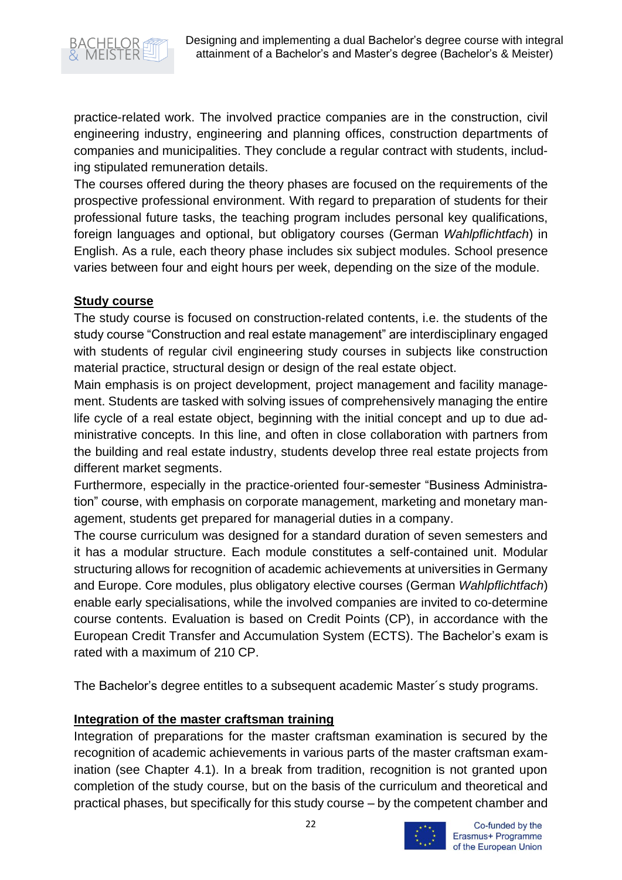practice-related work. The involved practice companies are in the construction, civil engineering industry, engineering and planning offices, construction departments of companies and municipalities. They conclude a regular contract with students, including stipulated remuneration details.

The courses offered during the theory phases are focused on the requirements of the prospective professional environment. With regard to preparation of students for their professional future tasks, the teaching program includes personal key qualifications, foreign languages and optional, but obligatory courses (German *Wahlpflichtfach*) in English. As a rule, each theory phase includes six subject modules. School presence varies between four and eight hours per week, depending on the size of the module.

**Study course**

The study course is focused on construction-related contents, i.e. the students of the study course "Construction and real estate management" are interdisciplinary engaged with students of regular civil engineering study courses in subjects like construction material practice, structural design or design of the real estate object.

Main emphasis is on project development, project management and facility management. Students are tasked with solving issues of comprehensively managing the entire life cycle of a real estate object, beginning with the initial concept and up to due administrative concepts. In this line, and often in close collaboration with partners from the building and real estate industry, students develop three real estate projects from different market segments.

Furthermore, especially in the practice-oriented four-semester "Business Administration" course, with emphasis on corporate management, marketing and monetary management, students get prepared for managerial duties in a company.

The course curriculum was designed for a standard duration of seven semesters and it has a modular structure. Each module constitutes a self-contained unit. Modular structuring allows for recognition of academic achievements at universities in Germany and Europe. Core modules, plus obligatory elective courses (German *Wahlpflichtfach*) enable early specialisations, while the involved companies are invited to co-determine course contents. Evaluation is based on Credit Points (CP), in accordance with the European Credit Transfer and Accumulation System (ECTS). The Bachelor's exam is rated with a maximum of 210 CP.

The Bachelor's degree entitles to a subsequent academic Master´s study programs.

**Integration of the master craftsman training**

Integration of preparations for the master craftsman examination is secured by the recognition of academic achievements in various parts of the master craftsman examination (see Chapter 4.1). In a break from tradition, recognition is not granted upon completion of the study course, but on the basis of the curriculum and theoretical and practical phases, but specifically for this study course – by the competent chamber and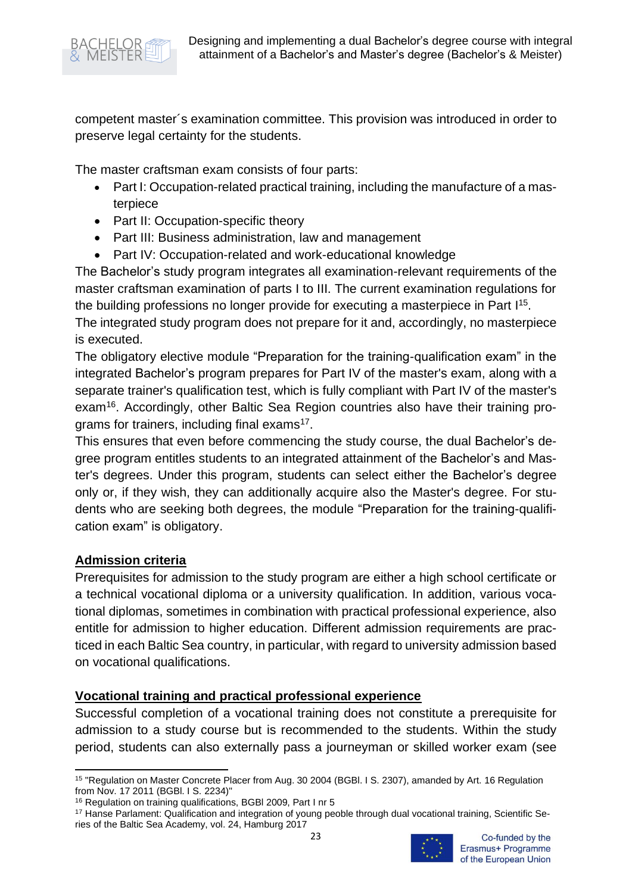competent master´s examination committee. This provision was introduced in order to preserve legal certainty for the students.

The master craftsman exam consists of four parts:

- Part I: Occupation-related practical training, including the manufacture of a masterpiece
- Part II: Occupation-specific theory
- Part III: Business administration, law and management
- Part IV: Occupation-related and work-educational knowledge

The Bachelor's study program integrates all examination-relevant requirements of the master craftsman examination of parts I to III. The current examination regulations for the building professions no longer provide for executing a masterpiece in Part I[15].
The integrated study program does not prepare for it and, accordingly, no masterpiece is executed.
The obligatory elective module "Preparation for the training-qualification exam" in the integrated Bachelor's program prepares for Part IV of the master's exam, along with a separate trainer's qualification test, which is fully compliant with Part IV of the master's exam[16]. Accordingly, other Baltic Sea Region countries also have their training programs for trainers, including final exams[17].
This ensures that even before commencing the study course, the dual Bachelor's degree program entitles students to an integrated attainment of the Bachelor's and Master's degrees. Under this program, students can select either the Bachelor's degree only or, if they wish, they can additionally acquire also the Master's degree. For students who are seeking both degrees, the module "Preparation for the training-qualification exam" is obligatory.

## Admission criteria

Prerequisites for admission to the study program are either a high school certificate or a technical vocational diploma or a university qualification. In addition, various vocational diplomas, sometimes in combination with practical professional experience, also entitle for admission to higher education. Different admission requirements are practiced in each Baltic Sea country, in particular, with regard to university admission based on vocational qualifications.

## Vocational training and practical professional experience

Successful completion of a vocational training does not constitute a prerequisite for admission to a study course but is recommended to the students. Within the study period, students can also externally pass a journeyman or skilled worker exam (see

---

[15] "Regulation on Master Concrete Placer from Aug. 30 2004 (BGBl. I S. 2307), amanded by Art. 16 Regulation from Nov. 17 2011 (BGBl. I S. 2234)"

[16] Regulation on training qualifications, BGBl 2009, Part I nr 5

[17] Hanse Parlament: Qualification and integration of young peoble through dual vocational training, Scientific Series of the Baltic Sea Academy, vol. 24, Hamburg 2017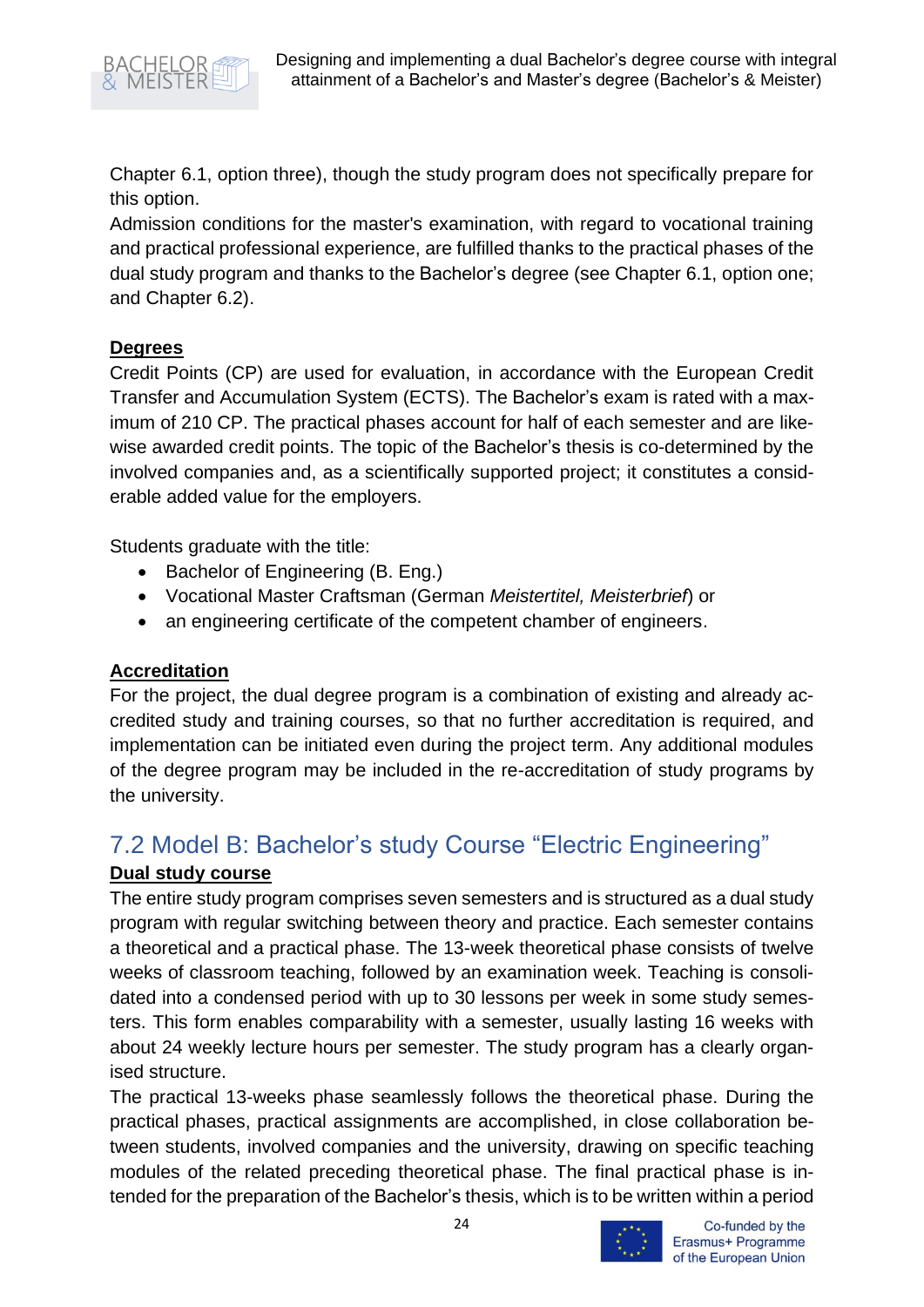Chapter 6.1, option three), though the study program does not specifically prepare for this option.
Admission conditions for the master's examination, with regard to vocational training and practical professional experience, are fulfilled thanks to the practical phases of the dual study program and thanks to the Bachelor's degree (see Chapter 6.1, option one; and Chapter 6.2).

**Degrees**

Credit Points (CP) are used for evaluation, in accordance with the European Credit Transfer and Accumulation System (ECTS). The Bachelor's exam is rated with a maximum of 210 CP. The practical phases account for half of each semester and are likewise awarded credit points. The topic of the Bachelor's thesis is co-determined by the involved companies and, as a scientifically supported project; it constitutes a considerable added value for the employers.

Students graduate with the title:

- Bachelor of Engineering (B. Eng.)
- Vocational Master Craftsman (German *Meistertitel, Meisterbrief*) or
- an engineering certificate of the competent chamber of engineers.

**Accreditation**

For the project, the dual degree program is a combination of existing and already accredited study and training courses, so that no further accreditation is required, and implementation can be initiated even during the project term. Any additional modules of the degree program may be included in the re-accreditation of study programs by the university.

## 7.2 Model B: Bachelor's study Course "Electric Engineering"

**Dual study course**

The entire study program comprises seven semesters and is structured as a dual study program with regular switching between theory and practice. Each semester contains a theoretical and a practical phase. The 13-week theoretical phase consists of twelve weeks of classroom teaching, followed by an examination week. Teaching is consolidated into a condensed period with up to 30 lessons per week in some study semesters. This form enables comparability with a semester, usually lasting 16 weeks with about 24 weekly lecture hours per semester. The study program has a clearly organised structure.
The practical 13-weeks phase seamlessly follows the theoretical phase. During the practical phases, practical assignments are accomplished, in close collaboration between students, involved companies and the university, drawing on specific teaching modules of the related preceding theoretical phase. The final practical phase is intended for the preparation of the Bachelor's thesis, which is to be written within a period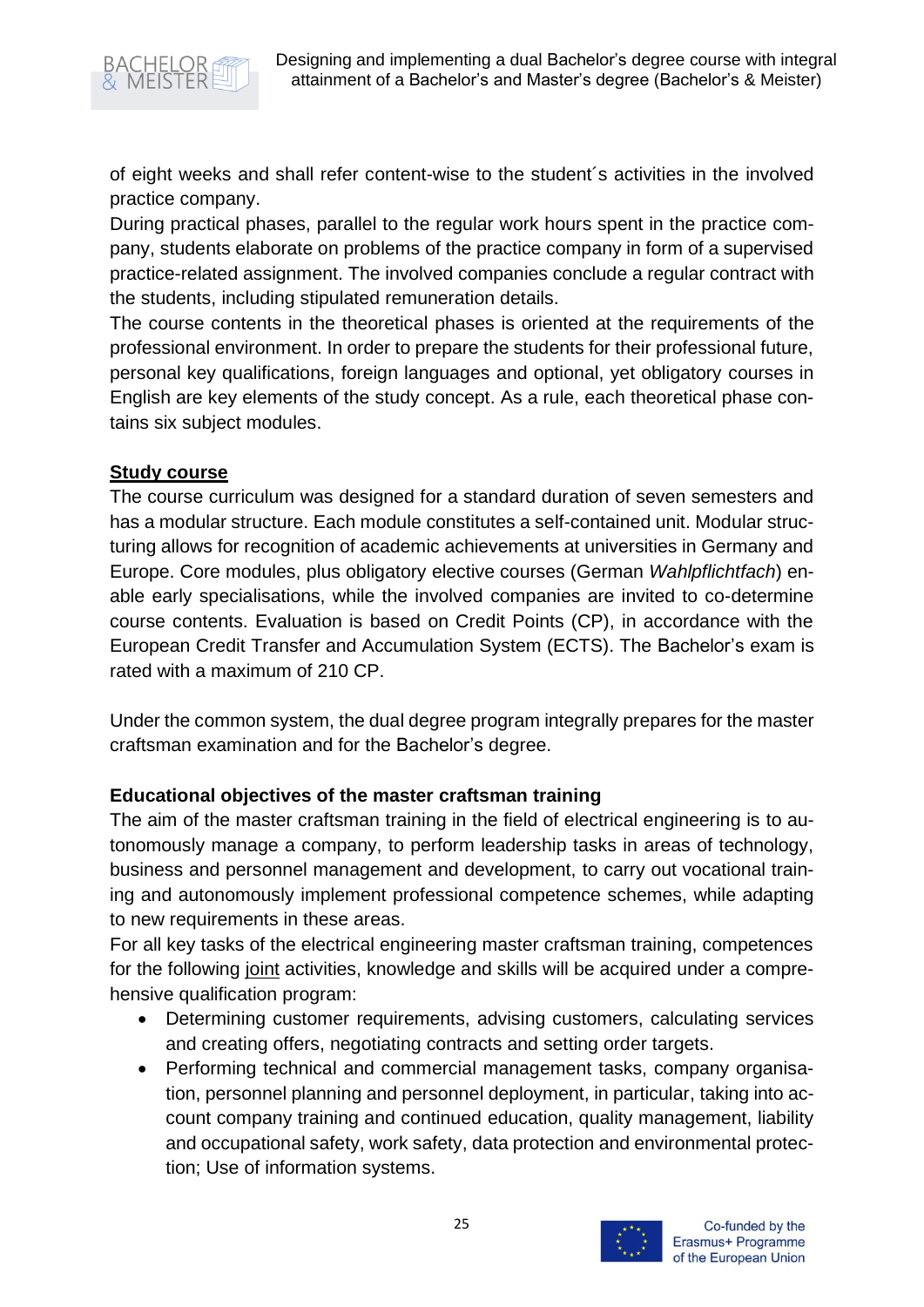of eight weeks and shall refer content-wise to the student´s activities in the involved practice company.

During practical phases, parallel to the regular work hours spent in the practice company, students elaborate on problems of the practice company in form of a supervised practice-related assignment. The involved companies conclude a regular contract with the students, including stipulated remuneration details.

The course contents in the theoretical phases is oriented at the requirements of the professional environment. In order to prepare the students for their professional future, personal key qualifications, foreign languages and optional, yet obligatory courses in English are key elements of the study concept. As a rule, each theoretical phase contains six subject modules.

**Study course**

The course curriculum was designed for a standard duration of seven semesters and has a modular structure. Each module constitutes a self-contained unit. Modular structuring allows for recognition of academic achievements at universities in Germany and Europe. Core modules, plus obligatory elective courses (German *Wahlpflichtfach*) enable early specialisations, while the involved companies are invited to co-determine course contents. Evaluation is based on Credit Points (CP), in accordance with the European Credit Transfer and Accumulation System (ECTS). The Bachelor's exam is rated with a maximum of 210 CP.

Under the common system, the dual degree program integrally prepares for the master craftsman examination and for the Bachelor's degree.

**Educational objectives of the master craftsman training**

The aim of the master craftsman training in the field of electrical engineering is to autonomously manage a company, to perform leadership tasks in areas of technology, business and personnel management and development, to carry out vocational training and autonomously implement professional competence schemes, while adapting to new requirements in these areas.

For all key tasks of the electrical engineering master craftsman training, competences for the following joint activities, knowledge and skills will be acquired under a comprehensive qualification program:

- Determining customer requirements, advising customers, calculating services and creating offers, negotiating contracts and setting order targets.
- Performing technical and commercial management tasks, company organisation, personnel planning and personnel deployment, in particular, taking into account company training and continued education, quality management, liability and occupational safety, work safety, data protection and environmental protection; Use of information systems.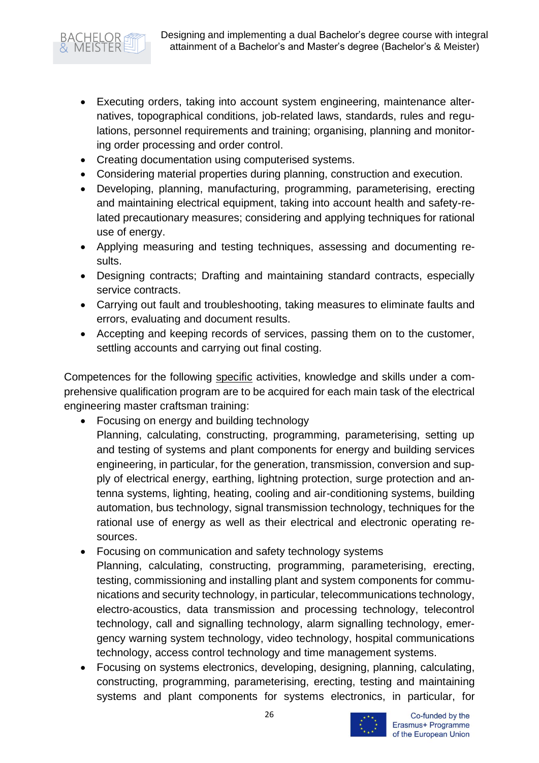- Executing orders, taking into account system engineering, maintenance alternatives, topographical conditions, job-related laws, standards, rules and regulations, personnel requirements and training; organising, planning and monitoring order processing and order control.
- Creating documentation using computerised systems.
- Considering material properties during planning, construction and execution.
- Developing, planning, manufacturing, programming, parameterising, erecting and maintaining electrical equipment, taking into account health and safety-related precautionary measures; considering and applying techniques for rational use of energy.
- Applying measuring and testing techniques, assessing and documenting results.
- Designing contracts; Drafting and maintaining standard contracts, especially service contracts.
- Carrying out fault and troubleshooting, taking measures to eliminate faults and errors, evaluating and document results.
- Accepting and keeping records of services, passing them on to the customer, settling accounts and carrying out final costing.

Competences for the following specific activities, knowledge and skills under a comprehensive qualification program are to be acquired for each main task of the electrical engineering master craftsman training:

- Focusing on energy and building technology
  Planning, calculating, constructing, programming, parameterising, setting up and testing of systems and plant components for energy and building services engineering, in particular, for the generation, transmission, conversion and supply of electrical energy, earthing, lightning protection, surge protection and antenna systems, lighting, heating, cooling and air-conditioning systems, building automation, bus technology, signal transmission technology, techniques for the rational use of energy as well as their electrical and electronic operating resources.
- Focusing on communication and safety technology systems
  Planning, calculating, constructing, programming, parameterising, erecting, testing, commissioning and installing plant and system components for communications and security technology, in particular, telecommunications technology, electro-acoustics, data transmission and processing technology, telecontrol technology, call and signalling technology, alarm signalling technology, emergency warning system technology, video technology, hospital communications technology, access control technology and time management systems.
- Focusing on systems electronics, developing, designing, planning, calculating, constructing, programming, parameterising, erecting, testing and maintaining systems and plant components for systems electronics, in particular, for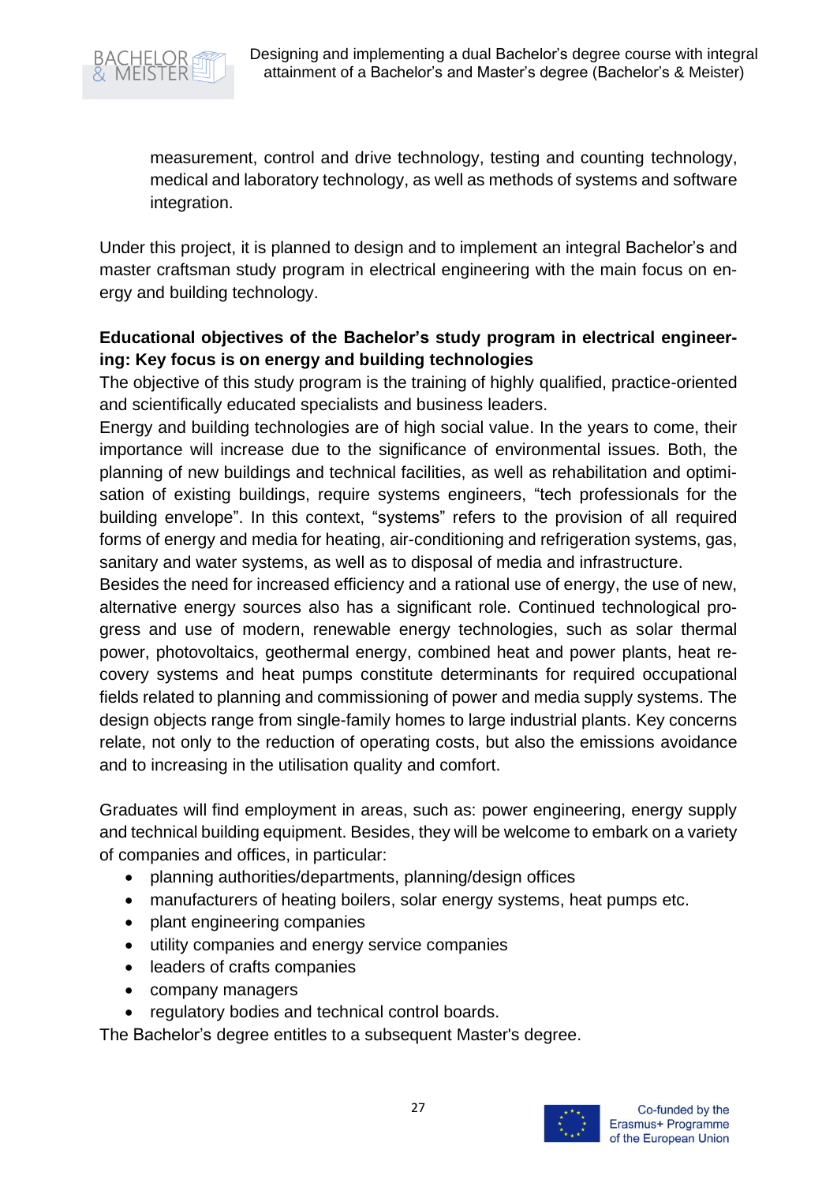measurement, control and drive technology, testing and counting technology, medical and laboratory technology, as well as methods of systems and software integration.

Under this project, it is planned to design and to implement an integral Bachelor's and master craftsman study program in electrical engineering with the main focus on energy and building technology.

**Educational objectives of the Bachelor's study program in electrical engineering: Key focus is on energy and building technologies**

The objective of this study program is the training of highly qualified, practice-oriented and scientifically educated specialists and business leaders.

Energy and building technologies are of high social value. In the years to come, their importance will increase due to the significance of environmental issues. Both, the planning of new buildings and technical facilities, as well as rehabilitation and optimisation of existing buildings, require systems engineers, "tech professionals for the building envelope". In this context, "systems" refers to the provision of all required forms of energy and media for heating, air-conditioning and refrigeration systems, gas, sanitary and water systems, as well as to disposal of media and infrastructure.

Besides the need for increased efficiency and a rational use of energy, the use of new, alternative energy sources also has a significant role. Continued technological progress and use of modern, renewable energy technologies, such as solar thermal power, photovoltaics, geothermal energy, combined heat and power plants, heat recovery systems and heat pumps constitute determinants for required occupational fields related to planning and commissioning of power and media supply systems. The design objects range from single-family homes to large industrial plants. Key concerns relate, not only to the reduction of operating costs, but also the emissions avoidance and to increasing in the utilisation quality and comfort.

Graduates will find employment in areas, such as: power engineering, energy supply and technical building equipment. Besides, they will be welcome to embark on a variety of companies and offices, in particular:

- planning authorities/departments, planning/design offices
- manufacturers of heating boilers, solar energy systems, heat pumps etc.
- plant engineering companies
- utility companies and energy service companies
- leaders of crafts companies
- company managers
- regulatory bodies and technical control boards.

The Bachelor's degree entitles to a subsequent Master's degree.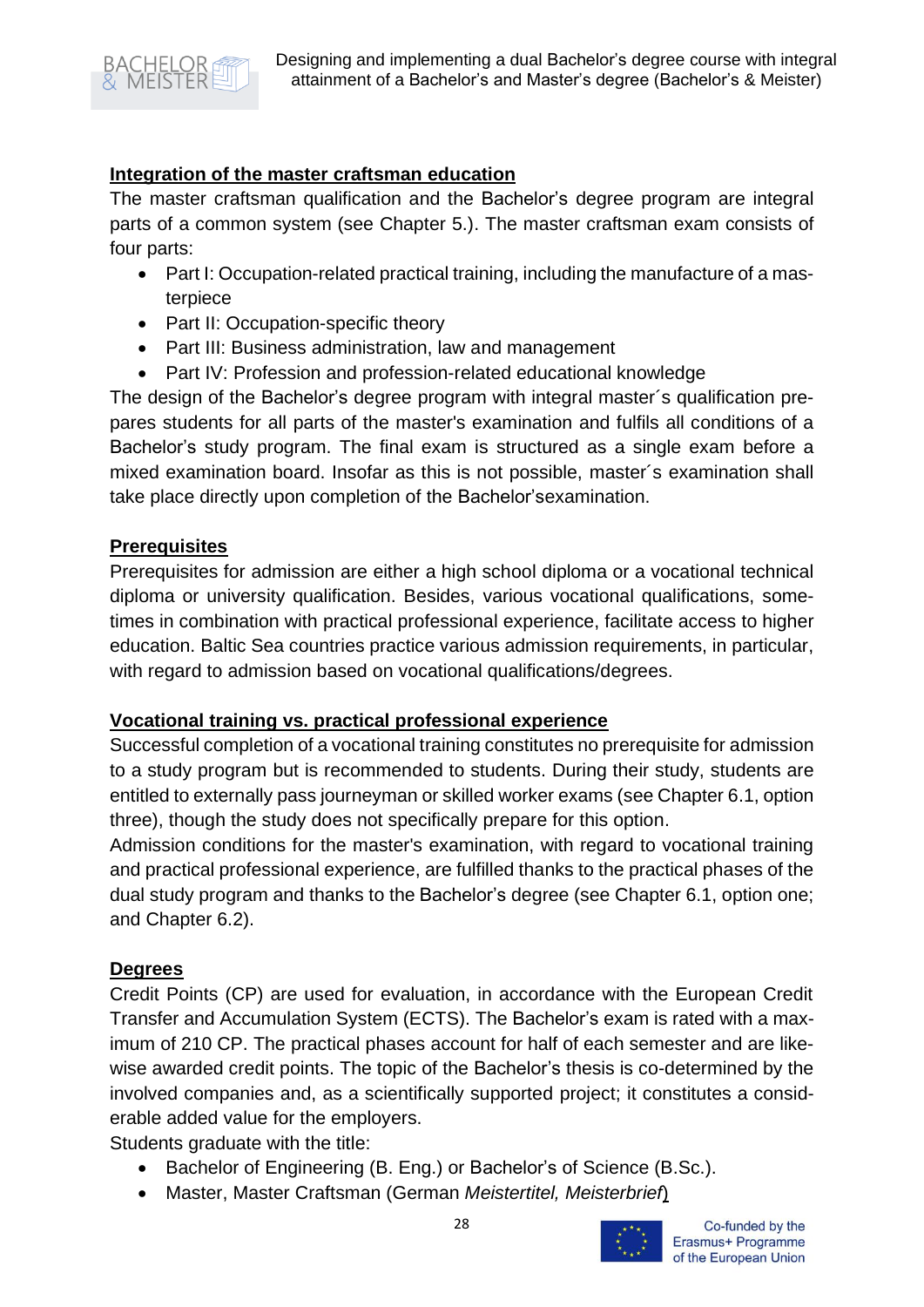**Integration of the master craftsman education**

The master craftsman qualification and the Bachelor's degree program are integral parts of a common system (see Chapter 5.). The master craftsman exam consists of four parts:

- Part I: Occupation-related practical training, including the manufacture of a masterpiece
- Part II: Occupation-specific theory
- Part III: Business administration, law and management
- Part IV: Profession and profession-related educational knowledge

The design of the Bachelor's degree program with integral master´s qualification prepares students for all parts of the master's examination and fulfils all conditions of a Bachelor's study program. The final exam is structured as a single exam before a mixed examination board. Insofar as this is not possible, master´s examination shall take place directly upon completion of the Bachelor'sexamination.

**Prerequisites**

Prerequisites for admission are either a high school diploma or a vocational technical diploma or university qualification. Besides, various vocational qualifications, sometimes in combination with practical professional experience, facilitate access to higher education. Baltic Sea countries practice various admission requirements, in particular, with regard to admission based on vocational qualifications/degrees.

**Vocational training vs. practical professional experience**

Successful completion of a vocational training constitutes no prerequisite for admission to a study program but is recommended to students. During their study, students are entitled to externally pass journeyman or skilled worker exams (see Chapter 6.1, option three), though the study does not specifically prepare for this option.

Admission conditions for the master's examination, with regard to vocational training and practical professional experience, are fulfilled thanks to the practical phases of the dual study program and thanks to the Bachelor's degree (see Chapter 6.1, option one; and Chapter 6.2).

**Degrees**

Credit Points (CP) are used for evaluation, in accordance with the European Credit Transfer and Accumulation System (ECTS). The Bachelor's exam is rated with a maximum of 210 CP. The practical phases account for half of each semester and are likewise awarded credit points. The topic of the Bachelor's thesis is co-determined by the involved companies and, as a scientifically supported project; it constitutes a considerable added value for the employers.

Students graduate with the title:

- Bachelor of Engineering (B. Eng.) or Bachelor's of Science (B.Sc.).
- Master, Master Craftsman (German *Meistertitel, Meisterbrief*)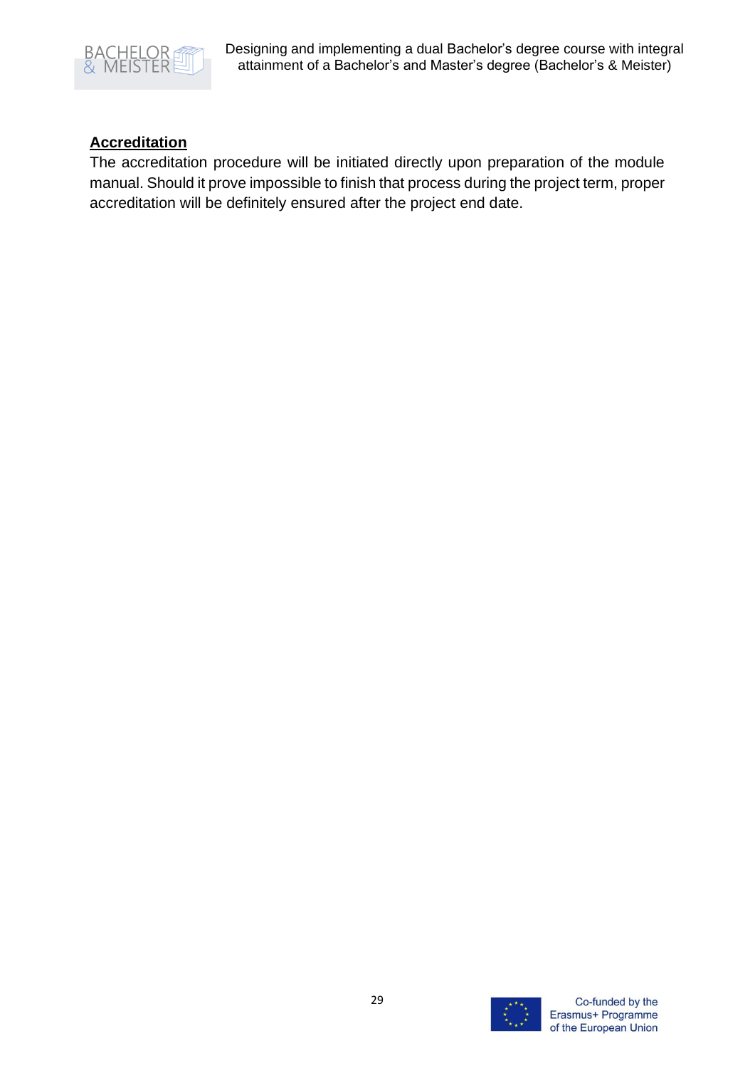**Accreditation**

The accreditation procedure will be initiated directly upon preparation of the module manual. Should it prove impossible to finish that process during the project term, proper accreditation will be definitely ensured after the project end date.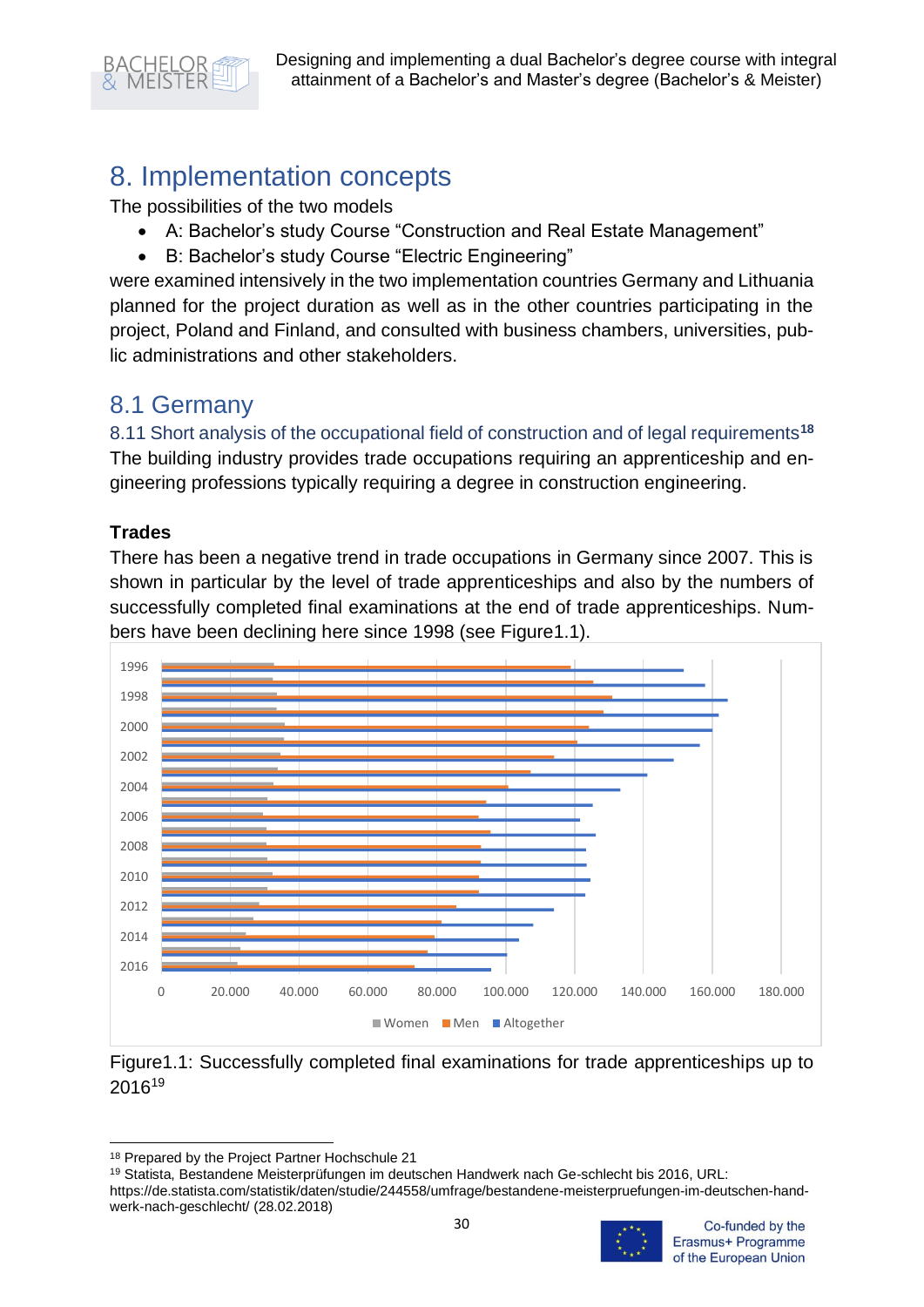# 8. Implementation concepts

The possibilities of the two models

- A: Bachelor's study Course "Construction and Real Estate Management"
- B: Bachelor's study Course "Electric Engineering"

were examined intensively in the two implementation countries Germany and Lithuania planned for the project duration as well as in the other countries participating in the project, Poland and Finland, and consulted with business chambers, universities, public administrations and other stakeholders.

## 8.1 Germany

### 8.11 Short analysis of the occupational field of construction and of legal requirements[18]

The building industry provides trade occupations requiring an apprenticeship and engineering professions typically requiring a degree in construction engineering.

**Trades**

There has been a negative trend in trade occupations in Germany since 2007. This is shown in particular by the level of trade apprenticeships and also by the numbers of successfully completed final examinations at the end of trade apprenticeships. Numbers have been declining here since 1998 (see Figure1.1).

Figure1.1: Successfully completed final examinations for trade apprenticeships up to 2016[19]

---

[18] Prepared by the Project Partner Hochschule 21

[19] Statista, Bestandene Meisterprüfungen im deutschen Handwerk nach Ge-schlecht bis 2016, URL: https://de.statista.com/statistik/daten/studie/244558/umfrage/bestandene-meisterpruefungen-im-deutschen-handwerk-nach-geschlecht/ (28.02.2018)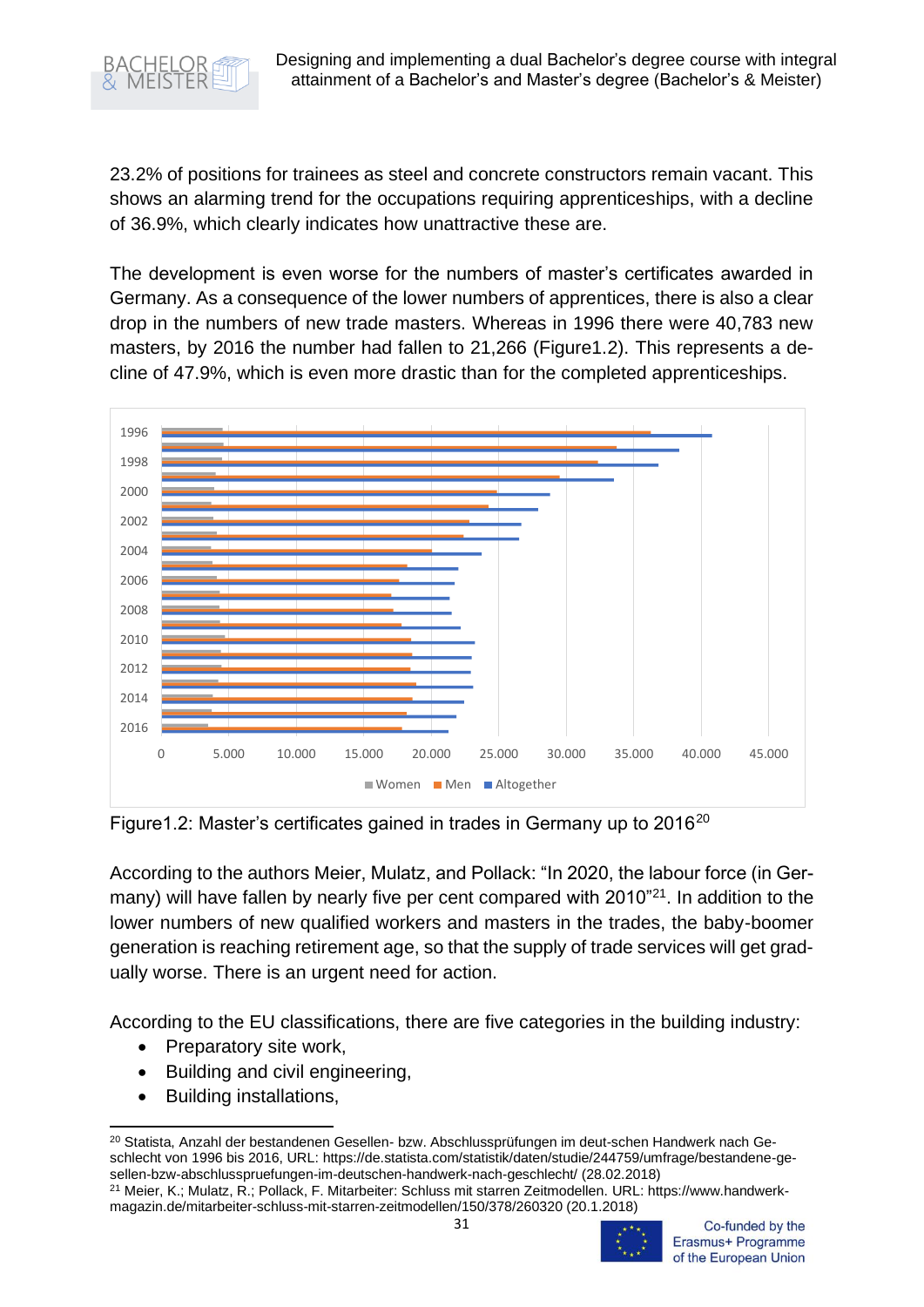23.2% of positions for trainees as steel and concrete constructors remain vacant. This shows an alarming trend for the occupations requiring apprenticeships, with a decline of 36.9%, which clearly indicates how unattractive these are.

The development is even worse for the numbers of master's certificates awarded in Germany. As a consequence of the lower numbers of apprentices, there is also a clear drop in the numbers of new trade masters. Whereas in 1996 there were 40,783 new masters, by 2016 the number had fallen to 21,266 (Figure1.2). This represents a decline of 47.9%, which is even more drastic than for the completed apprenticeships.

Figure1.2: Master's certificates gained in trades in Germany up to 2016[20]

According to the authors Meier, Mulatz, and Pollack: "In 2020, the labour force (in Germany) will have fallen by nearly five per cent compared with 2010"[21]. In addition to the lower numbers of new qualified workers and masters in the trades, the baby-boomer generation is reaching retirement age, so that the supply of trade services will get gradually worse. There is an urgent need for action.

According to the EU classifications, there are five categories in the building industry:

- Preparatory site work,
- Building and civil engineering,
- Building installations,

[20] Statista, Anzahl der bestandenen Gesellen- bzw. Abschlussprüfungen im deut-schen Handwerk nach Geschlecht von 1996 bis 2016, URL: https://de.statista.com/statistik/daten/studie/244759/umfrage/bestandene-gesellen-bzw-abschlusspruefungen-im-deutschen-handwerk-nach-geschlecht/ (28.02.2018)

[21] Meier, K.; Mulatz, R.; Pollack, F. Mitarbeiter: Schluss mit starren Zeitmodellen. URL: https://www.handwerk-magazin.de/mitarbeiter-schluss-mit-starren-zeitmodellen/150/378/260320 (20.1.2018)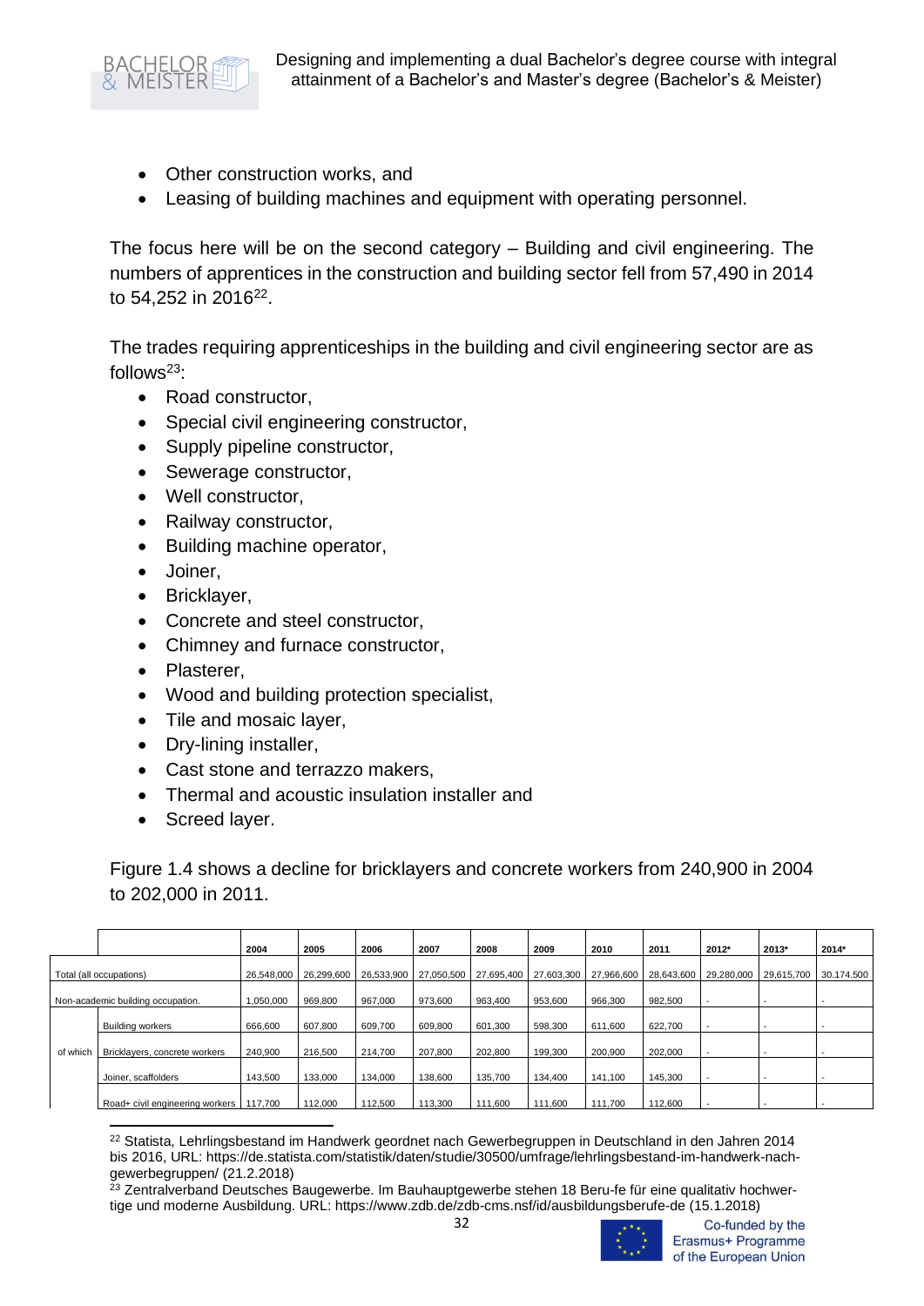- Other construction works, and
- Leasing of building machines and equipment with operating personnel.

The focus here will be on the second category – Building and civil engineering. The numbers of apprentices in the construction and building sector fell from 57,490 in 2014 to 54,252 in 2016[22].

The trades requiring apprenticeships in the building and civil engineering sector are as follows[23]:

- Road constructor,
- Special civil engineering constructor,
- Supply pipeline constructor,
- Sewerage constructor,
- Well constructor,
- Railway constructor,
- Building machine operator,
- Joiner,
- Bricklayer,
- Concrete and steel constructor,
- Chimney and furnace constructor,
- Plasterer,
- Wood and building protection specialist,
- Tile and mosaic layer,
- Dry-lining installer,
- Cast stone and terrazzo makers,
- Thermal and acoustic insulation installer and
- Screed layer.

Figure 1.4 shows a decline for bricklayers and concrete workers from 240,900 in 2004 to 202,000 in 2011.

| | | 2004 | 2005 | 2006 | 2007 | 2008 | 2009 | 2010 | 2011 | 2012* | 2013* | 2014* |
|---|---|---|---|---|---|---|---|---|---|---|---|---|
| Total (all occupations) | | 26,548,000 | 26,299,600 | 26,533,900 | 27,050,500 | 27,695,400 | 27,603,300 | 27,966,600 | 28,643,600 | 29,280,000 | 29,615,700 | 30.174.500 |
| Non-academic building occupation. | | 1,050,000 | 969,800 | 967,000 | 973,600 | 963,400 | 953,600 | 966,300 | 982,500 | - | - | - |
| of which | Building workers | 666,600 | 607,800 | 609,700 | 609,800 | 601,300 | 598,300 | 611,600 | 622,700 | - | - | - |
| | Bricklayers, concrete workers | 240,900 | 216,500 | 214,700 | 207,800 | 202,800 | 199,300 | 200,900 | 202,000 | - | - | - |
| | Joiner, scaffolders | 143,500 | 133,000 | 134,000 | 138,600 | 135,700 | 134,400 | 141,100 | 145,300 | - | - | - |
| | Road+ civil engineering workers | 117,700 | 112,000 | 112,500 | 113,300 | 111,600 | 111,600 | 111,700 | 112,600 | - | - | - |

[22] Statista, Lehrlingsbestand im Handwerk geordnet nach Gewerbegruppen in Deutschland in den Jahren 2014 bis 2016, URL: https://de.statista.com/statistik/daten/studie/30500/umfrage/lehrlingsbestand-im-handwerk-nach-gewerbegruppen/ (21.2.2018)

[23] Zentralverband Deutsches Baugewerbe. Im Bauhauptgewerbe stehen 18 Beru-fe für eine qualitativ hochwertige und moderne Ausbildung. URL: https://www.zdb.de/zdb-cms.nsf/id/ausbildungsberufe-de (15.1.2018)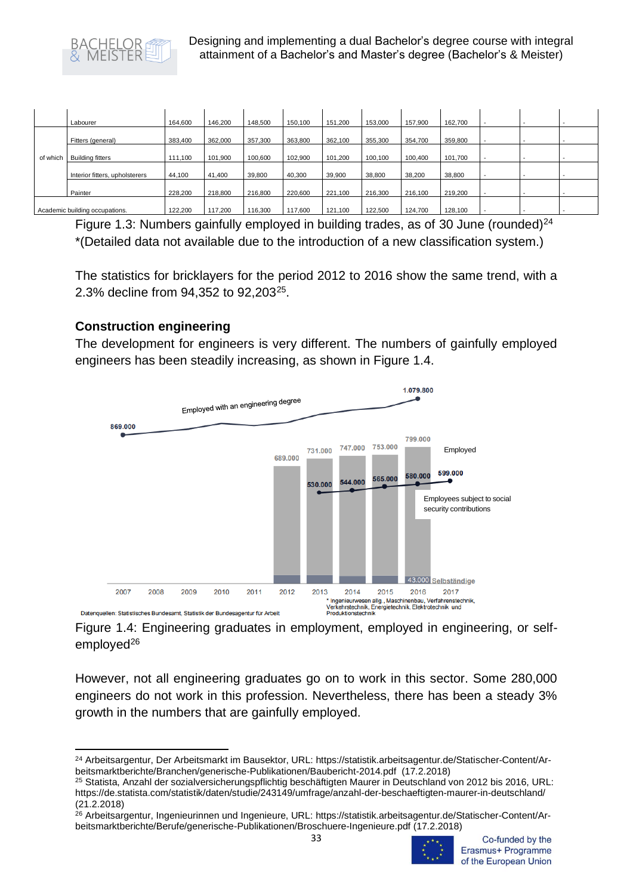| | Labourer | 164,600 | 146,200 | 148,500 | 150,100 | 151,200 | 153,000 | 157,900 | 162,700 | - | - | - |
|---|---|---|---|---|---|---|---|---|---|---|---|---|
| of which | Fitters (general) | 383,400 | 362,000 | 357,300 | 363,800 | 362,100 | 355,300 | 354,700 | 359,800 | - | - | - |
| | Building fitters | 111,100 | 101,900 | 100,600 | 102,900 | 101,200 | 100,100 | 100,400 | 101,700 | - | - | - |
| | Interior fitters, upholsterers | 44,100 | 41,400 | 39,800 | 40,300 | 39,900 | 38,800 | 38,200 | 38,800 | - | - | - |
| | Painter | 228,200 | 218,800 | 216,800 | 220,600 | 221,100 | 216,300 | 216,100 | 219,200 | - | - | - |
| Academic building occupations. | | 122,200 | 117,200 | 116,300 | 117,600 | 121,100 | 122,500 | 124,700 | 128,100 | - | - | - |

Figure 1.3: Numbers gainfully employed in building trades, as of 30 June (rounded)[24]
*(Detailed data not available due to the introduction of a new classification system.)

The statistics for bricklayers for the period 2012 to 2016 show the same trend, with a 2.3% decline from 94,352 to 92,203[25].

## Construction engineering

The development for engineers is very different. The numbers of gainfully employed engineers has been steadily increasing, as shown in Figure 1.4.

Figure 1.4: Engineering graduates in employment, employed in engineering, or self-employed[26]

However, not all engineering graduates go on to work in this sector. Some 280,000 engineers do not work in this profession. Nevertheless, there has been a steady 3% growth in the numbers that are gainfully employed.

---

[24] Arbeitsargentur, Der Arbeitsmarkt im Bausektor, URL: https://statistik.arbeitsagentur.de/Statischer-Content/Arbeitsmarktberichte/Branchen/generische-Publikationen/Baubericht-2014.pdf (17.2.2018)

[25] Statista, Anzahl der sozialversicherungspflichtig beschäftigten Maurer in Deutschland von 2012 bis 2016, URL: https://de.statista.com/statistik/daten/studie/243149/umfrage/anzahl-der-beschaeftigten-maurer-in-deutschland/ (21.2.2018)

[26] Arbeitsargentur, Ingenieurinnen und Ingenieure, URL: https://statistik.arbeitsagentur.de/Statischer-Content/Arbeitsmarktberichte/Berufe/generische-Publikationen/Broschuere-Ingenieure.pdf (17.2.2018)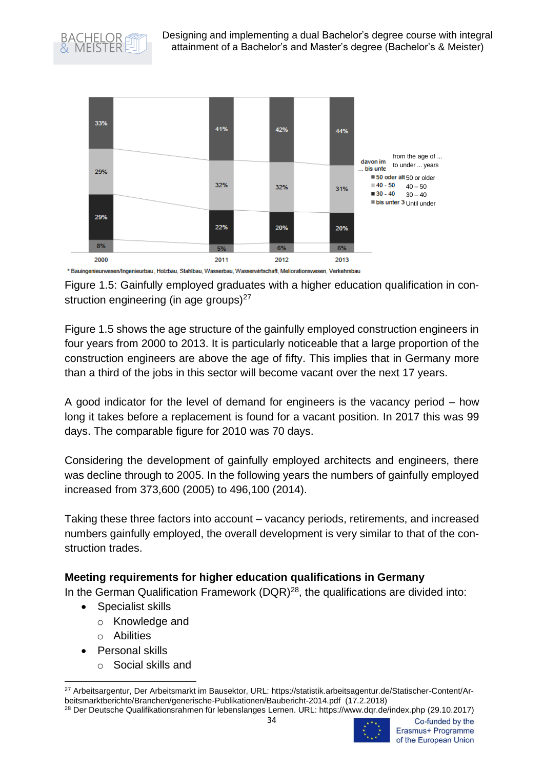| | 2000 | 2011 | 2012 | 2013 |
|---|---|---|---|---|
| 50 oder älter / 50 or older | 33% | 41% | 42% | 44% |
| 40 - 50 / 40 – 50 | 29% | 32% | 32% | 31% |
| 30 - 40 / 30 – 40 | 29% | 22% | 20% | 20% |
| bis unter 30 / Until under 30 | 8% | 5% | 6% | 6% |

davon im ... bis unter / from the age of ... to under ... years

* Bauingenieurwesen/Ingenieurbau, Holzbau, Stahlbau, Wasserbau, Wasserwirtschaft, Meliorationswesen, Verkehrsbau

Figure 1.5: Gainfully employed graduates with a higher education qualification in construction engineering (in age groups)[27]

Figure 1.5 shows the age structure of the gainfully employed construction engineers in four years from 2000 to 2013. It is particularly noticeable that a large proportion of the construction engineers are above the age of fifty. This implies that in Germany more than a third of the jobs in this sector will become vacant over the next 17 years.

A good indicator for the level of demand for engineers is the vacancy period – how long it takes before a replacement is found for a vacant position. In 2017 this was 99 days. The comparable figure for 2010 was 70 days.

Considering the development of gainfully employed architects and engineers, there was decline through to 2005. In the following years the numbers of gainfully employed increased from 373,600 (2005) to 496,100 (2014).

Taking these three factors into account – vacancy periods, retirements, and increased numbers gainfully employed, the overall development is very similar to that of the construction trades.

**Meeting requirements for higher education qualifications in Germany**

In the German Qualification Framework (DQR)[28], the qualifications are divided into:

- Specialist skills
  - Knowledge and
  - Abilities
- Personal skills
  - Social skills and

[27] Arbeitsargentur, Der Arbeitsmarkt im Bausektor, URL: https://statistik.arbeitsagentur.de/Statischer-Content/Arbeitsmarktberichte/Branchen/generische-Publikationen/Baubericht-2014.pdf (17.2.2018)

[28] Der Deutsche Qualifikationsrahmen für lebenslanges Lernen. URL: https://www.dqr.de/index.php (29.10.2017)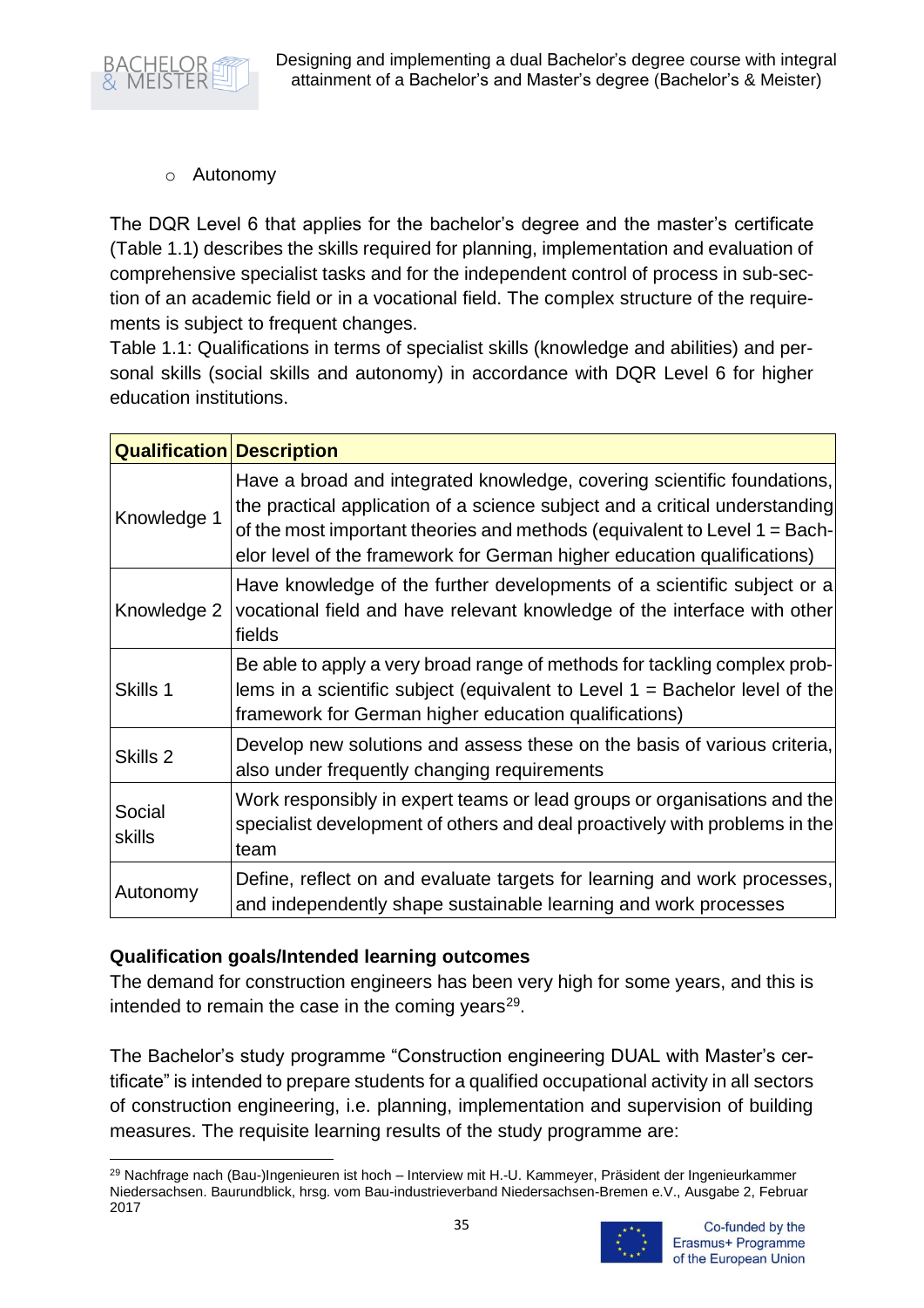- Autonomy

The DQR Level 6 that applies for the bachelor's degree and the master's certificate (Table 1.1) describes the skills required for planning, implementation and evaluation of comprehensive specialist tasks and for the independent control of process in sub-section of an academic field or in a vocational field. The complex structure of the requirements is subject to frequent changes.

Table 1.1: Qualifications in terms of specialist skills (knowledge and abilities) and personal skills (social skills and autonomy) in accordance with DQR Level 6 for higher education institutions.

| Qualification | Description |
|---|---|
| Knowledge 1 | Have a broad and integrated knowledge, covering scientific foundations, the practical application of a science subject and a critical understanding of the most important theories and methods (equivalent to Level 1 = Bachelor level of the framework for German higher education qualifications) |
| Knowledge 2 | Have knowledge of the further developments of a scientific subject or a vocational field and have relevant knowledge of the interface with other fields |
| Skills 1 | Be able to apply a very broad range of methods for tackling complex problems in a scientific subject (equivalent to Level 1 = Bachelor level of the framework for German higher education qualifications) |
| Skills 2 | Develop new solutions and assess these on the basis of various criteria, also under frequently changing requirements |
| Social skills | Work responsibly in expert teams or lead groups or organisations and the specialist development of others and deal proactively with problems in the team |
| Autonomy | Define, reflect on and evaluate targets for learning and work processes, and independently shape sustainable learning and work processes |

**Qualification goals/Intended learning outcomes**

The demand for construction engineers has been very high for some years, and this is intended to remain the case in the coming years[29].

The Bachelor's study programme "Construction engineering DUAL with Master's certificate" is intended to prepare students for a qualified occupational activity in all sectors of construction engineering, i.e. planning, implementation and supervision of building measures. The requisite learning results of the study programme are:

[29] Nachfrage nach (Bau-)Ingenieuren ist hoch – Interview mit H.-U. Kammeyer, Präsident der Ingenieurkammer Niedersachsen. Baurundblick, hrsg. vom Bau-industrieverband Niedersachsen-Bremen e.V., Ausgabe 2, Februar 2017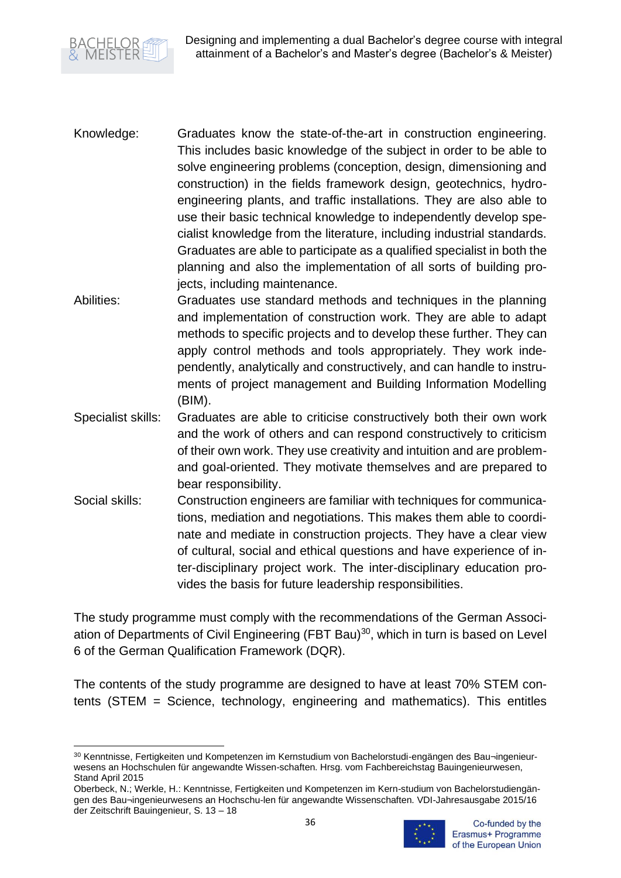Knowledge: Graduates know the state-of-the-art in construction engineering. This includes basic knowledge of the subject in order to be able to solve engineering problems (conception, design, dimensioning and construction) in the fields framework design, geotechnics, hydro-engineering plants, and traffic installations. They are also able to use their basic technical knowledge to independently develop specialist knowledge from the literature, including industrial standards. Graduates are able to participate as a qualified specialist in both the planning and also the implementation of all sorts of building projects, including maintenance.

Abilities: Graduates use standard methods and techniques in the planning and implementation of construction work. They are able to adapt methods to specific projects and to develop these further. They can apply control methods and tools appropriately. They work independently, analytically and constructively, and can handle to instruments of project management and Building Information Modelling (BIM).

Specialist skills: Graduates are able to criticise constructively both their own work and the work of others and can respond constructively to criticism of their own work. They use creativity and intuition and are problem- and goal-oriented. They motivate themselves and are prepared to bear responsibility.

Social skills: Construction engineers are familiar with techniques for communications, mediation and negotiations. This makes them able to coordinate and mediate in construction projects. They have a clear view of cultural, social and ethical questions and have experience of inter-disciplinary project work. The inter-disciplinary education provides the basis for future leadership responsibilities.

The study programme must comply with the recommendations of the German Association of Departments of Civil Engineering (FBT Bau)[30], which in turn is based on Level 6 of the German Qualification Framework (DQR).

The contents of the study programme are designed to have at least 70% STEM contents (STEM = Science, technology, engineering and mathematics). This entitles

---

[30] Kenntnisse, Fertigkeiten und Kompetenzen im Kernstudium von Bachelorstudi-engängen des Bau¬ingenieurwesens an Hochschulen für angewandte Wissen-schaften. Hrsg. vom Fachbereichstag Bauingenieurwesen, Stand April 2015
Oberbeck, N.; Werkle, H.: Kenntnisse, Fertigkeiten und Kompetenzen im Kern-studium von Bachelorstudiengängen des Bau¬ingenieurwesens an Hochschu-len für angewandte Wissenschaften. VDI-Jahresausgabe 2015/16 der Zeitschrift Bauingenieur, S. 13 – 18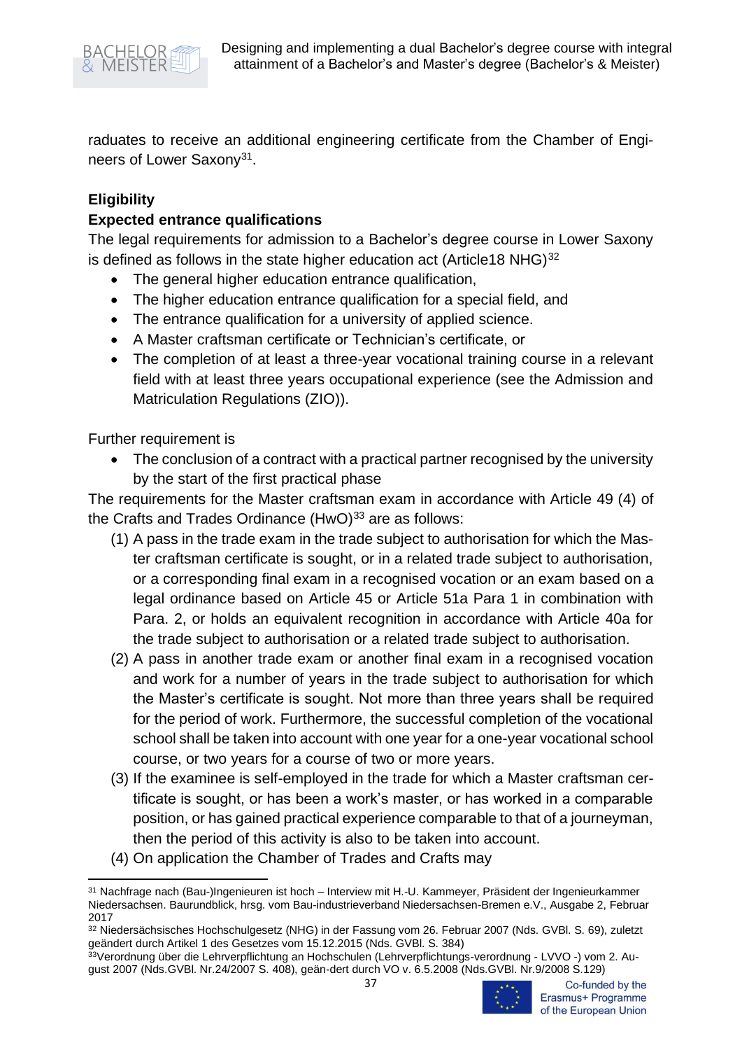raduates to receive an additional engineering certificate from the Chamber of Engineers of Lower Saxony[31].

**Eligibility**

**Expected entrance qualifications**

The legal requirements for admission to a Bachelor's degree course in Lower Saxony is defined as follows in the state higher education act (Article18 NHG)[32]

- The general higher education entrance qualification,
- The higher education entrance qualification for a special field, and
- The entrance qualification for a university of applied science.
- A Master craftsman certificate or Technician's certificate, or
- The completion of at least a three-year vocational training course in a relevant field with at least three years occupational experience (see the Admission and Matriculation Regulations (ZIO)).

Further requirement is

- The conclusion of a contract with a practical partner recognised by the university by the start of the first practical phase

The requirements for the Master craftsman exam in accordance with Article 49 (4) of the Crafts and Trades Ordinance (HwO)[33] are as follows:

(1) A pass in the trade exam in the trade subject to authorisation for which the Master craftsman certificate is sought, or in a related trade subject to authorisation, or a corresponding final exam in a recognised vocation or an exam based on a legal ordinance based on Article 45 or Article 51a Para 1 in combination with Para. 2, or holds an equivalent recognition in accordance with Article 40a for the trade subject to authorisation or a related trade subject to authorisation.

(2) A pass in another trade exam or another final exam in a recognised vocation and work for a number of years in the trade subject to authorisation for which the Master's certificate is sought. Not more than three years shall be required for the period of work. Furthermore, the successful completion of the vocational school shall be taken into account with one year for a one-year vocational school course, or two years for a course of two or more years.

(3) If the examinee is self-employed in the trade for which a Master craftsman certificate is sought, or has been a work's master, or has worked in a comparable position, or has gained practical experience comparable to that of a journeyman, then the period of this activity is also to be taken into account.

(4) On application the Chamber of Trades and Crafts may

---

[31] Nachfrage nach (Bau-)Ingenieuren ist hoch – Interview mit H.-U. Kammeyer, Präsident der Ingenieurkammer Niedersachsen. Baurundblick, hrsg. vom Bau-industrieverband Niedersachsen-Bremen e.V., Ausgabe 2, Februar 2017

[32] Niedersächsisches Hochschulgesetz (NHG) in der Fassung vom 26. Februar 2007 (Nds. GVBl. S. 69), zuletzt geändert durch Artikel 1 des Gesetzes vom 15.12.2015 (Nds. GVBl. S. 384)

[33] Verordnung über die Lehrverpflichtung an Hochschulen (Lehrverpflichtungs-verordnung - LVVO -) vom 2. August 2007 (Nds.GVBl. Nr.24/2007 S. 408), geän-dert durch VO v. 6.5.2008 (Nds.GVBl. Nr.9/2008 S.129)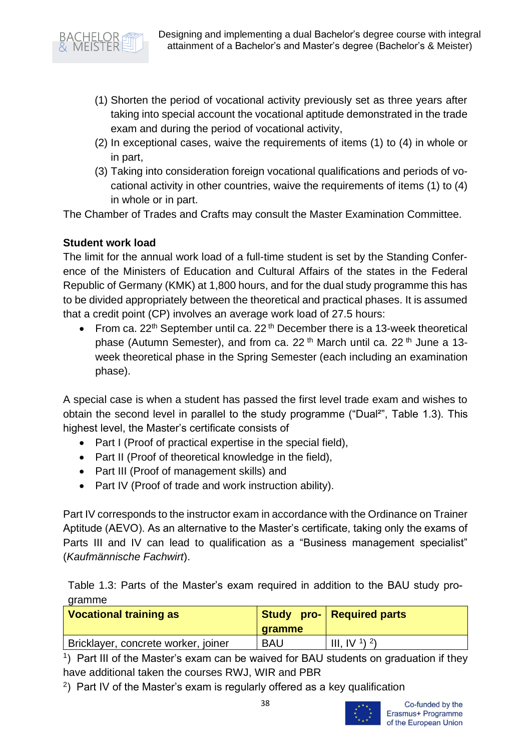(1) Shorten the period of vocational activity previously set as three years after taking into special account the vocational aptitude demonstrated in the trade exam and during the period of vocational activity,
(2) In exceptional cases, waive the requirements of items (1) to (4) in whole or in part,
(3) Taking into consideration foreign vocational qualifications and periods of vocational activity in other countries, waive the requirements of items (1) to (4) in whole or in part.

The Chamber of Trades and Crafts may consult the Master Examination Committee.

**Student work load**

The limit for the annual work load of a full-time student is set by the Standing Conference of the Ministers of Education and Cultural Affairs of the states in the Federal Republic of Germany (KMK) at 1,800 hours, and for the dual study programme this has to be divided appropriately between the theoretical and practical phases. It is assumed that a credit point (CP) involves an average work load of 27.5 hours:

- From ca. 22th September until ca. 22 th December there is a 13-week theoretical phase (Autumn Semester), and from ca. 22 th March until ca. 22 th June a 13-week theoretical phase in the Spring Semester (each including an examination phase).

A special case is when a student has passed the first level trade exam and wishes to obtain the second level in parallel to the study programme ("Dual²", Table 1.3). This highest level, the Master's certificate consists of

- Part I (Proof of practical expertise in the special field),
- Part II (Proof of theoretical knowledge in the field),
- Part III (Proof of management skills) and
- Part IV (Proof of trade and work instruction ability).

Part IV corresponds to the instructor exam in accordance with the Ordinance on Trainer Aptitude (AEVO). As an alternative to the Master's certificate, taking only the exams of Parts III and IV can lead to qualification as a "Business management specialist" (*Kaufmännische Fachwirt*).

Table 1.3: Parts of the Master's exam required in addition to the BAU study programme

| Vocational training as | Study programme | Required parts |
|---|---|---|
| Bricklayer, concrete worker, joiner | BAU | III, IV [1] [2] |

[1]) Part III of the Master's exam can be waived for BAU students on graduation if they have additional taken the courses RWJ, WIR and PBR

[2]) Part IV of the Master's exam is regularly offered as a key qualification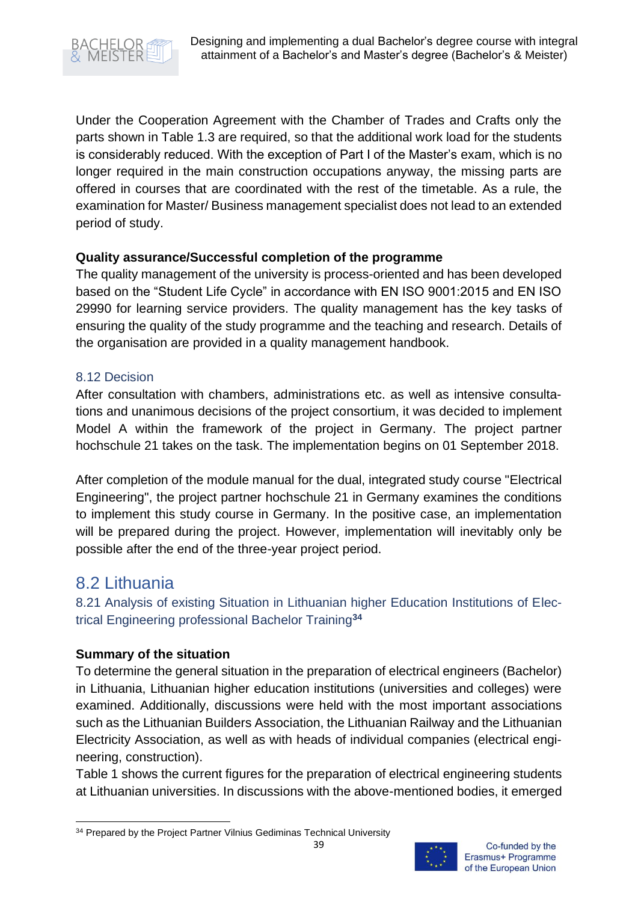Under the Cooperation Agreement with the Chamber of Trades and Crafts only the parts shown in Table 1.3 are required, so that the additional work load for the students is considerably reduced. With the exception of Part I of the Master's exam, which is no longer required in the main construction occupations anyway, the missing parts are offered in courses that are coordinated with the rest of the timetable. As a rule, the examination for Master/ Business management specialist does not lead to an extended period of study.

**Quality assurance/Successful completion of the programme**

The quality management of the university is process-oriented and has been developed based on the "Student Life Cycle" in accordance with EN ISO 9001:2015 and EN ISO 29990 for learning service providers. The quality management has the key tasks of ensuring the quality of the study programme and the teaching and research. Details of the organisation are provided in a quality management handbook.

### 8.12 Decision

After consultation with chambers, administrations etc. as well as intensive consultations and unanimous decisions of the project consortium, it was decided to implement Model A within the framework of the project in Germany. The project partner hochschule 21 takes on the task. The implementation begins on 01 September 2018.

After completion of the module manual for the dual, integrated study course "Electrical Engineering", the project partner hochschule 21 in Germany examines the conditions to implement this study course in Germany. In the positive case, an implementation will be prepared during the project. However, implementation will inevitably only be possible after the end of the three-year project period.

## 8.2 Lithuania

### 8.21 Analysis of existing Situation in Lithuanian higher Education Institutions of Electrical Engineering professional Bachelor Training[34]

**Summary of the situation**

To determine the general situation in the preparation of electrical engineers (Bachelor) in Lithuania, Lithuanian higher education institutions (universities and colleges) were examined. Additionally, discussions were held with the most important associations such as the Lithuanian Builders Association, the Lithuanian Railway and the Lithuanian Electricity Association, as well as with heads of individual companies (electrical engineering, construction).

Table 1 shows the current figures for the preparation of electrical engineering students at Lithuanian universities. In discussions with the above-mentioned bodies, it emerged

[34] Prepared by the Project Partner Vilnius Gediminas Technical University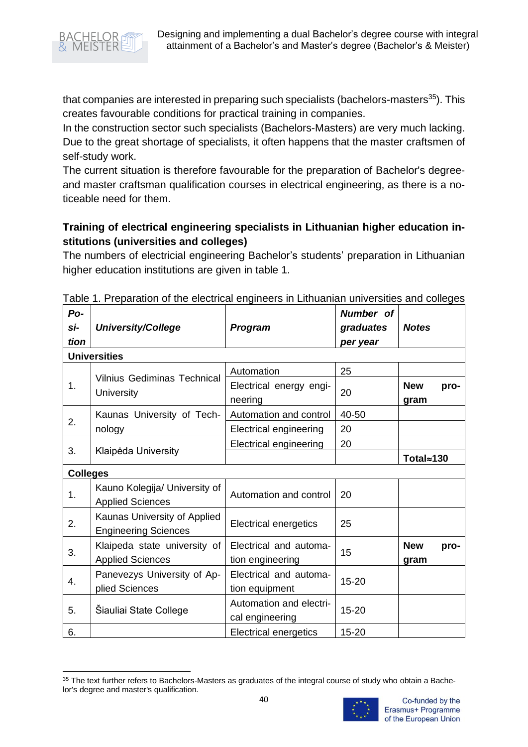that companies are interested in preparing such specialists (bachelors-masters[35]). This creates favourable conditions for practical training in companies.
In the construction sector such specialists (Bachelors-Masters) are very much lacking. Due to the great shortage of specialists, it often happens that the master craftsmen of self-study work.
The current situation is therefore favourable for the preparation of Bachelor's degree- and master craftsman qualification courses in electrical engineering, as there is a noticeable need for them.

**Training of electrical engineering specialists in Lithuanian higher education institutions (universities and colleges)**

The numbers of electricial engineering Bachelor's students' preparation in Lithuanian higher education institutions are given in table 1.

Table 1. Preparation of the electrical engineers in Lithuanian universities and colleges

| *Position* | *University/College* | *Program* | *Number of graduates per year* | *Notes* |
|---|---|---|---|---|
| **Universities** | | | | |
| 1. | Vilnius Gediminas Technical University | Automation | 25 | |
| | | Electrical energy engineering | 20 | **New program** |
| 2. | Kaunas University of Technology | Automation and control | 40-50 | |
| | | Electrical engineering | 20 | |
| 3. | Klaipėda University | Electrical engineering | 20 | |
| | | | | **Total≈130** |
| **Colleges** | | | | |
| 1. | Kauno Kolegija/ University of Applied Sciences | Automation and control | 20 | |
| 2. | Kaunas University of Applied Engineering Sciences | Electrical energetics | 25 | |
| 3. | Klaipeda state university of Applied Sciences | Electrical and automation engineering | 15 | **New program** |
| 4. | Panevezys University of Applied Sciences | Electrical and automation equipment | 15-20 | |
| 5. | Šiauliai State College | Automation and electrical engineering | 15-20 | |
| 6. | | Electrical energetics | 15-20 | |

[35] The text further refers to Bachelors-Masters as graduates of the integral course of study who obtain a Bachelor's degree and master's qualification.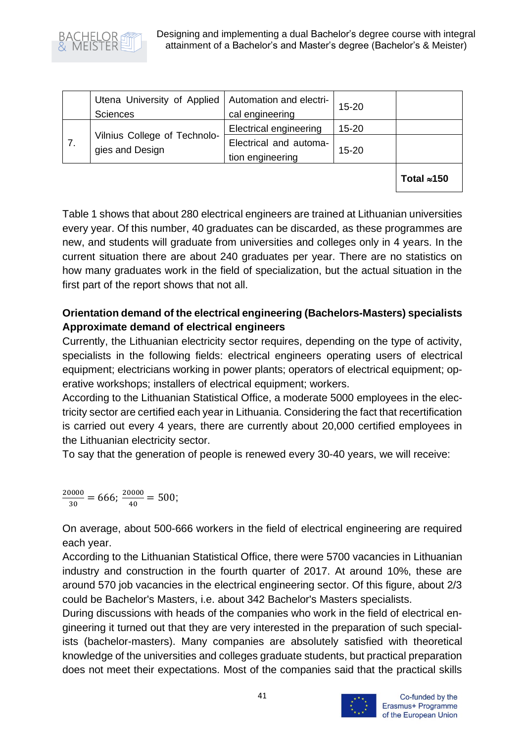|  |  |  |  |  |
|---|---|---|---|---|
|  | Utena University of Applied Sciences | Automation and electrical engineering | 15-20 |  |
| 7. | Vilnius College of Technologies and Design | Electrical engineering | 15-20 |  |
|  |  | Electrical and automation engineering | 15-20 |  |
|  |  |  |  | **Total ≈150** |

Table 1 shows that about 280 electrical engineers are trained at Lithuanian universities every year. Of this number, 40 graduates can be discarded, as these programmes are new, and students will graduate from universities and colleges only in 4 years. In the current situation there are about 240 graduates per year. There are no statistics on how many graduates work in the field of specialization, but the actual situation in the first part of the report shows that not all.

**Orientation demand of the electrical engineering (Bachelors-Masters) specialists**
**Approximate demand of electrical engineers**

Currently, the Lithuanian electricity sector requires, depending on the type of activity, specialists in the following fields: electrical engineers operating users of electrical equipment; electricians working in power plants; operators of electrical equipment; operative workshops; installers of electrical equipment; workers.

According to the Lithuanian Statistical Office, a moderate 5000 employees in the electricity sector are certified each year in Lithuania. Considering the fact that recertification is carried out every 4 years, there are currently about 20,000 certified employees in the Lithuanian electricity sector.

To say that the generation of people is renewed every 30-40 years, we will receive:

$$\frac{20000}{30} = 666; \frac{20000}{40} = 500;$$

On average, about 500-666 workers in the field of electrical engineering are required each year.

According to the Lithuanian Statistical Office, there were 5700 vacancies in Lithuanian industry and construction in the fourth quarter of 2017. At around 10%, these are around 570 job vacancies in the electrical engineering sector. Of this figure, about 2/3 could be Bachelor's Masters, i.e. about 342 Bachelor's Masters specialists.

During discussions with heads of the companies who work in the field of electrical engineering it turned out that they are very interested in the preparation of such specialists (bachelor-masters). Many companies are absolutely satisfied with theoretical knowledge of the universities and colleges graduate students, but practical preparation does not meet their expectations. Most of the companies said that the practical skills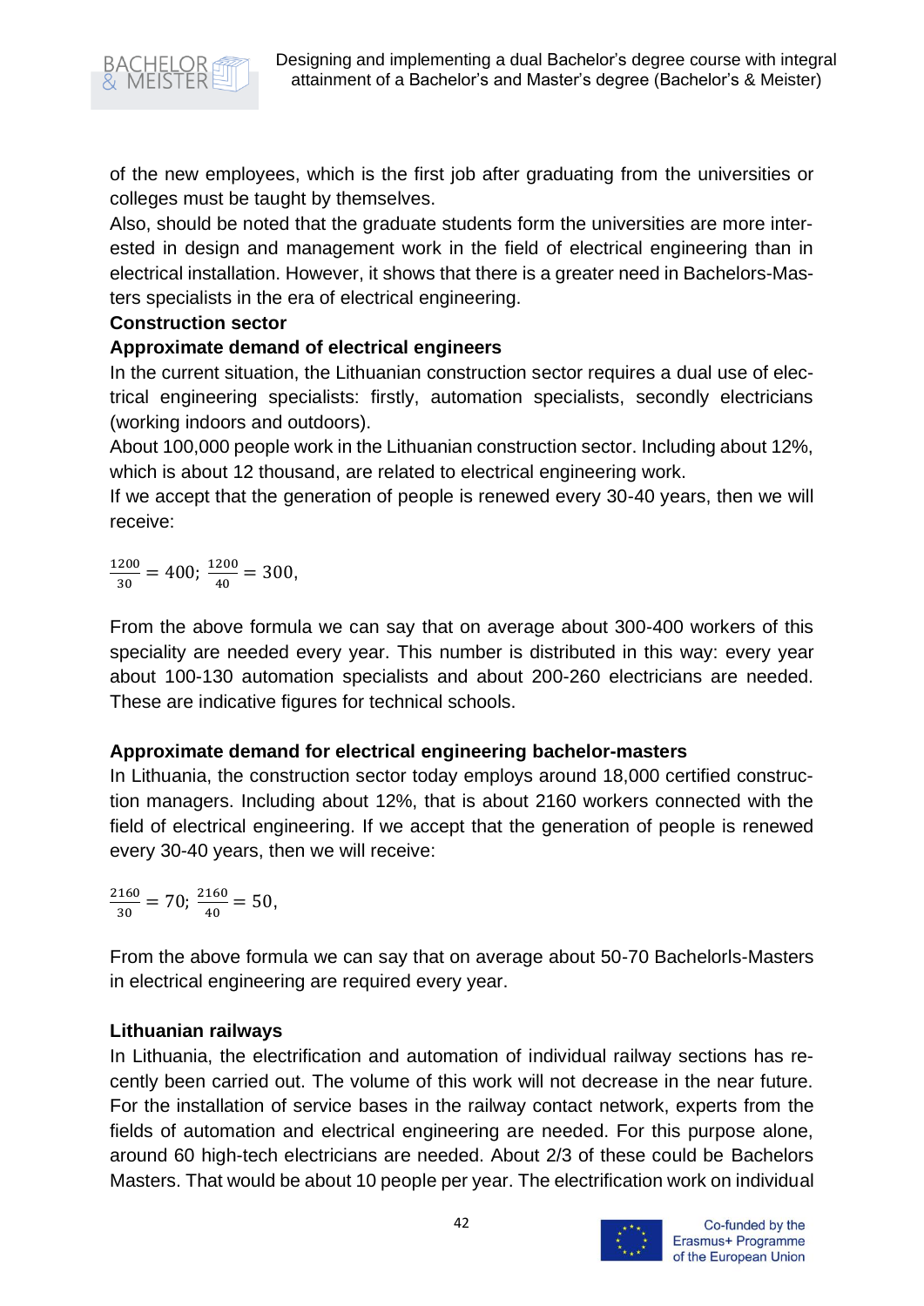of the new employees, which is the first job after graduating from the universities or colleges must be taught by themselves.

Also, should be noted that the graduate students form the universities are more interested in design and management work in the field of electrical engineering than in electrical installation. However, it shows that there is a greater need in Bachelors-Masters specialists in the era of electrical engineering.

**Construction sector**

**Approximate demand of electrical engineers**

In the current situation, the Lithuanian construction sector requires a dual use of electrical engineering specialists: firstly, automation specialists, secondly electricians (working indoors and outdoors).

About 100,000 people work in the Lithuanian construction sector. Including about 12%, which is about 12 thousand, are related to electrical engineering work.

If we accept that the generation of people is renewed every 30-40 years, then we will receive:

$\frac{1200}{30} = 400$; $\frac{1200}{40} = 300$,

From the above formula we can say that on average about 300-400 workers of this speciality are needed every year. This number is distributed in this way: every year about 100-130 automation specialists and about 200-260 electricians are needed. These are indicative figures for technical schools.

**Approximate demand for electrical engineering bachelor-masters**

In Lithuania, the construction sector today employs around 18,000 certified construction managers. Including about 12%, that is about 2160 workers connected with the field of electrical engineering. If we accept that the generation of people is renewed every 30-40 years, then we will receive:

$\frac{2160}{30} = 70$; $\frac{2160}{40} = 50$,

From the above formula we can say that on average about 50-70 Bachelorls-Masters in electrical engineering are required every year.

**Lithuanian railways**

In Lithuania, the electrification and automation of individual railway sections has recently been carried out. The volume of this work will not decrease in the near future. For the installation of service bases in the railway contact network, experts from the fields of automation and electrical engineering are needed. For this purpose alone, around 60 high-tech electricians are needed. About 2/3 of these could be Bachelors Masters. That would be about 10 people per year. The electrification work on individual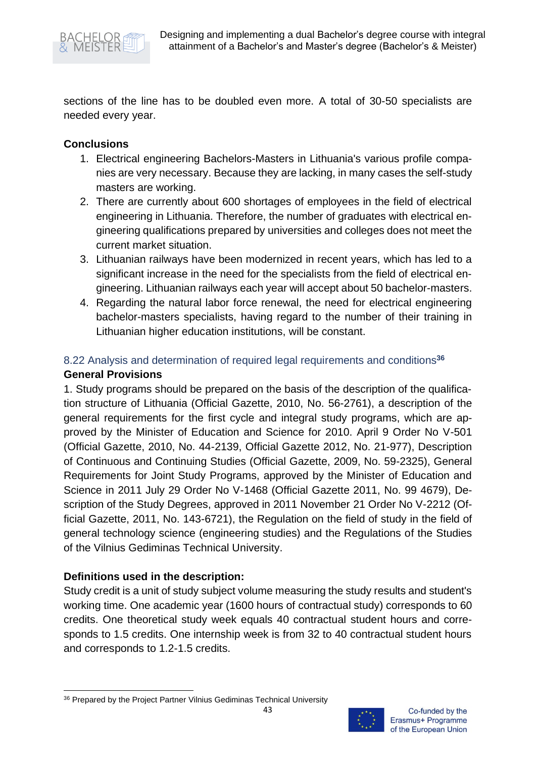sections of the line has to be doubled even more. A total of 30-50 specialists are needed every year.

**Conclusions**

1. Electrical engineering Bachelors-Masters in Lithuania's various profile companies are very necessary. Because they are lacking, in many cases the self-study masters are working.
2. There are currently about 600 shortages of employees in the field of electrical engineering in Lithuania. Therefore, the number of graduates with electrical engineering qualifications prepared by universities and colleges does not meet the current market situation.
3. Lithuanian railways have been modernized in recent years, which has led to a significant increase in the need for the specialists from the field of electrical engineering. Lithuanian railways each year will accept about 50 bachelor-masters.
4. Regarding the natural labor force renewal, the need for electrical engineering bachelor-masters specialists, having regard to the number of their training in Lithuanian higher education institutions, will be constant.

## 8.22 Analysis and determination of required legal requirements and conditions[36]

**General Provisions**

1. Study programs should be prepared on the basis of the description of the qualification structure of Lithuania (Official Gazette, 2010, No. 56-2761), a description of the general requirements for the first cycle and integral study programs, which are approved by the Minister of Education and Science for 2010. April 9 Order No V-501 (Official Gazette, 2010, No. 44-2139, Official Gazette 2012, No. 21-977), Description of Continuous and Continuing Studies (Official Gazette, 2009, No. 59-2325), General Requirements for Joint Study Programs, approved by the Minister of Education and Science in 2011 July 29 Order No V-1468 (Official Gazette 2011, No. 99 4679), Description of the Study Degrees, approved in 2011 November 21 Order No V-2212 (Official Gazette, 2011, No. 143-6721), the Regulation on the field of study in the field of general technology science (engineering studies) and the Regulations of the Studies of the Vilnius Gediminas Technical University.

**Definitions used in the description:**

Study credit is a unit of study subject volume measuring the study results and student's working time. One academic year (1600 hours of contractual study) corresponds to 60 credits. One theoretical study week equals 40 contractual student hours and corresponds to 1.5 credits. One internship week is from 32 to 40 contractual student hours and corresponds to 1.2-1.5 credits.

---

[36] Prepared by the Project Partner Vilnius Gediminas Technical University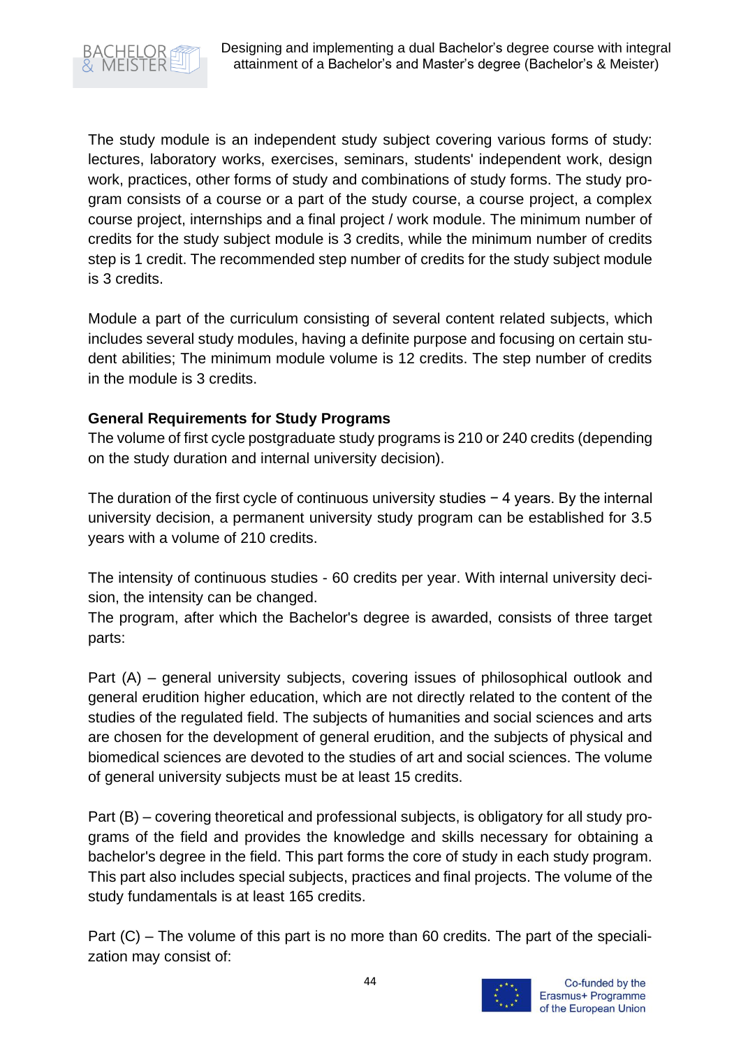The study module is an independent study subject covering various forms of study: lectures, laboratory works, exercises, seminars, students' independent work, design work, practices, other forms of study and combinations of study forms. The study program consists of a course or a part of the study course, a course project, a complex course project, internships and a final project / work module. The minimum number of credits for the study subject module is 3 credits, while the minimum number of credits step is 1 credit. The recommended step number of credits for the study subject module is 3 credits.

Module a part of the curriculum consisting of several content related subjects, which includes several study modules, having a definite purpose and focusing on certain student abilities; The minimum module volume is 12 credits. The step number of credits in the module is 3 credits.

**General Requirements for Study Programs**

The volume of first cycle postgraduate study programs is 210 or 240 credits (depending on the study duration and internal university decision).

The duration of the first cycle of continuous university studies − 4 years. By the internal university decision, a permanent university study program can be established for 3.5 years with a volume of 210 credits.

The intensity of continuous studies - 60 credits per year. With internal university decision, the intensity can be changed.

The program, after which the Bachelor's degree is awarded, consists of three target parts:

Part (A) – general university subjects, covering issues of philosophical outlook and general erudition higher education, which are not directly related to the content of the studies of the regulated field. The subjects of humanities and social sciences and arts are chosen for the development of general erudition, and the subjects of physical and biomedical sciences are devoted to the studies of art and social sciences. The volume of general university subjects must be at least 15 credits.

Part (B) – covering theoretical and professional subjects, is obligatory for all study programs of the field and provides the knowledge and skills necessary for obtaining a bachelor's degree in the field. This part forms the core of study in each study program. This part also includes special subjects, practices and final projects. The volume of the study fundamentals is at least 165 credits.

Part (C) – The volume of this part is no more than 60 credits. The part of the specialization may consist of: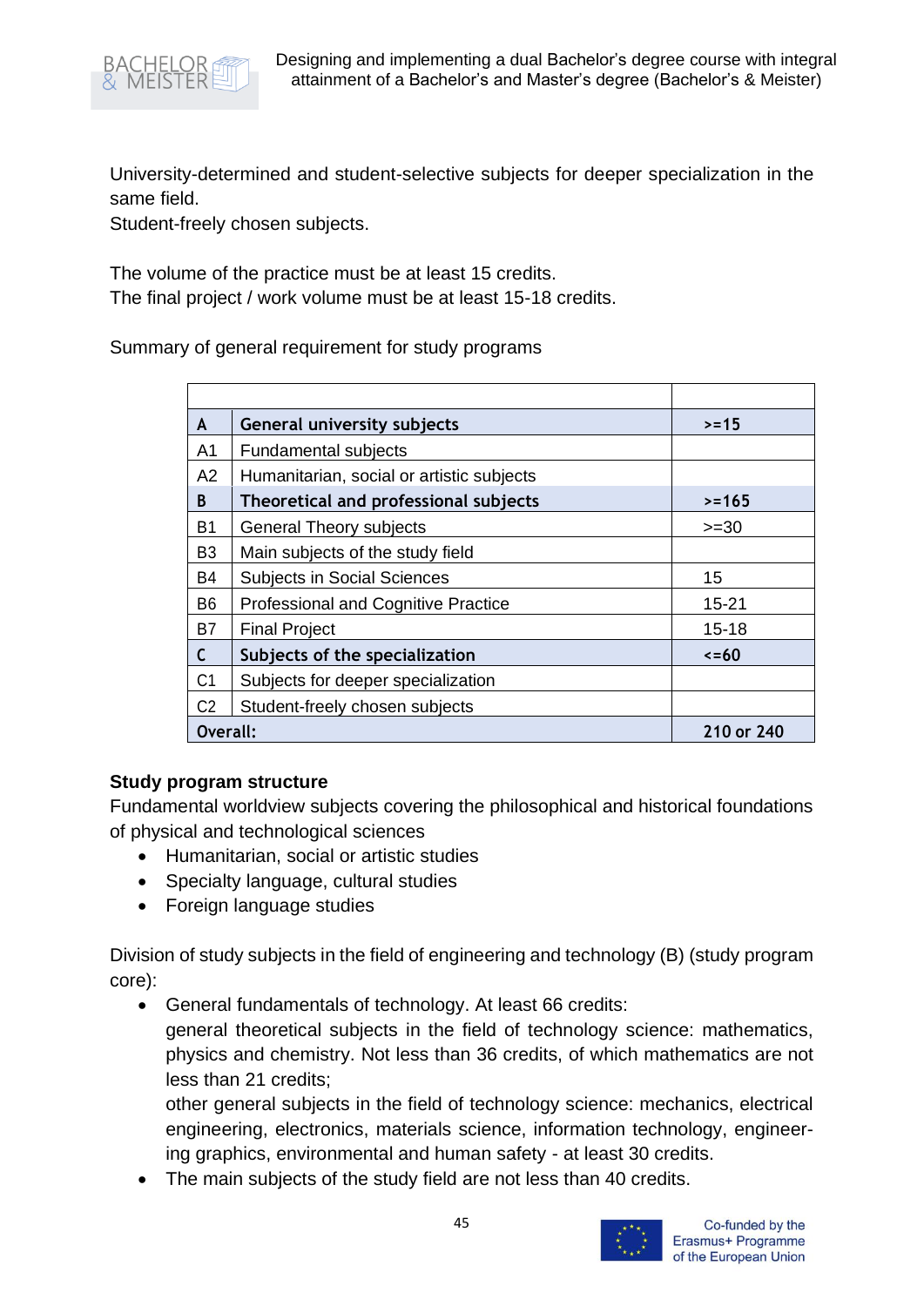University-determined and student-selective subjects for deeper specialization in the same field.
Student-freely chosen subjects.

The volume of the practice must be at least 15 credits.
The final project / work volume must be at least 15-18 credits.

Summary of general requirement for study programs

| | | |
|---|---|---|
| **A** | **General university subjects** | **>=15** |
| A1 | Fundamental subjects | |
| A2 | Humanitarian, social or artistic subjects | |
| **B** | **Theoretical and professional subjects** | **>=165** |
| B1 | General Theory subjects | >=30 |
| B3 | Main subjects of the study field | |
| B4 | Subjects in Social Sciences | 15 |
| B6 | Professional and Cognitive Practice | 15-21 |
| B7 | Final Project | 15-18 |
| **C** | **Subjects of the specialization** | **<=60** |
| C1 | Subjects for deeper specialization | |
| C2 | Student-freely chosen subjects | |
| **Overall:** | | **210 or 240** |

**Study program structure**

Fundamental worldview subjects covering the philosophical and historical foundations of physical and technological sciences

- Humanitarian, social or artistic studies
- Specialty language, cultural studies
- Foreign language studies

Division of study subjects in the field of engineering and technology (B) (study program core):

- General fundamentals of technology. At least 66 credits:
  general theoretical subjects in the field of technology science: mathematics, physics and chemistry. Not less than 36 credits, of which mathematics are not less than 21 credits;
  other general subjects in the field of technology science: mechanics, electrical engineering, electronics, materials science, information technology, engineering graphics, environmental and human safety - at least 30 credits.
- The main subjects of the study field are not less than 40 credits.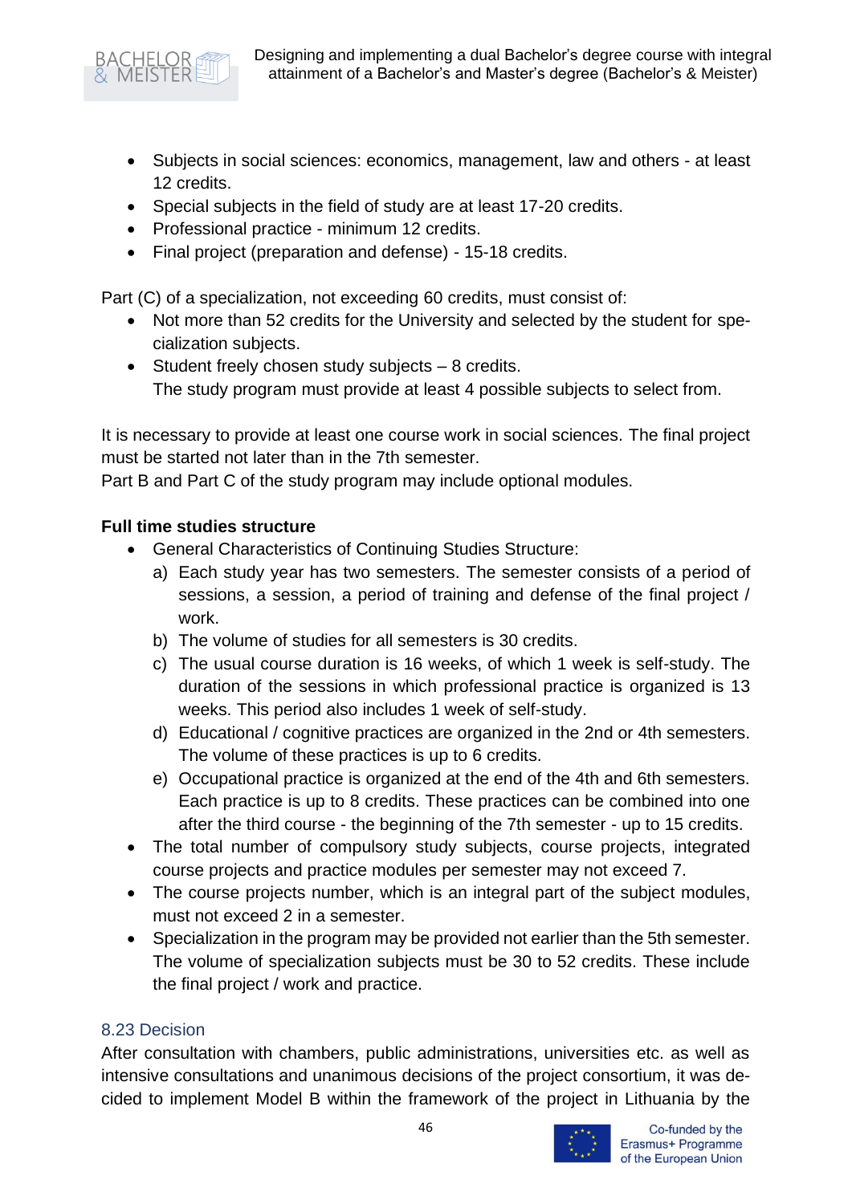- Subjects in social sciences: economics, management, law and others - at least 12 credits.
- Special subjects in the field of study are at least 17-20 credits.
- Professional practice - minimum 12 credits.
- Final project (preparation and defense) - 15-18 credits.

Part (C) of a specialization, not exceeding 60 credits, must consist of:

- Not more than 52 credits for the University and selected by the student for specialization subjects.
- Student freely chosen study subjects – 8 credits.
  The study program must provide at least 4 possible subjects to select from.

It is necessary to provide at least one course work in social sciences. The final project must be started not later than in the 7th semester.
Part B and Part C of the study program may include optional modules.

**Full time studies structure**

- General Characteristics of Continuing Studies Structure:
  a) Each study year has two semesters. The semester consists of a period of sessions, a session, a period of training and defense of the final project / work.
  b) The volume of studies for all semesters is 30 credits.
  c) The usual course duration is 16 weeks, of which 1 week is self-study. The duration of the sessions in which professional practice is organized is 13 weeks. This period also includes 1 week of self-study.
  d) Educational / cognitive practices are organized in the 2nd or 4th semesters. The volume of these practices is up to 6 credits.
  e) Occupational practice is organized at the end of the 4th and 6th semesters. Each practice is up to 8 credits. These practices can be combined into one after the third course - the beginning of the 7th semester - up to 15 credits.
- The total number of compulsory study subjects, course projects, integrated course projects and practice modules per semester may not exceed 7.
- The course projects number, which is an integral part of the subject modules, must not exceed 2 in a semester.
- Specialization in the program may be provided not earlier than the 5th semester. The volume of specialization subjects must be 30 to 52 credits. These include the final project / work and practice.

### 8.23 Decision

After consultation with chambers, public administrations, universities etc. as well as intensive consultations and unanimous decisions of the project consortium, it was decided to implement Model B within the framework of the project in Lithuania by the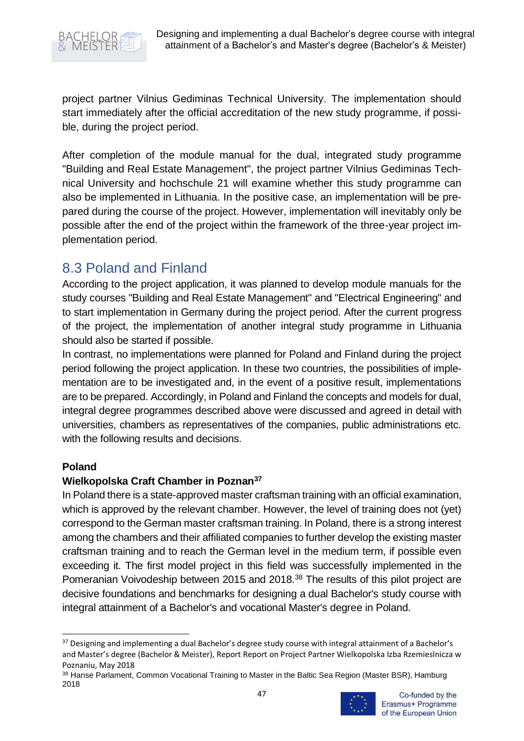project partner Vilnius Gediminas Technical University. The implementation should start immediately after the official accreditation of the new study programme, if possible, during the project period.

After completion of the module manual for the dual, integrated study programme "Building and Real Estate Management", the project partner Vilnius Gediminas Technical University and hochschule 21 will examine whether this study programme can also be implemented in Lithuania. In the positive case, an implementation will be prepared during the course of the project. However, implementation will inevitably only be possible after the end of the project within the framework of the three-year project implementation period.

## 8.3 Poland and Finland

According to the project application, it was planned to develop module manuals for the study courses "Building and Real Estate Management" and "Electrical Engineering" and to start implementation in Germany during the project period. After the current progress of the project, the implementation of another integral study programme in Lithuania should also be started if possible.

In contrast, no implementations were planned for Poland and Finland during the project period following the project application. In these two countries, the possibilities of implementation are to be investigated and, in the event of a positive result, implementations are to be prepared. Accordingly, in Poland and Finland the concepts and models for dual, integral degree programmes described above were discussed and agreed in detail with universities, chambers as representatives of the companies, public administrations etc. with the following results and decisions.

**Poland**

**Wielkopolska Craft Chamber in Poznan[37]**

In Poland there is a state-approved master craftsman training with an official examination, which is approved by the relevant chamber. However, the level of training does not (yet) correspond to the German master craftsman training. In Poland, there is a strong interest among the chambers and their affiliated companies to further develop the existing master craftsman training and to reach the German level in the medium term, if possible even exceeding it. The first model project in this field was successfully implemented in the Pomeranian Voivodeship between 2015 and 2018.[38] The results of this pilot project are decisive foundations and benchmarks for designing a dual Bachelor's study course with integral attainment of a Bachelor's and vocational Master's degree in Poland.

---

[37] Designing and implementing a dual Bachelor's degree study course with integral attainment of a Bachelor's and Master's degree (Bachelor & Meister), Report Report on Project Partner Wielkopolska Izba Rzemieslnicza w Poznaniu, May 2018

[38] Hanse Parlament, Common Vocational Training to Master in the Baltic Sea Region (Master BSR), Hamburg 2018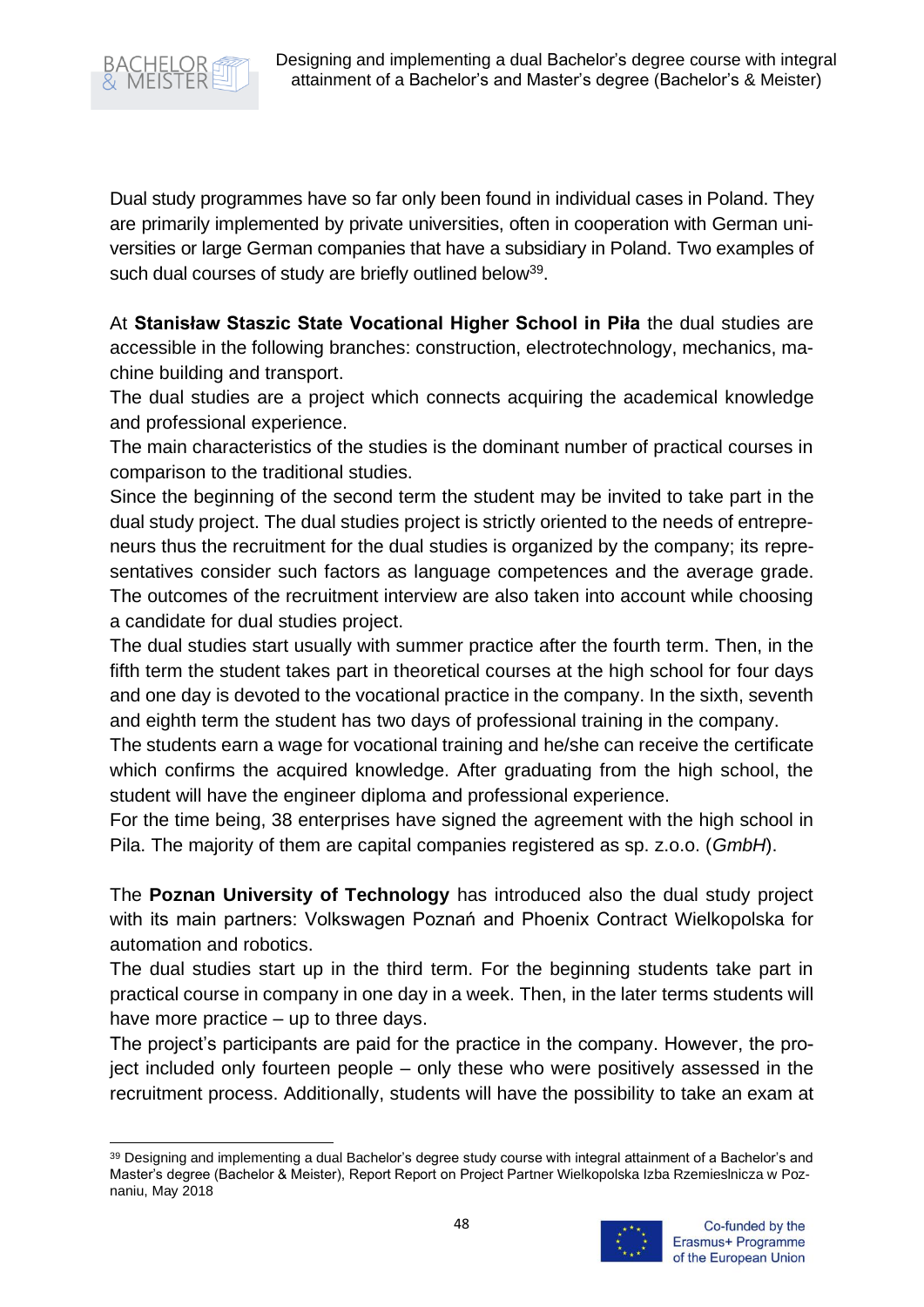Dual study programmes have so far only been found in individual cases in Poland. They are primarily implemented by private universities, often in cooperation with German universities or large German companies that have a subsidiary in Poland. Two examples of such dual courses of study are briefly outlined below[39].

At **Stanisław Staszic State Vocational Higher School in Piła** the dual studies are accessible in the following branches: construction, electrotechnology, mechanics, machine building and transport.

The dual studies are a project which connects acquiring the academical knowledge and professional experience.

The main characteristics of the studies is the dominant number of practical courses in comparison to the traditional studies.

Since the beginning of the second term the student may be invited to take part in the dual study project. The dual studies project is strictly oriented to the needs of entrepreneurs thus the recruitment for the dual studies is organized by the company; its representatives consider such factors as language competences and the average grade. The outcomes of the recruitment interview are also taken into account while choosing a candidate for dual studies project.

The dual studies start usually with summer practice after the fourth term. Then, in the fifth term the student takes part in theoretical courses at the high school for four days and one day is devoted to the vocational practice in the company. In the sixth, seventh and eighth term the student has two days of professional training in the company.

The students earn a wage for vocational training and he/she can receive the certificate which confirms the acquired knowledge. After graduating from the high school, the student will have the engineer diploma and professional experience.

For the time being, 38 enterprises have signed the agreement with the high school in Pila. The majority of them are capital companies registered as sp. z.o.o. (*GmbH*).

The **Poznan University of Technology** has introduced also the dual study project with its main partners: Volkswagen Poznań and Phoenix Contract Wielkopolska for automation and robotics.

The dual studies start up in the third term. For the beginning students take part in practical course in company in one day in a week. Then, in the later terms students will have more practice – up to three days.

The project's participants are paid for the practice in the company. However, the project included only fourteen people – only these who were positively assessed in the recruitment process. Additionally, students will have the possibility to take an exam at

---

[39] Designing and implementing a dual Bachelor's degree study course with integral attainment of a Bachelor's and Master's degree (Bachelor & Meister), Report Report on Project Partner Wielkopolska Izba Rzemieslnicza w Poznaniu, May 2018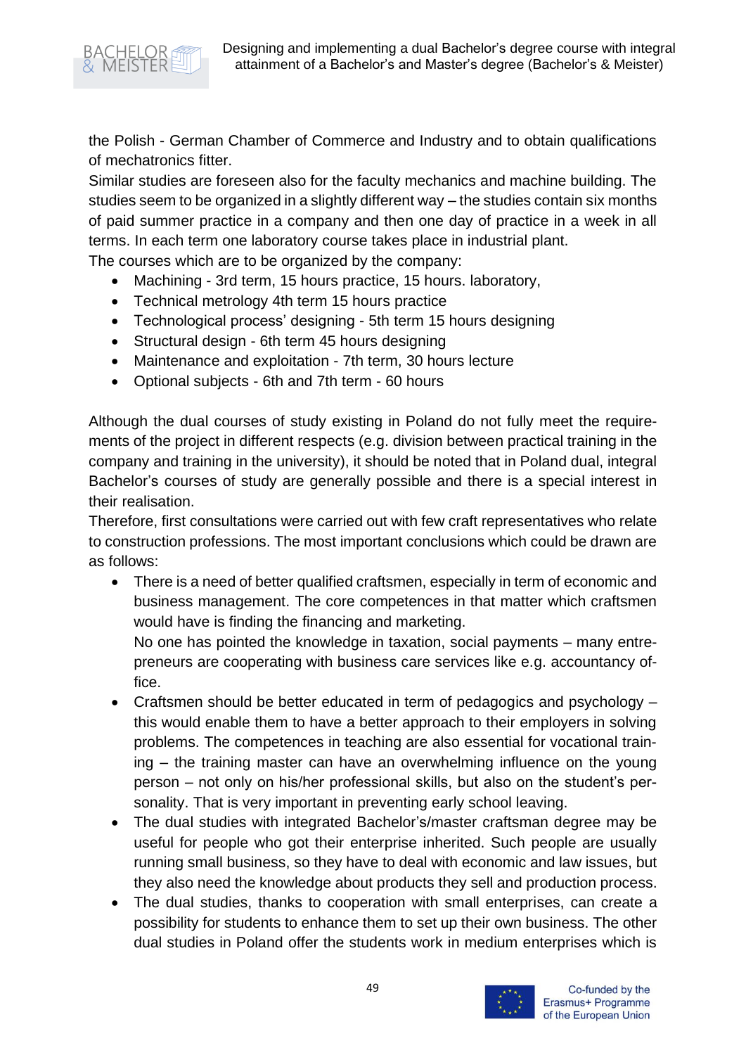the Polish - German Chamber of Commerce and Industry and to obtain qualifications of mechatronics fitter.

Similar studies are foreseen also for the faculty mechanics and machine building. The studies seem to be organized in a slightly different way – the studies contain six months of paid summer practice in a company and then one day of practice in a week in all terms. In each term one laboratory course takes place in industrial plant.

The courses which are to be organized by the company:

- Machining - 3rd term, 15 hours practice, 15 hours. laboratory,
- Technical metrology 4th term 15 hours practice
- Technological process' designing - 5th term 15 hours designing
- Structural design - 6th term 45 hours designing
- Maintenance and exploitation - 7th term, 30 hours lecture
- Optional subjects - 6th and 7th term - 60 hours

Although the dual courses of study existing in Poland do not fully meet the requirements of the project in different respects (e.g. division between practical training in the company and training in the university), it should be noted that in Poland dual, integral Bachelor's courses of study are generally possible and there is a special interest in their realisation.

Therefore, first consultations were carried out with few craft representatives who relate to construction professions. The most important conclusions which could be drawn are as follows:

- There is a need of better qualified craftsmen, especially in term of economic and business management. The core competences in that matter which craftsmen would have is finding the financing and marketing.

  No one has pointed the knowledge in taxation, social payments – many entrepreneurs are cooperating with business care services like e.g. accountancy office.
- Craftsmen should be better educated in term of pedagogics and psychology – this would enable them to have a better approach to their employers in solving problems. The competences in teaching are also essential for vocational training – the training master can have an overwhelming influence on the young person – not only on his/her professional skills, but also on the student's personality. That is very important in preventing early school leaving.
- The dual studies with integrated Bachelor's/master craftsman degree may be useful for people who got their enterprise inherited. Such people are usually running small business, so they have to deal with economic and law issues, but they also need the knowledge about products they sell and production process.
- The dual studies, thanks to cooperation with small enterprises, can create a possibility for students to enhance them to set up their own business. The other dual studies in Poland offer the students work in medium enterprises which is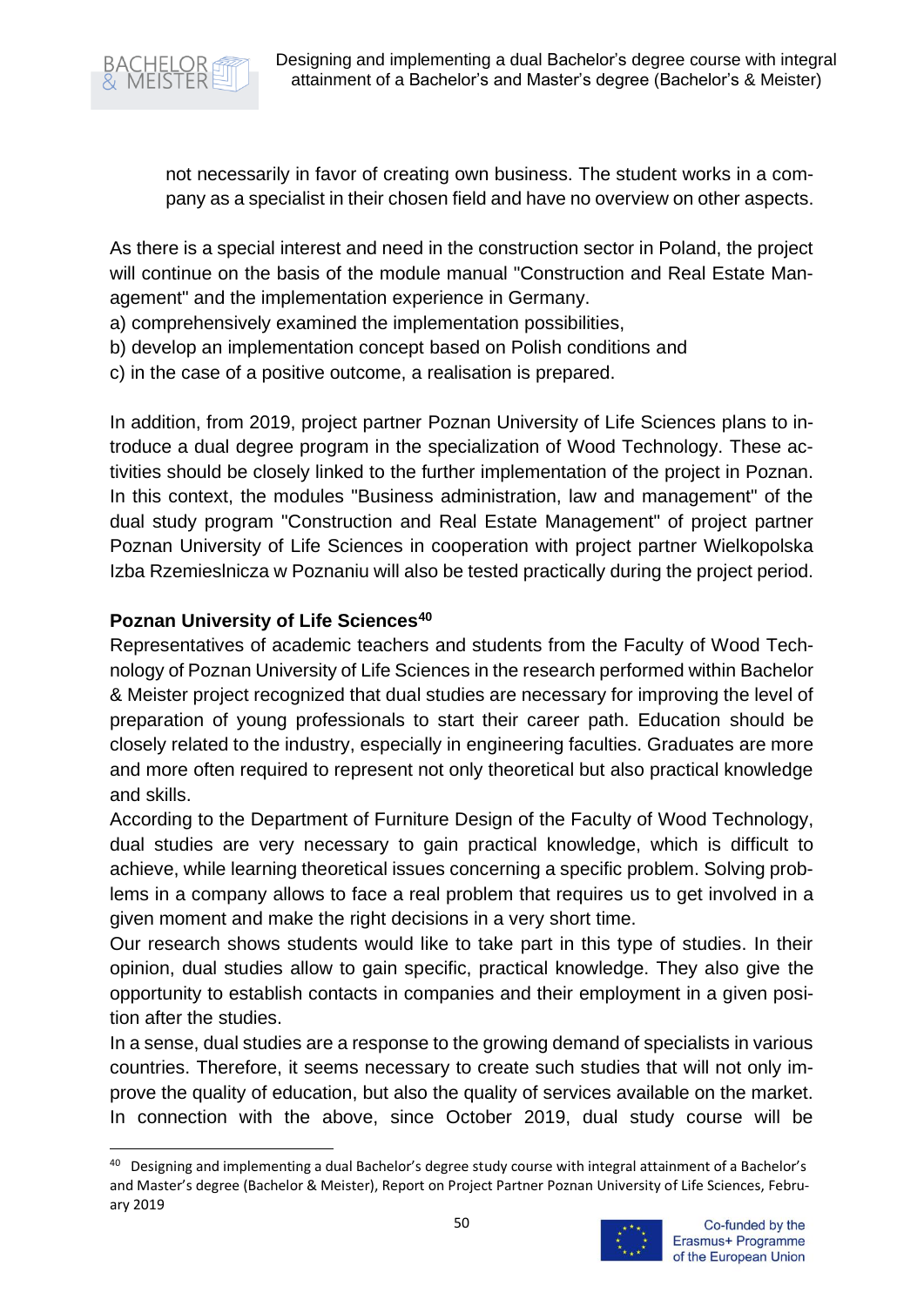not necessarily in favor of creating own business. The student works in a company as a specialist in their chosen field and have no overview on other aspects.

As there is a special interest and need in the construction sector in Poland, the project will continue on the basis of the module manual "Construction and Real Estate Management" and the implementation experience in Germany.

a) comprehensively examined the implementation possibilities,
b) develop an implementation concept based on Polish conditions and
c) in the case of a positive outcome, a realisation is prepared.

In addition, from 2019, project partner Poznan University of Life Sciences plans to introduce a dual degree program in the specialization of Wood Technology. These activities should be closely linked to the further implementation of the project in Poznan. In this context, the modules "Business administration, law and management" of the dual study program "Construction and Real Estate Management" of project partner Poznan University of Life Sciences in cooperation with project partner Wielkopolska Izba Rzemieslnicza w Poznaniu will also be tested practically during the project period.

**Poznan University of Life Sciences**[40]

Representatives of academic teachers and students from the Faculty of Wood Technology of Poznan University of Life Sciences in the research performed within Bachelor & Meister project recognized that dual studies are necessary for improving the level of preparation of young professionals to start their career path. Education should be closely related to the industry, especially in engineering faculties. Graduates are more and more often required to represent not only theoretical but also practical knowledge and skills.

According to the Department of Furniture Design of the Faculty of Wood Technology, dual studies are very necessary to gain practical knowledge, which is difficult to achieve, while learning theoretical issues concerning a specific problem. Solving problems in a company allows to face a real problem that requires us to get involved in a given moment and make the right decisions in a very short time.

Our research shows students would like to take part in this type of studies. In their opinion, dual studies allow to gain specific, practical knowledge. They also give the opportunity to establish contacts in companies and their employment in a given position after the studies.

In a sense, dual studies are a response to the growing demand of specialists in various countries. Therefore, it seems necessary to create such studies that will not only improve the quality of education, but also the quality of services available on the market. In connection with the above, since October 2019, dual study course will be

[40] Designing and implementing a dual Bachelor's degree study course with integral attainment of a Bachelor's and Master's degree (Bachelor & Meister), Report on Project Partner Poznan University of Life Sciences, February 2019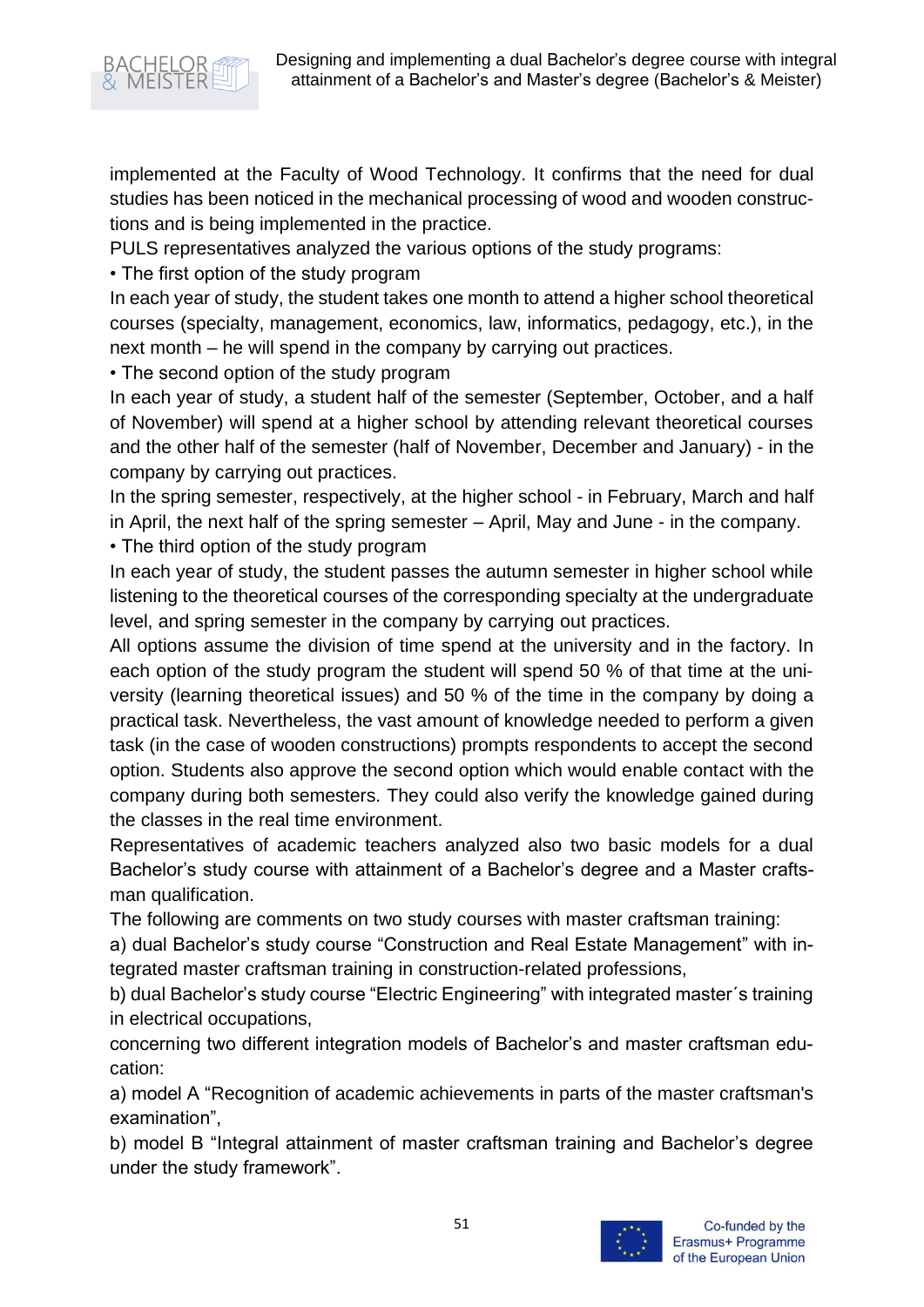implemented at the Faculty of Wood Technology. It confirms that the need for dual studies has been noticed in the mechanical processing of wood and wooden constructions and is being implemented in the practice.

PULS representatives analyzed the various options of the study programs:

• The first option of the study program

In each year of study, the student takes one month to attend a higher school theoretical courses (specialty, management, economics, law, informatics, pedagogy, etc.), in the next month – he will spend in the company by carrying out practices.

• The second option of the study program

In each year of study, a student half of the semester (September, October, and a half of November) will spend at a higher school by attending relevant theoretical courses and the other half of the semester (half of November, December and January) - in the company by carrying out practices.

In the spring semester, respectively, at the higher school - in February, March and half in April, the next half of the spring semester – April, May and June - in the company.

• The third option of the study program

In each year of study, the student passes the autumn semester in higher school while listening to the theoretical courses of the corresponding specialty at the undergraduate level, and spring semester in the company by carrying out practices.

All options assume the division of time spend at the university and in the factory. In each option of the study program the student will spend 50 % of that time at the university (learning theoretical issues) and 50 % of the time in the company by doing a practical task. Nevertheless, the vast amount of knowledge needed to perform a given task (in the case of wooden constructions) prompts respondents to accept the second option. Students also approve the second option which would enable contact with the company during both semesters. They could also verify the knowledge gained during the classes in the real time environment.

Representatives of academic teachers analyzed also two basic models for a dual Bachelor's study course with attainment of a Bachelor's degree and a Master craftsman qualification.

The following are comments on two study courses with master craftsman training:

a) dual Bachelor's study course "Construction and Real Estate Management" with integrated master craftsman training in construction-related professions,

b) dual Bachelor's study course "Electric Engineering" with integrated master´s training in electrical occupations,

concerning two different integration models of Bachelor's and master craftsman education:

a) model A "Recognition of academic achievements in parts of the master craftsman's examination",

b) model B "Integral attainment of master craftsman training and Bachelor's degree under the study framework".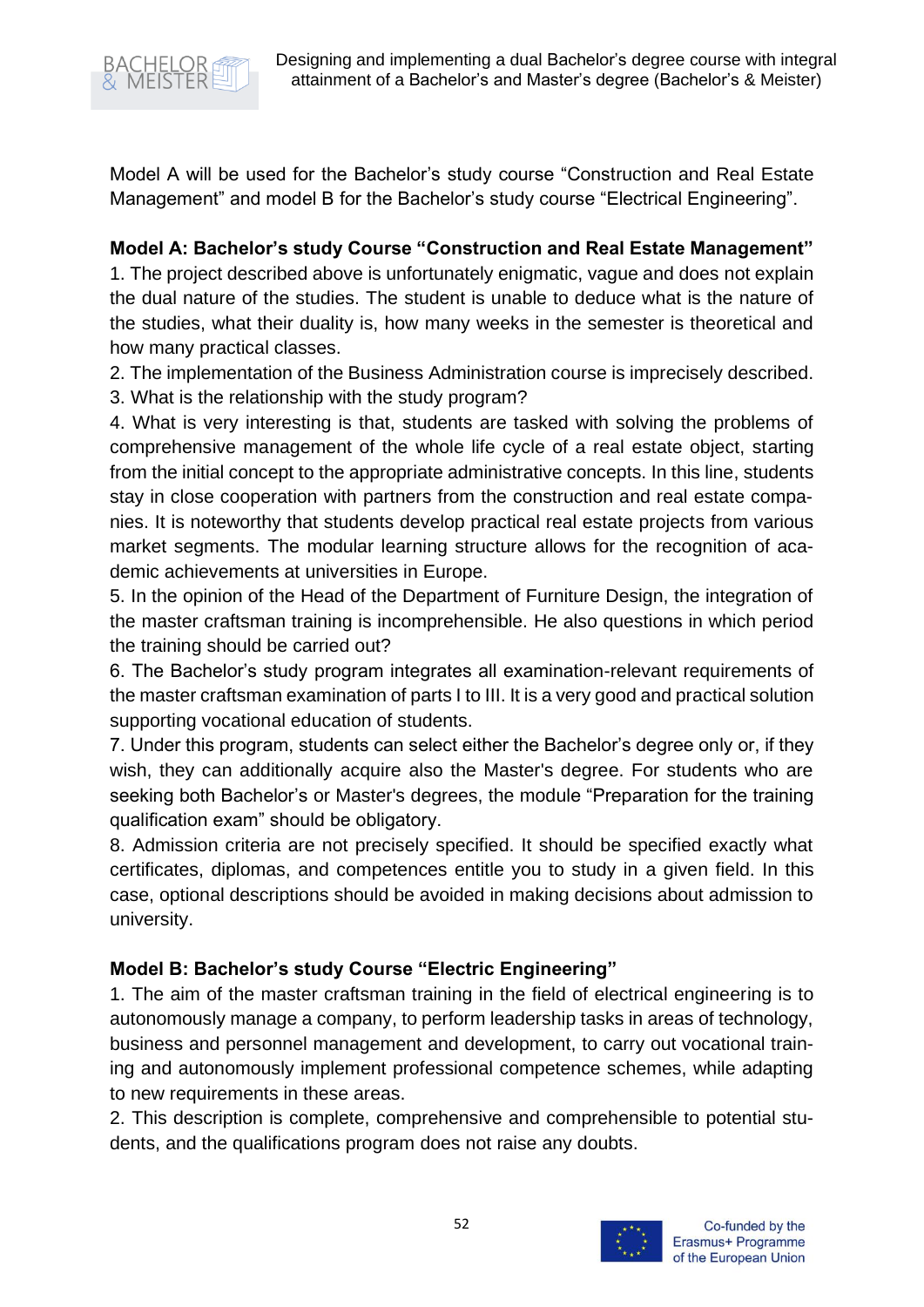Model A will be used for the Bachelor's study course "Construction and Real Estate Management" and model B for the Bachelor's study course "Electrical Engineering".

**Model A: Bachelor's study Course "Construction and Real Estate Management"**

1. The project described above is unfortunately enigmatic, vague and does not explain the dual nature of the studies. The student is unable to deduce what is the nature of the studies, what their duality is, how many weeks in the semester is theoretical and how many practical classes.
2. The implementation of the Business Administration course is imprecisely described.
3. What is the relationship with the study program?
4. What is very interesting is that, students are tasked with solving the problems of comprehensive management of the whole life cycle of a real estate object, starting from the initial concept to the appropriate administrative concepts. In this line, students stay in close cooperation with partners from the construction and real estate companies. It is noteworthy that students develop practical real estate projects from various market segments. The modular learning structure allows for the recognition of academic achievements at universities in Europe.
5. In the opinion of the Head of the Department of Furniture Design, the integration of the master craftsman training is incomprehensible. He also questions in which period the training should be carried out?
6. The Bachelor's study program integrates all examination-relevant requirements of the master craftsman examination of parts I to III. It is a very good and practical solution supporting vocational education of students.
7. Under this program, students can select either the Bachelor's degree only or, if they wish, they can additionally acquire also the Master's degree. For students who are seeking both Bachelor's or Master's degrees, the module "Preparation for the training qualification exam" should be obligatory.
8. Admission criteria are not precisely specified. It should be specified exactly what certificates, diplomas, and competences entitle you to study in a given field. In this case, optional descriptions should be avoided in making decisions about admission to university.

**Model B: Bachelor's study Course "Electric Engineering"**

1. The aim of the master craftsman training in the field of electrical engineering is to autonomously manage a company, to perform leadership tasks in areas of technology, business and personnel management and development, to carry out vocational training and autonomously implement professional competence schemes, while adapting to new requirements in these areas.
2. This description is complete, comprehensive and comprehensible to potential students, and the qualifications program does not raise any doubts.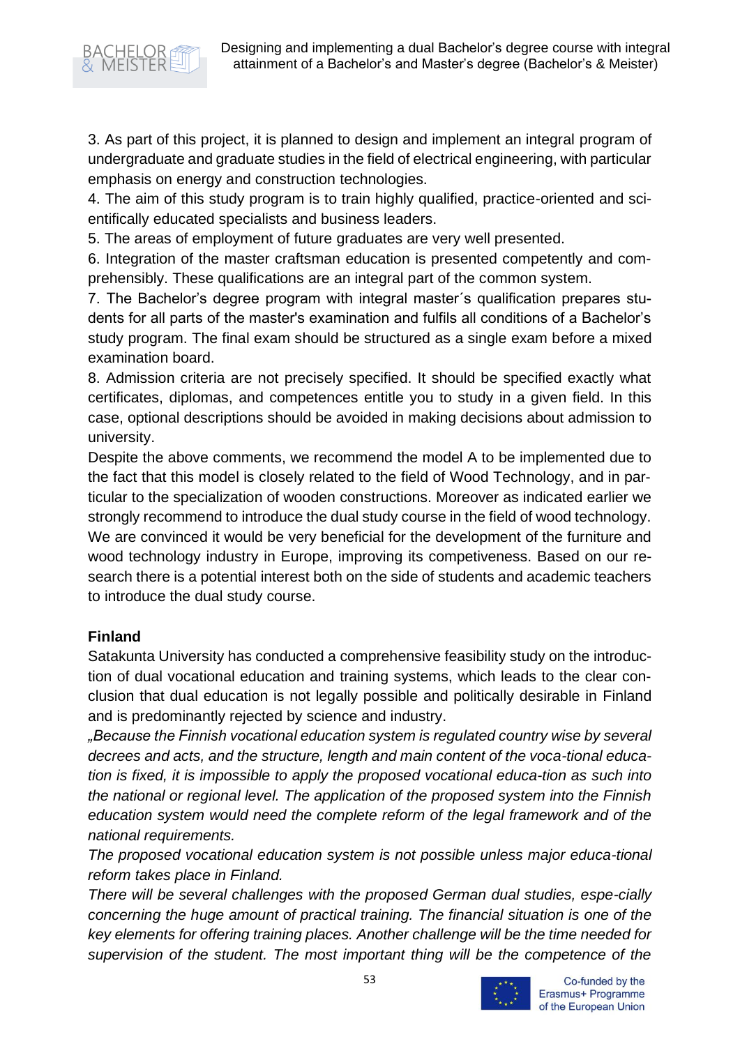3. As part of this project, it is planned to design and implement an integral program of undergraduate and graduate studies in the field of electrical engineering, with particular emphasis on energy and construction technologies.
4. The aim of this study program is to train highly qualified, practice-oriented and scientifically educated specialists and business leaders.
5. The areas of employment of future graduates are very well presented.
6. Integration of the master craftsman education is presented competently and comprehensibly. These qualifications are an integral part of the common system.
7. The Bachelor's degree program with integral master´s qualification prepares students for all parts of the master's examination and fulfils all conditions of a Bachelor's study program. The final exam should be structured as a single exam before a mixed examination board.
8. Admission criteria are not precisely specified. It should be specified exactly what certificates, diplomas, and competences entitle you to study in a given field. In this case, optional descriptions should be avoided in making decisions about admission to university.

Despite the above comments, we recommend the model A to be implemented due to the fact that this model is closely related to the field of Wood Technology, and in particular to the specialization of wooden constructions. Moreover as indicated earlier we strongly recommend to introduce the dual study course in the field of wood technology. We are convinced it would be very beneficial for the development of the furniture and wood technology industry in Europe, improving its competiveness. Based on our research there is a potential interest both on the side of students and academic teachers to introduce the dual study course.

**Finland**

Satakunta University has conducted a comprehensive feasibility study on the introduction of dual vocational education and training systems, which leads to the clear conclusion that dual education is not legally possible and politically desirable in Finland and is predominantly rejected by science and industry.

*„Because the Finnish vocational education system is regulated country wise by several decrees and acts, and the structure, length and main content of the voca-tional education is fixed, it is impossible to apply the proposed vocational educa-tion as such into the national or regional level. The application of the proposed system into the Finnish education system would need the complete reform of the legal framework and of the national requirements.*

*The proposed vocational education system is not possible unless major educa-tional reform takes place in Finland.*

*There will be several challenges with the proposed German dual studies, espe-cially concerning the huge amount of practical training. The financial situation is one of the key elements for offering training places. Another challenge will be the time needed for supervision of the student. The most important thing will be the competence of the*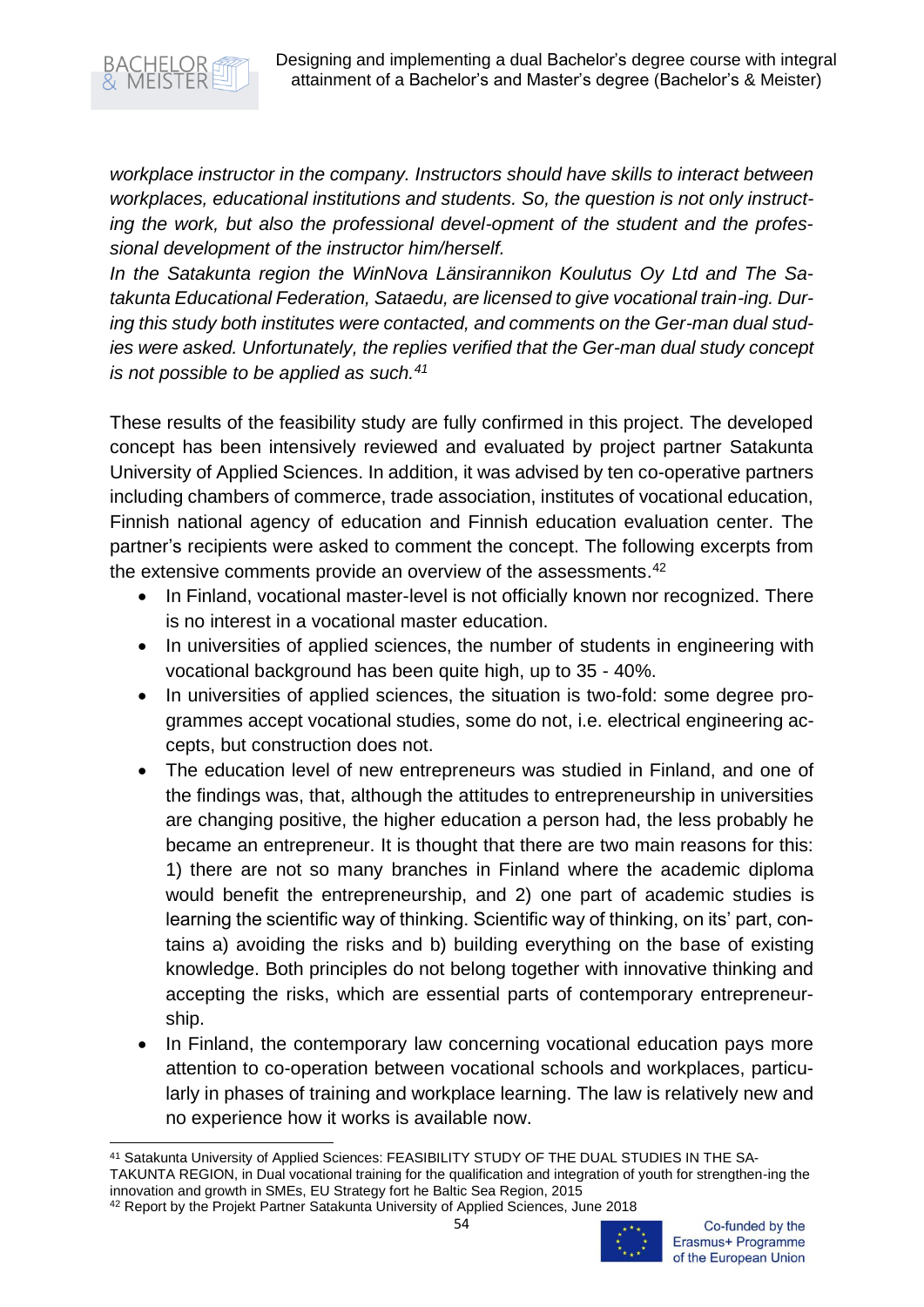*workplace instructor in the company. Instructors should have skills to interact between workplaces, educational institutions and students. So, the question is not only instructing the work, but also the professional devel-opment of the student and the professional development of the instructor him/herself.*

*In the Satakunta region the WinNova Länsirannikon Koulutus Oy Ltd and The Satakunta Educational Federation, Sataedu, are licensed to give vocational train-ing. During this study both institutes were contacted, and comments on the Ger-man dual studies were asked. Unfortunately, the replies verified that the Ger-man dual study concept is not possible to be applied as such.*[41]

These results of the feasibility study are fully confirmed in this project. The developed concept has been intensively reviewed and evaluated by project partner Satakunta University of Applied Sciences. In addition, it was advised by ten co-operative partners including chambers of commerce, trade association, institutes of vocational education, Finnish national agency of education and Finnish education evaluation center. The partner's recipients were asked to comment the concept. The following excerpts from the extensive comments provide an overview of the assessments.[42]

- In Finland, vocational master-level is not officially known nor recognized. There is no interest in a vocational master education.
- In universities of applied sciences, the number of students in engineering with vocational background has been quite high, up to 35 - 40%.
- In universities of applied sciences, the situation is two-fold: some degree programmes accept vocational studies, some do not, i.e. electrical engineering accepts, but construction does not.
- The education level of new entrepreneurs was studied in Finland, and one of the findings was, that, although the attitudes to entrepreneurship in universities are changing positive, the higher education a person had, the less probably he became an entrepreneur. It is thought that there are two main reasons for this: 1) there are not so many branches in Finland where the academic diploma would benefit the entrepreneurship, and 2) one part of academic studies is learning the scientific way of thinking. Scientific way of thinking, on its' part, contains a) avoiding the risks and b) building everything on the base of existing knowledge. Both principles do not belong together with innovative thinking and accepting the risks, which are essential parts of contemporary entrepreneurship.
- In Finland, the contemporary law concerning vocational education pays more attention to co-operation between vocational schools and workplaces, particularly in phases of training and workplace learning. The law is relatively new and no experience how it works is available now.

[41] Satakunta University of Applied Sciences: FEASIBILITY STUDY OF THE DUAL STUDIES IN THE SATAKUNTA REGION, in Dual vocational training for the qualification and integration of youth for strengthen-ing the innovation and growth in SMEs, EU Strategy fort he Baltic Sea Region, 2015

[42] Report by the Projekt Partner Satakunta University of Applied Sciences, June 2018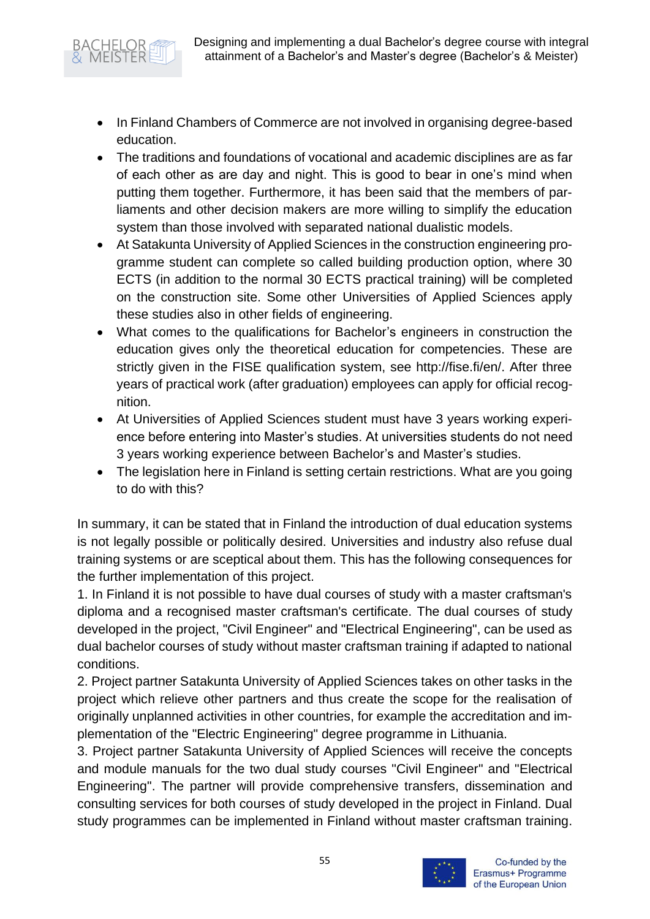- In Finland Chambers of Commerce are not involved in organising degree-based education.
- The traditions and foundations of vocational and academic disciplines are as far of each other as are day and night. This is good to bear in one's mind when putting them together. Furthermore, it has been said that the members of parliaments and other decision makers are more willing to simplify the education system than those involved with separated national dualistic models.
- At Satakunta University of Applied Sciences in the construction engineering programme student can complete so called building production option, where 30 ECTS (in addition to the normal 30 ECTS practical training) will be completed on the construction site. Some other Universities of Applied Sciences apply these studies also in other fields of engineering.
- What comes to the qualifications for Bachelor's engineers in construction the education gives only the theoretical education for competencies. These are strictly given in the FISE qualification system, see http://fise.fi/en/. After three years of practical work (after graduation) employees can apply for official recognition.
- At Universities of Applied Sciences student must have 3 years working experience before entering into Master's studies. At universities students do not need 3 years working experience between Bachelor's and Master's studies.
- The legislation here in Finland is setting certain restrictions. What are you going to do with this?

In summary, it can be stated that in Finland the introduction of dual education systems is not legally possible or politically desired. Universities and industry also refuse dual training systems or are sceptical about them. This has the following consequences for the further implementation of this project.

1. In Finland it is not possible to have dual courses of study with a master craftsman's diploma and a recognised master craftsman's certificate. The dual courses of study developed in the project, "Civil Engineer" and "Electrical Engineering", can be used as dual bachelor courses of study without master craftsman training if adapted to national conditions.
2. Project partner Satakunta University of Applied Sciences takes on other tasks in the project which relieve other partners and thus create the scope for the realisation of originally unplanned activities in other countries, for example the accreditation and implementation of the "Electric Engineering" degree programme in Lithuania.
3. Project partner Satakunta University of Applied Sciences will receive the concepts and module manuals for the two dual study courses "Civil Engineer" and "Electrical Engineering". The partner will provide comprehensive transfers, dissemination and consulting services for both courses of study developed in the project in Finland. Dual study programmes can be implemented in Finland without master craftsman training.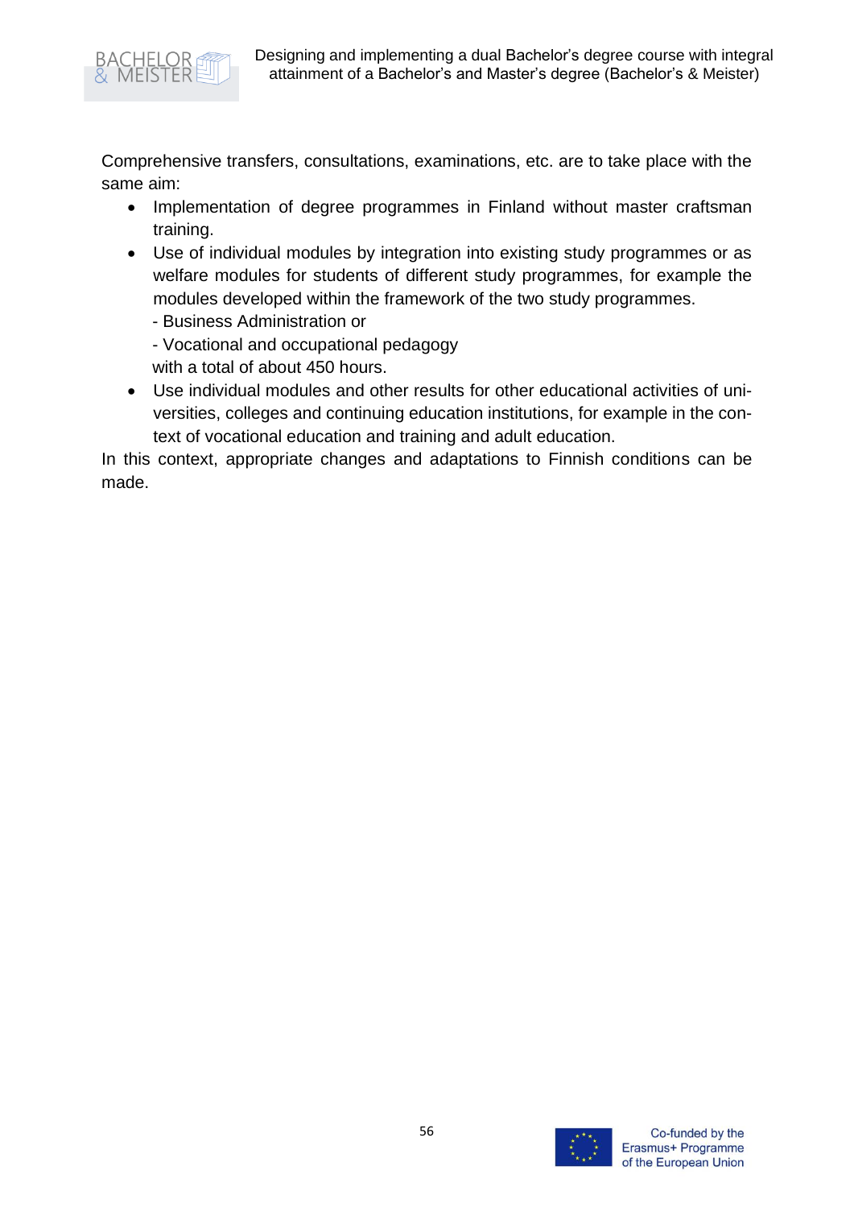Comprehensive transfers, consultations, examinations, etc. are to take place with the same aim:

- Implementation of degree programmes in Finland without master craftsman training.
- Use of individual modules by integration into existing study programmes or as welfare modules for students of different study programmes, for example the modules developed within the framework of the two study programmes.
  - Business Administration or
  - Vocational and occupational pedagogy

  with a total of about 450 hours.
- Use individual modules and other results for other educational activities of universities, colleges and continuing education institutions, for example in the context of vocational education and training and adult education.

In this context, appropriate changes and adaptations to Finnish conditions can be made.